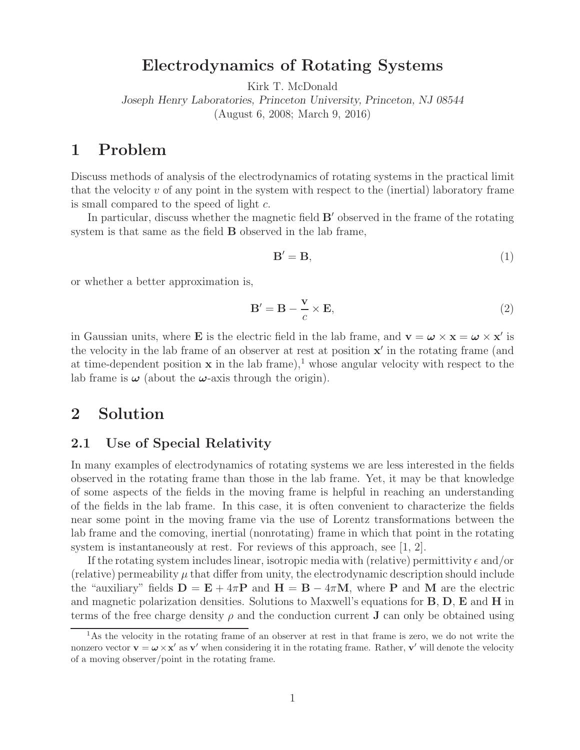# Electrodynamics of Rotating Systems

Kirk T. McDonald

*Joseph Henry Laboratories, Princeton University, Princeton, NJ 08544*

(August 6, 2008; March 9, 2016)

## 1 Problem

Discuss methods of analysis of the electrodynamics of rotating systems in the practical limit that the velocity $v$ of any point in the system with respect to the (inertial) laboratory frame is small compared to the speed of light $c$.

In particular, discuss whether the magnetic field $\mathbf{B}'$ observed in the frame of the rotating system is that same as the field $\mathbf{B}$ observed in the lab frame,

$$\mathbf{B}' = \mathbf{B}, \tag{1}$$

or whether a better approximation is,

$$\mathbf{B}' = \mathbf{B} - \frac{\mathbf{v}}{c} \times \mathbf{E}, \tag{2}$$

in Gaussian units, where $\mathbf{E}$ is the electric field in the lab frame, and $\mathbf{v} = \boldsymbol{\omega} \times \mathbf{x} = \boldsymbol{\omega} \times \mathbf{x}'$ is the velocity in the lab frame of an observer at rest at position $\mathbf{x}'$ in the rotating frame (and at time-dependent position $\mathbf{x}$ in the lab frame),[1] whose angular velocity with respect to the lab frame is $\boldsymbol{\omega}$ (about the $\boldsymbol{\omega}$-axis through the origin).

## 2 Solution

### 2.1 Use of Special Relativity

In many examples of electrodynamics of rotating systems we are less interested in the fields observed in the rotating frame than those in the lab frame. Yet, it may be that knowledge of some aspects of the fields in the moving frame is helpful in reaching an understanding of the fields in the lab frame. In this case, it is often convenient to characterize the fields near some point in the moving frame via the use of Lorentz transformations between the lab frame and the comoving, inertial (nonrotating) frame in which that point in the rotating system is instantaneously at rest. For reviews of this approach, see [1, 2].

If the rotating system includes linear, isotropic media with (relative) permittivity $\epsilon$ and/or (relative) permeability $\mu$ that differ from unity, the electrodynamic description should include the "auxiliary" fields $\mathbf{D} = \mathbf{E} + 4\pi\mathbf{P}$ and $\mathbf{H} = \mathbf{B} - 4\pi\mathbf{M}$, where $\mathbf{P}$ and $\mathbf{M}$ are the electric and magnetic polarization densities. Solutions to Maxwell's equations for $\mathbf{B}$, $\mathbf{D}$, $\mathbf{E}$ and $\mathbf{H}$ in terms of the free charge density $\rho$ and the conduction current $\mathbf{J}$ can only be obtained using

[1] As the velocity in the rotating frame of an observer at rest in that frame is zero, we do not write the nonzero vector $\mathbf{v} = \boldsymbol{\omega} \times \mathbf{x}'$ as $\mathbf{v}'$ when considering it in the rotating frame. Rather, $\mathbf{v}'$ will denote the velocity of a moving observer/point in the rotating frame.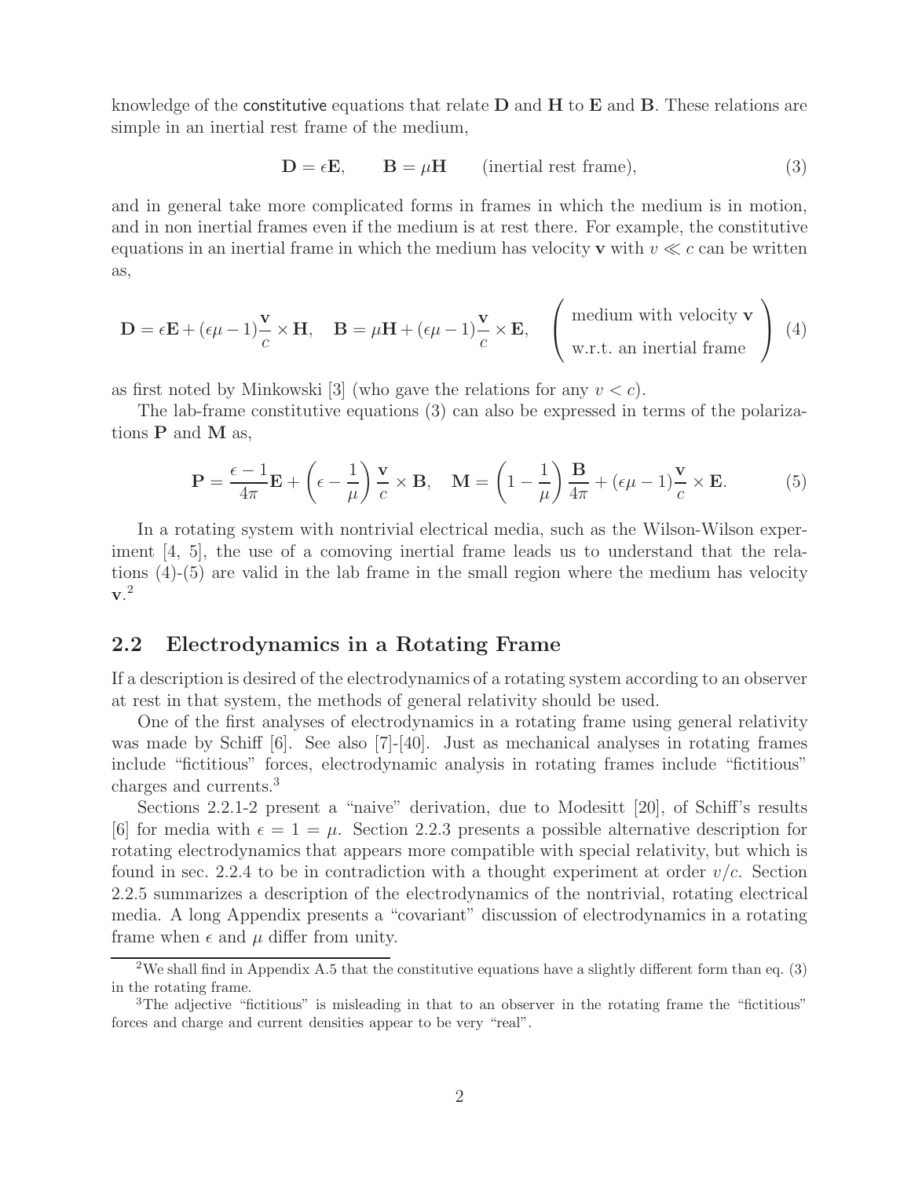knowledge of the constitutive equations that relate $\mathbf{D}$ and $\mathbf{H}$ to $\mathbf{E}$ and $\mathbf{B}$. These relations are simple in an inertial rest frame of the medium,

$$\mathbf{D} = \epsilon \mathbf{E}, \qquad \mathbf{B} = \mu \mathbf{H} \qquad \text{(inertial rest frame)}, \tag{3}$$

and in general take more complicated forms in frames in which the medium is in motion, and in non inertial frames even if the medium is at rest there. For example, the constitutive equations in an inertial frame in which the medium has velocity $\mathbf{v}$ with $v \ll c$ can be written as,

$$\mathbf{D} = \epsilon \mathbf{E} + (\epsilon\mu - 1)\frac{\mathbf{v}}{c} \times \mathbf{H}, \quad \mathbf{B} = \mu \mathbf{H} + (\epsilon\mu - 1)\frac{\mathbf{v}}{c} \times \mathbf{E}, \quad \left( \begin{array}{c} \text{medium with velocity } \mathbf{v} \\ \text{w.r.t. an inertial frame} \end{array} \right) \tag{4}$$

as first noted by Minkowski [3] (who gave the relations for any $v < c$).

The lab-frame constitutive equations (3) can also be expressed in terms of the polarizations $\mathbf{P}$ and $\mathbf{M}$ as,

$$\mathbf{P} = \frac{\epsilon - 1}{4\pi}\mathbf{E} + \left(\epsilon - \frac{1}{\mu}\right)\frac{\mathbf{v}}{c} \times \mathbf{B}, \quad \mathbf{M} = \left(1 - \frac{1}{\mu}\right)\frac{\mathbf{B}}{4\pi} + (\epsilon\mu - 1)\frac{\mathbf{v}}{c} \times \mathbf{E}. \tag{5}$$

In a rotating system with nontrivial electrical media, such as the Wilson-Wilson experiment [4, 5], the use of a comoving inertial frame leads us to understand that the relations (4)-(5) are valid in the lab frame in the small region where the medium has velocity $\mathbf{v}$.[2]

## 2.2 Electrodynamics in a Rotating Frame

If a description is desired of the electrodynamics of a rotating system according to an observer at rest in that system, the methods of general relativity should be used.

One of the first analyses of electrodynamics in a rotating frame using general relativity was made by Schiff [6]. See also [7]-[40]. Just as mechanical analyses in rotating frames include "fictitious" forces, electrodynamic analysis in rotating frames include "fictitious" charges and currents.[3]

Sections 2.2.1-2 present a "naive" derivation, due to Modesitt [20], of Schiff's results [6] for media with $\epsilon = 1 = \mu$. Section 2.2.3 presents a possible alternative description for rotating electrodynamics that appears more compatible with special relativity, but which is found in sec. 2.2.4 to be in contradiction with a thought experiment at order $v/c$. Section 2.2.5 summarizes a description of the electrodynamics of the nontrivial, rotating electrical media. A long Appendix presents a "covariant" discussion of electrodynamics in a rotating frame when $\epsilon$ and $\mu$ differ from unity.

[2] We shall find in Appendix A.5 that the constitutive equations have a slightly different form than eq. (3) in the rotating frame.

[3] The adjective "fictitious" is misleading in that to an observer in the rotating frame the "fictitious" forces and charge and current densities appear to be very "real".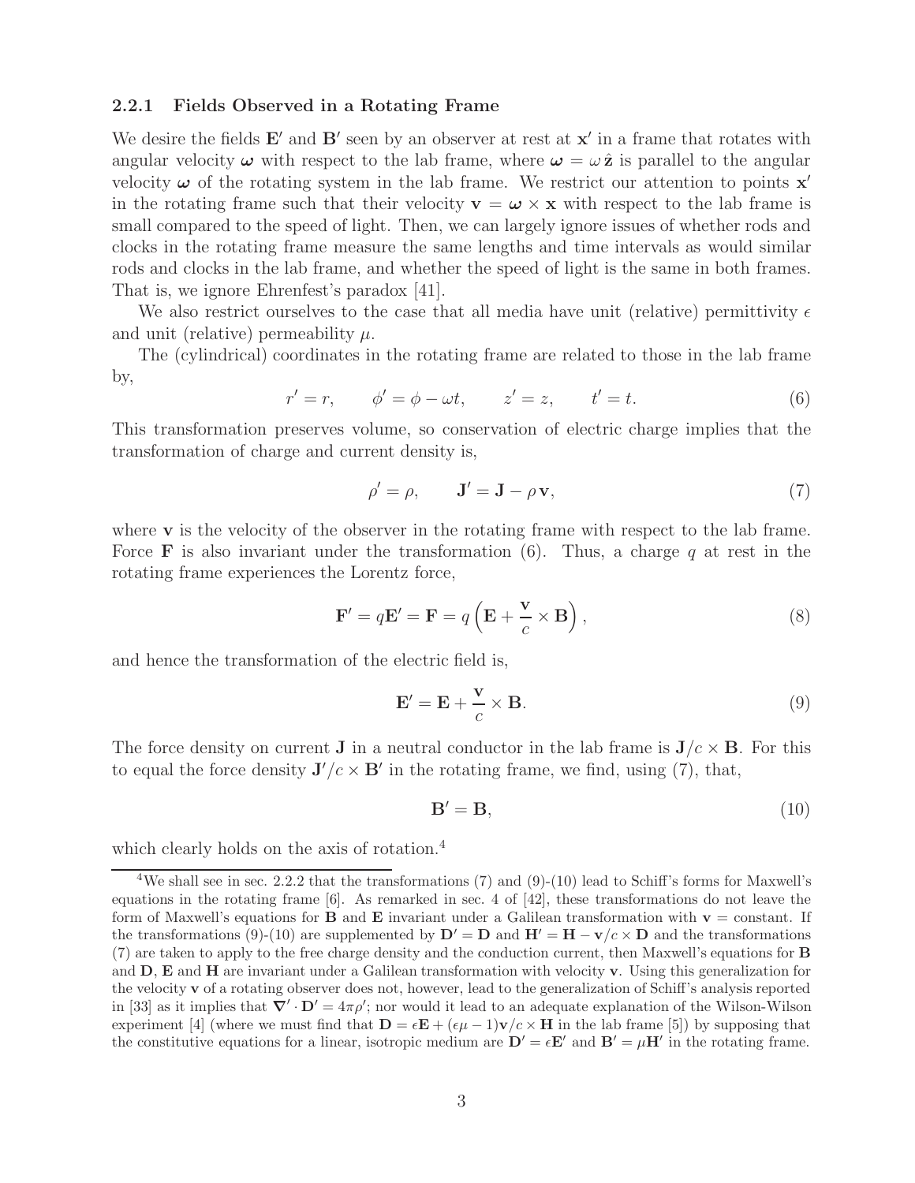### 2.2.1 Fields Observed in a Rotating Frame

We desire the fields $\mathbf{E}'$ and $\mathbf{B}'$ seen by an observer at rest at $\mathbf{x}'$ in a frame that rotates with angular velocity $\boldsymbol{\omega}$ with respect to the lab frame, where $\boldsymbol{\omega} = \omega\,\hat{\mathbf{z}}$ is parallel to the angular velocity $\boldsymbol{\omega}$ of the rotating system in the lab frame. We restrict our attention to points $\mathbf{x}'$ in the rotating frame such that their velocity $\mathbf{v} = \boldsymbol{\omega} \times \mathbf{x}$ with respect to the lab frame is small compared to the speed of light. Then, we can largely ignore issues of whether rods and clocks in the rotating frame measure the same lengths and time intervals as would similar rods and clocks in the lab frame, and whether the speed of light is the same in both frames. That is, we ignore Ehrenfest's paradox [41].

We also restrict ourselves to the case that all media have unit (relative) permittivity $\epsilon$ and unit (relative) permeability $\mu$.

The (cylindrical) coordinates in the rotating frame are related to those in the lab frame by,

$$r' = r, \qquad \phi' = \phi - \omega t, \qquad z' = z, \qquad t' = t. \tag{6}$$

This transformation preserves volume, so conservation of electric charge implies that the transformation of charge and current density is,

$$\rho' = \rho, \qquad \mathbf{J}' = \mathbf{J} - \rho\,\mathbf{v}, \tag{7}$$

where $\mathbf{v}$ is the velocity of the observer in the rotating frame with respect to the lab frame. Force $\mathbf{F}$ is also invariant under the transformation (6). Thus, a charge $q$ at rest in the rotating frame experiences the Lorentz force,

$$\mathbf{F}' = q\mathbf{E}' = \mathbf{F} = q\left(\mathbf{E} + \frac{\mathbf{v}}{c} \times \mathbf{B}\right), \tag{8}$$

and hence the transformation of the electric field is,

$$\mathbf{E}' = \mathbf{E} + \frac{\mathbf{v}}{c} \times \mathbf{B}. \tag{9}$$

The force density on current $\mathbf{J}$ in a neutral conductor in the lab frame is $\mathbf{J}/c \times \mathbf{B}$. For this to equal the force density $\mathbf{J}'/c \times \mathbf{B}'$ in the rotating frame, we find, using (7), that,

$$\mathbf{B}' = \mathbf{B}, \tag{10}$$

which clearly holds on the axis of rotation.[4]

[4] We shall see in sec. 2.2.2 that the transformations (7) and (9)-(10) lead to Schiff's forms for Maxwell's equations in the rotating frame [6]. As remarked in sec. 4 of [42], these transformations do not leave the form of Maxwell's equations for $\mathbf{B}$ and $\mathbf{E}$ invariant under a Galilean transformation with $\mathbf{v}$ = constant. If the transformations (9)-(10) are supplemented by $\mathbf{D}' = \mathbf{D}$ and $\mathbf{H}' = \mathbf{H} - \mathbf{v}/c \times \mathbf{D}$ and the transformations (7) are taken to apply to the free charge density and the conduction current, then Maxwell's equations for $\mathbf{B}$ and $\mathbf{D}$, $\mathbf{E}$ and $\mathbf{H}$ are invariant under a Galilean transformation with velocity $\mathbf{v}$. Using this generalization for the velocity $\mathbf{v}$ of a rotating observer does not, however, lead to the generalization of Schiff's analysis reported in [33] as it implies that $\boldsymbol{\nabla}' \cdot \mathbf{D}' = 4\pi\rho'$; nor would it lead to an adequate explanation of the Wilson-Wilson experiment [4] (where we must find that $\mathbf{D} = \epsilon\mathbf{E} + (\epsilon\mu - 1)\mathbf{v}/c \times \mathbf{H}$ in the lab frame [5]) by supposing that the constitutive equations for a linear, isotropic medium are $\mathbf{D}' = \epsilon\mathbf{E}'$ and $\mathbf{B}' = \mu\mathbf{H}'$ in the rotating frame.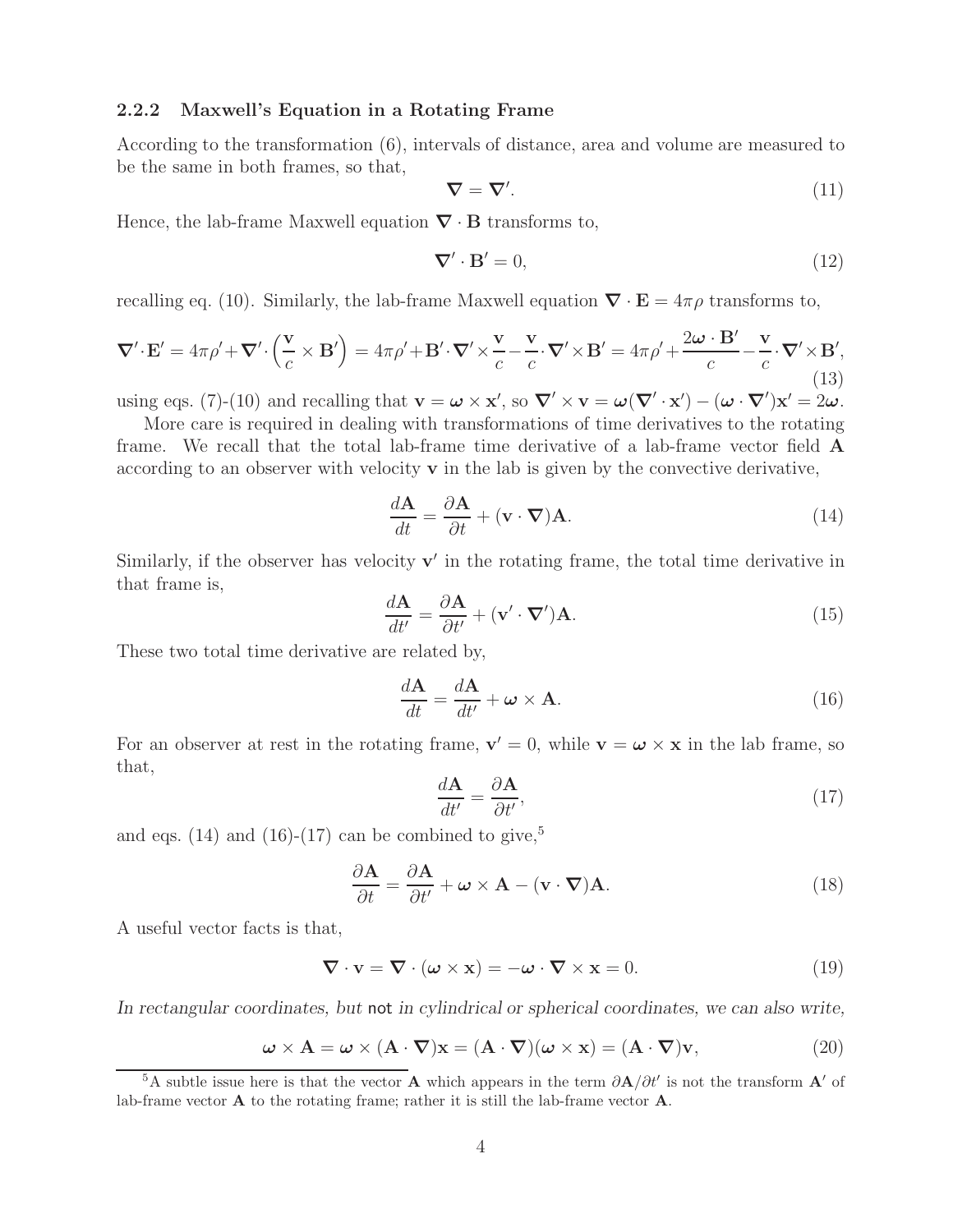### 2.2.2 Maxwell's Equation in a Rotating Frame

According to the transformation (6), intervals of distance, area and volume are measured to be the same in both frames, so that,

$$\boldsymbol{\nabla} = \boldsymbol{\nabla}'. \tag{11}$$

Hence, the lab-frame Maxwell equation $\boldsymbol{\nabla} \cdot \mathbf{B}$ transforms to,

$$\boldsymbol{\nabla}' \cdot \mathbf{B}' = 0, \tag{12}$$

recalling eq. (10). Similarly, the lab-frame Maxwell equation $\boldsymbol{\nabla} \cdot \mathbf{E} = 4\pi\rho$ transforms to,

$$\boldsymbol{\nabla}' \cdot \mathbf{E}' = 4\pi\rho' + \boldsymbol{\nabla}' \cdot \left( \frac{\mathbf{v}}{c} \times \mathbf{B}' \right) = 4\pi\rho' + \mathbf{B}' \cdot \boldsymbol{\nabla}' \times \frac{\mathbf{v}}{c} - \frac{\mathbf{v}}{c} \cdot \boldsymbol{\nabla}' \times \mathbf{B}' = 4\pi\rho' + \frac{2\boldsymbol{\omega} \cdot \mathbf{B}'}{c} - \frac{\mathbf{v}}{c} \cdot \boldsymbol{\nabla}' \times \mathbf{B}', \tag{13}$$

using eqs. (7)-(10) and recalling that $\mathbf{v} = \boldsymbol{\omega} \times \mathbf{x}'$, so $\boldsymbol{\nabla}' \times \mathbf{v} = \boldsymbol{\omega}(\boldsymbol{\nabla}' \cdot \mathbf{x}') - (\boldsymbol{\omega} \cdot \boldsymbol{\nabla}')\mathbf{x}' = 2\boldsymbol{\omega}$.

More care is required in dealing with transformations of time derivatives to the rotating frame. We recall that the total lab-frame time derivative of a lab-frame vector field $\mathbf{A}$ according to an observer with velocity $\mathbf{v}$ in the lab is given by the convective derivative,

$$\frac{d\mathbf{A}}{dt} = \frac{\partial \mathbf{A}}{\partial t} + (\mathbf{v} \cdot \boldsymbol{\nabla})\mathbf{A}. \tag{14}$$

Similarly, if the observer has velocity $\mathbf{v}'$ in the rotating frame, the total time derivative in that frame is,

$$\frac{d\mathbf{A}}{dt'} = \frac{\partial \mathbf{A}}{\partial t'} + (\mathbf{v}' \cdot \boldsymbol{\nabla}')\mathbf{A}. \tag{15}$$

These two total time derivative are related by,

$$\frac{d\mathbf{A}}{dt} = \frac{d\mathbf{A}}{dt'} + \boldsymbol{\omega} \times \mathbf{A}. \tag{16}$$

For an observer at rest in the rotating frame, $\mathbf{v}' = 0$, while $\mathbf{v} = \boldsymbol{\omega} \times \mathbf{x}$ in the lab frame, so that,

$$\frac{d\mathbf{A}}{dt'} = \frac{\partial \mathbf{A}}{\partial t'}, \tag{17}$$

and eqs. (14) and (16)-(17) can be combined to give,[5]

$$\frac{\partial \mathbf{A}}{\partial t} = \frac{\partial \mathbf{A}}{\partial t'} + \boldsymbol{\omega} \times \mathbf{A} - (\mathbf{v} \cdot \boldsymbol{\nabla})\mathbf{A}. \tag{18}$$

A useful vector facts is that,

$$\boldsymbol{\nabla} \cdot \mathbf{v} = \boldsymbol{\nabla} \cdot (\boldsymbol{\omega} \times \mathbf{x}) = -\boldsymbol{\omega} \cdot \boldsymbol{\nabla} \times \mathbf{x} = 0. \tag{19}$$

*In rectangular coordinates, but* not *in cylindrical or spherical coordinates, we can also write,*

$$\boldsymbol{\omega} \times \mathbf{A} = \boldsymbol{\omega} \times (\mathbf{A} \cdot \boldsymbol{\nabla})\mathbf{x} = (\mathbf{A} \cdot \boldsymbol{\nabla})(\boldsymbol{\omega} \times \mathbf{x}) = (\mathbf{A} \cdot \boldsymbol{\nabla})\mathbf{v}, \tag{20}$$

[5] A subtle issue here is that the vector $\mathbf{A}$ which appears in the term $\partial \mathbf{A}/\partial t'$ is not the transform $\mathbf{A}'$ of lab-frame vector $\mathbf{A}$ to the rotating frame; rather it is still the lab-frame vector $\mathbf{A}$.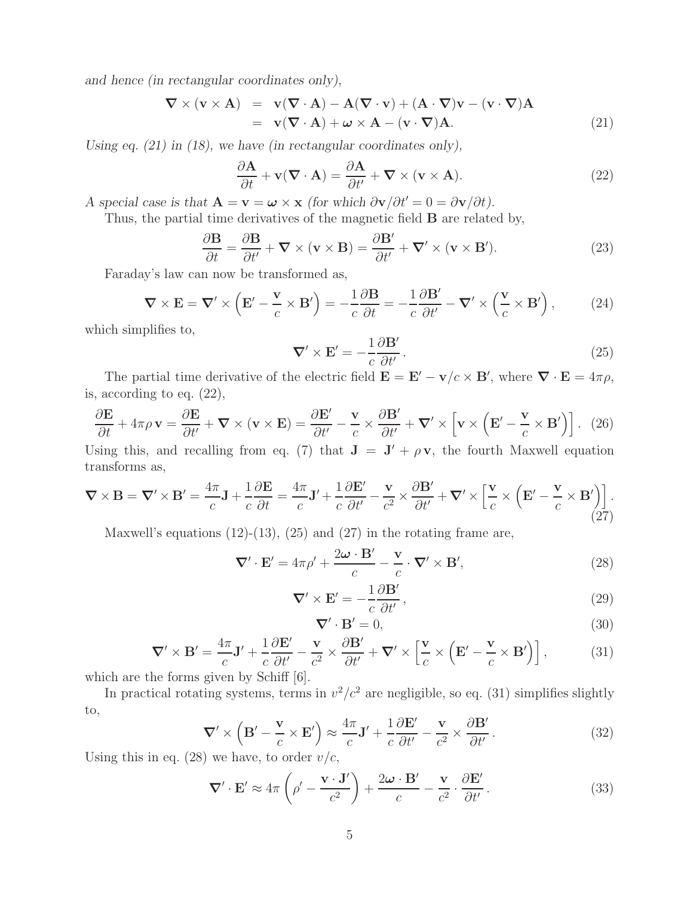*and hence (in rectangular coordinates only),*

$$
\begin{aligned}
\boldsymbol{\nabla} \times (\mathbf{v} \times \mathbf{A}) &= \mathbf{v}(\boldsymbol{\nabla} \cdot \mathbf{A}) - \mathbf{A}(\boldsymbol{\nabla} \cdot \mathbf{v}) + (\mathbf{A} \cdot \boldsymbol{\nabla})\mathbf{v} - (\mathbf{v} \cdot \boldsymbol{\nabla})\mathbf{A} \\
&= \mathbf{v}(\boldsymbol{\nabla} \cdot \mathbf{A}) + \boldsymbol{\omega} \times \mathbf{A} - (\mathbf{v} \cdot \boldsymbol{\nabla})\mathbf{A}.
\end{aligned} \tag{21}
$$

*Using eq. (21) in (18), we have (in rectangular coordinates only),*

$$
\frac{\partial \mathbf{A}}{\partial t} + \mathbf{v}(\boldsymbol{\nabla} \cdot \mathbf{A}) = \frac{\partial \mathbf{A}}{\partial t'} + \boldsymbol{\nabla} \times (\mathbf{v} \times \mathbf{A}). \tag{22}
$$

*A special case is that $\mathbf{A} = \mathbf{v} = \boldsymbol{\omega} \times \mathbf{x}$ (for which $\partial \mathbf{v}/\partial t' = 0 = \partial \mathbf{v}/\partial t$).*

Thus, the partial time derivatives of the magnetic field $\mathbf{B}$ are related by,

$$
\frac{\partial \mathbf{B}}{\partial t} = \frac{\partial \mathbf{B}}{\partial t'} + \boldsymbol{\nabla} \times (\mathbf{v} \times \mathbf{B}) = \frac{\partial \mathbf{B}'}{\partial t'} + \boldsymbol{\nabla}' \times (\mathbf{v} \times \mathbf{B}'). \tag{23}
$$

Faraday's law can now be transformed as,

$$
\boldsymbol{\nabla} \times \mathbf{E} = \boldsymbol{\nabla}' \times \left(\mathbf{E}' - \frac{\mathbf{v}}{c} \times \mathbf{B}'\right) = -\frac{1}{c}\frac{\partial \mathbf{B}}{\partial t} = -\frac{1}{c}\frac{\partial \mathbf{B}'}{\partial t'} - \boldsymbol{\nabla}' \times \left(\frac{\mathbf{v}}{c} \times \mathbf{B}'\right), \tag{24}
$$

which simplifies to,

$$
\boldsymbol{\nabla}' \times \mathbf{E}' = -\frac{1}{c}\frac{\partial \mathbf{B}'}{\partial t'}. \tag{25}
$$

The partial time derivative of the electric field $\mathbf{E} = \mathbf{E}' - \mathbf{v}/c \times \mathbf{B}'$, where $\boldsymbol{\nabla} \cdot \mathbf{E} = 4\pi\rho$, is, according to eq. (22),

$$
\frac{\partial \mathbf{E}}{\partial t} + 4\pi\rho\,\mathbf{v} = \frac{\partial \mathbf{E}}{\partial t'} + \boldsymbol{\nabla} \times (\mathbf{v} \times \mathbf{E}) = \frac{\partial \mathbf{E}'}{\partial t'} - \frac{\mathbf{v}}{c} \times \frac{\partial \mathbf{B}'}{\partial t'} + \boldsymbol{\nabla}' \times \left[\mathbf{v} \times \left(\mathbf{E}' - \frac{\mathbf{v}}{c} \times \mathbf{B}'\right)\right]. \tag{26}
$$

Using this, and recalling from eq. (7) that $\mathbf{J} = \mathbf{J}' + \rho\,\mathbf{v}$, the fourth Maxwell equation transforms as,

$$
\boldsymbol{\nabla} \times \mathbf{B} = \boldsymbol{\nabla}' \times \mathbf{B}' = \frac{4\pi}{c}\mathbf{J} + \frac{1}{c}\frac{\partial \mathbf{E}}{\partial t} = \frac{4\pi}{c}\mathbf{J}' + \frac{1}{c}\frac{\partial \mathbf{E}'}{\partial t'} - \frac{\mathbf{v}}{c^2} \times \frac{\partial \mathbf{B}'}{\partial t'} + \boldsymbol{\nabla}' \times \left[\frac{\mathbf{v}}{c} \times \left(\mathbf{E}' - \frac{\mathbf{v}}{c} \times \mathbf{B}'\right)\right]. \tag{27}
$$

Maxwell's equations (12)-(13), (25) and (27) in the rotating frame are,

$$
\boldsymbol{\nabla}' \cdot \mathbf{E}' = 4\pi\rho' + \frac{2\boldsymbol{\omega} \cdot \mathbf{B}'}{c} - \frac{\mathbf{v}}{c} \cdot \boldsymbol{\nabla}' \times \mathbf{B}', \tag{28}
$$

$$
\boldsymbol{\nabla}' \times \mathbf{E}' = -\frac{1}{c}\frac{\partial \mathbf{B}'}{\partial t'}, \tag{29}
$$

$$
\boldsymbol{\nabla}' \cdot \mathbf{B}' = 0, \tag{30}
$$

$$
\boldsymbol{\nabla}' \times \mathbf{B}' = \frac{4\pi}{c}\mathbf{J}' + \frac{1}{c}\frac{\partial \mathbf{E}'}{\partial t'} - \frac{\mathbf{v}}{c^2} \times \frac{\partial \mathbf{B}'}{\partial t'} + \boldsymbol{\nabla}' \times \left[\frac{\mathbf{v}}{c} \times \left(\mathbf{E}' - \frac{\mathbf{v}}{c} \times \mathbf{B}'\right)\right], \tag{31}
$$

which are the forms given by Schiff [6].

In practical rotating systems, terms in $v^2/c^2$ are negligible, so eq. (31) simplifies slightly to,

$$
\boldsymbol{\nabla}' \times \left(\mathbf{B}' - \frac{\mathbf{v}}{c} \times \mathbf{E}'\right) \approx \frac{4\pi}{c}\mathbf{J}' + \frac{1}{c}\frac{\partial \mathbf{E}'}{\partial t'} - \frac{\mathbf{v}}{c^2} \times \frac{\partial \mathbf{B}'}{\partial t'}. \tag{32}
$$

Using this in eq. (28) we have, to order $v/c$,

$$
\boldsymbol{\nabla}' \cdot \mathbf{E}' \approx 4\pi\left(\rho' - \frac{\mathbf{v} \cdot \mathbf{J}'}{c^2}\right) + \frac{2\boldsymbol{\omega} \cdot \mathbf{B}'}{c} - \frac{\mathbf{v}}{c^2} \cdot \frac{\partial \mathbf{E}'}{\partial t'}. \tag{33}
$$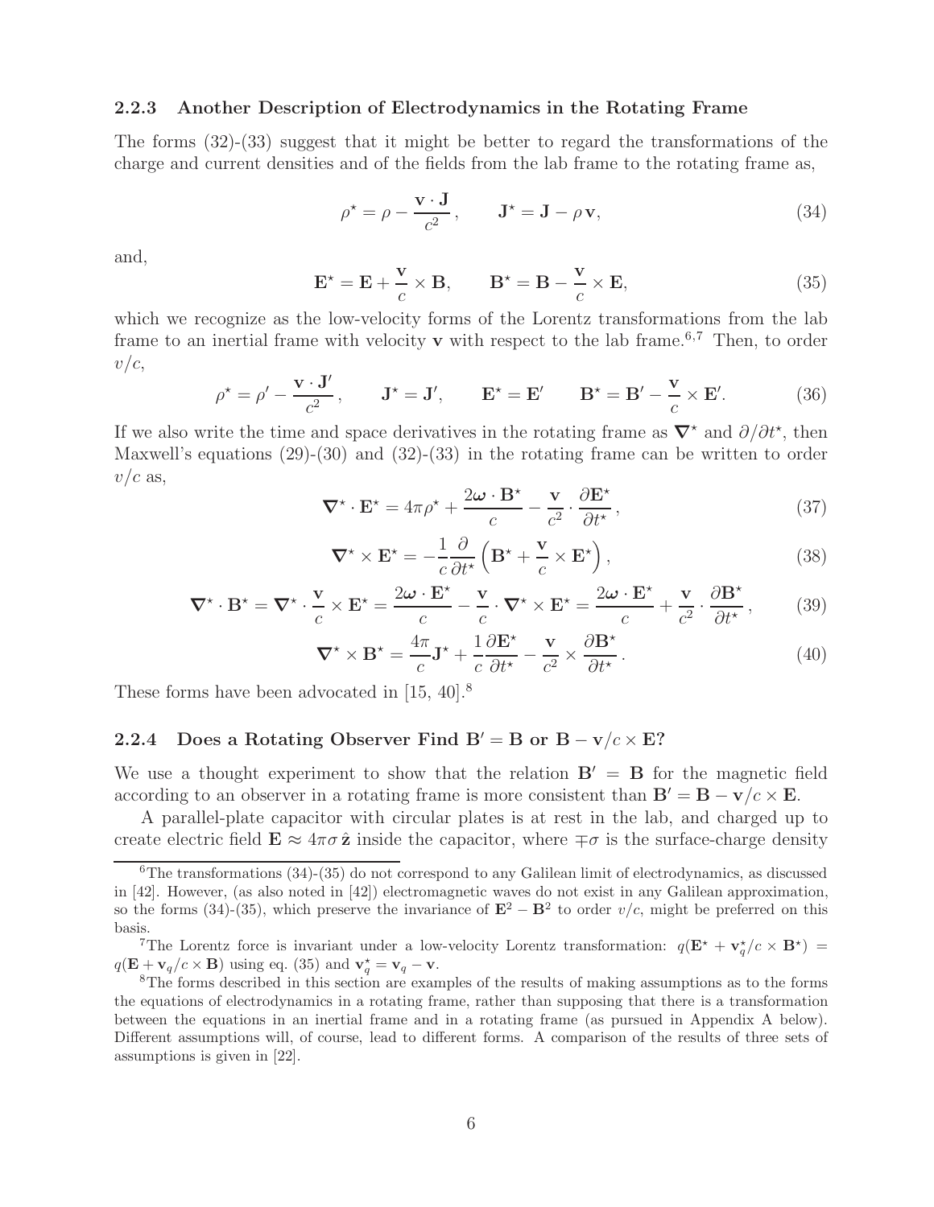### 2.2.3 Another Description of Electrodynamics in the Rotating Frame

The forms (32)-(33) suggest that it might be better to regard the transformations of the charge and current densities and of the fields from the lab frame to the rotating frame as,

$$\rho^\star = \rho - \frac{\mathbf{v}\cdot\mathbf{J}}{c^2}\,, \qquad \mathbf{J}^\star = \mathbf{J} - \rho\,\mathbf{v}, \tag{34}$$

and,

$$\mathbf{E}^\star = \mathbf{E} + \frac{\mathbf{v}}{c}\times\mathbf{B}, \qquad \mathbf{B}^\star = \mathbf{B} - \frac{\mathbf{v}}{c}\times\mathbf{E}, \tag{35}$$

which we recognize as the low-velocity forms of the Lorentz transformations from the lab frame to an inertial frame with velocity $\mathbf{v}$ with respect to the lab frame.[6,7] Then, to order $v/c$,

$$\rho^\star = \rho' - \frac{\mathbf{v}\cdot\mathbf{J}'}{c^2}\,, \qquad \mathbf{J}^\star = \mathbf{J}', \qquad \mathbf{E}^\star = \mathbf{E}' \qquad \mathbf{B}^\star = \mathbf{B}' - \frac{\mathbf{v}}{c}\times\mathbf{E}'. \tag{36}$$

If we also write the time and space derivatives in the rotating frame as $\boldsymbol{\nabla}^\star$ and $\partial/\partial t^\star$, then Maxwell's equations (29)-(30) and (32)-(33) in the rotating frame can be written to order $v/c$ as,

$$\boldsymbol{\nabla}^\star\cdot\mathbf{E}^\star = 4\pi\rho^\star + \frac{2\boldsymbol{\omega}\cdot\mathbf{B}^\star}{c} - \frac{\mathbf{v}}{c^2}\cdot\frac{\partial\mathbf{E}^\star}{\partial t^\star}\,, \tag{37}$$

$$\boldsymbol{\nabla}^\star\times\mathbf{E}^\star = -\frac{1}{c}\frac{\partial}{\partial t^\star}\left(\mathbf{B}^\star + \frac{\mathbf{v}}{c}\times\mathbf{E}^\star\right), \tag{38}$$

$$\boldsymbol{\nabla}^\star\cdot\mathbf{B}^\star = \boldsymbol{\nabla}^\star\cdot\frac{\mathbf{v}}{c}\times\mathbf{E}^\star = \frac{2\boldsymbol{\omega}\cdot\mathbf{E}^\star}{c} - \frac{\mathbf{v}}{c}\cdot\boldsymbol{\nabla}^\star\times\mathbf{E}^\star = \frac{2\boldsymbol{\omega}\cdot\mathbf{E}^\star}{c} + \frac{\mathbf{v}}{c^2}\cdot\frac{\partial\mathbf{B}^\star}{\partial t^\star}\,, \tag{39}$$

$$\boldsymbol{\nabla}^\star\times\mathbf{B}^\star = \frac{4\pi}{c}\mathbf{J}^\star + \frac{1}{c}\frac{\partial\mathbf{E}^\star}{\partial t^\star} - \frac{\mathbf{v}}{c^2}\times\frac{\partial\mathbf{B}^\star}{\partial t^\star}\,. \tag{40}$$

These forms have been advocated in [15, 40].[8]

### 2.2.4 Does a Rotating Observer Find $\mathbf{B}' = \mathbf{B}$ or $\mathbf{B} - \mathbf{v}/c\times\mathbf{E}$?

We use a thought experiment to show that the relation $\mathbf{B}' = \mathbf{B}$ for the magnetic field according to an observer in a rotating frame is more consistent than $\mathbf{B}' = \mathbf{B} - \mathbf{v}/c\times\mathbf{E}$.

A parallel-plate capacitor with circular plates is at rest in the lab, and charged up to create electric field $\mathbf{E} \approx 4\pi\sigma\,\hat{\mathbf{z}}$ inside the capacitor, where $\mp\sigma$ is the surface-charge density

---

[6] The transformations (34)-(35) do not correspond to any Galilean limit of electrodynamics, as discussed in [42]. However, (as also noted in [42]) electromagnetic waves do not exist in any Galilean approximation, so the forms (34)-(35), which preserve the invariance of $\mathbf{E}^2 - \mathbf{B}^2$ to order $v/c$, might be preferred on this basis.

[7] The Lorentz force is invariant under a low-velocity Lorentz transformation: $q(\mathbf{E}^\star + \mathbf{v}_q^\star/c\times\mathbf{B}^\star) = q(\mathbf{E} + \mathbf{v}_q/c\times\mathbf{B})$ using eq. (35) and $\mathbf{v}_q^\star = \mathbf{v}_q - \mathbf{v}$.

[8] The forms described in this section are examples of the results of making assumptions as to the forms the equations of electrodynamics in a rotating frame, rather than supposing that there is a transformation between the equations in an inertial frame and in a rotating frame (as pursued in Appendix A below). Different assumptions will, of course, lead to different forms. A comparison of the results of three sets of assumptions is given in [22].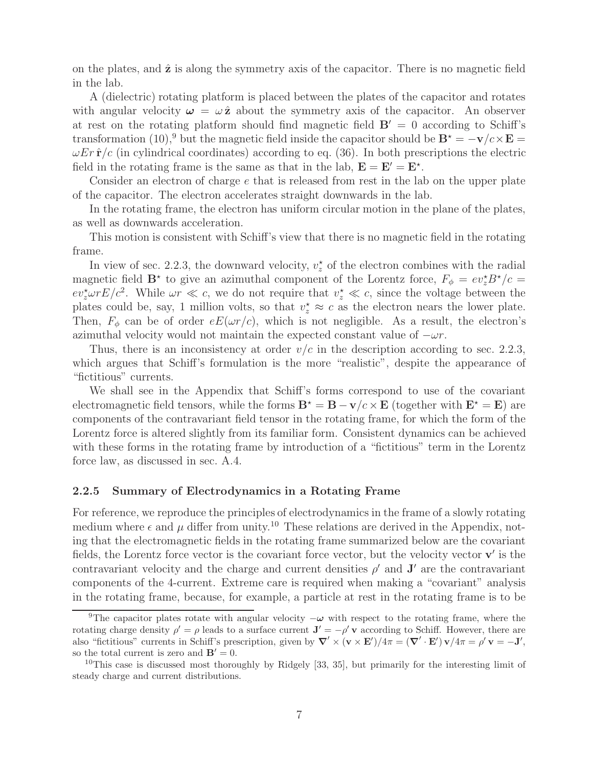on the plates, and $\hat{\mathbf{z}}$ is along the symmetry axis of the capacitor. There is no magnetic field in the lab.

A (dielectric) rotating platform is placed between the plates of the capacitor and rotates with angular velocity $\boldsymbol{\omega} = \omega\,\hat{\mathbf{z}}$ about the symmetry axis of the capacitor. An observer at rest on the rotating platform should find magnetic field $\mathbf{B}' = 0$ according to Schiff's transformation (10),[9] but the magnetic field inside the capacitor should be $\mathbf{B}^\star = -\mathbf{v}/c \times \mathbf{E} = \omega E r\,\hat{\mathbf{r}}/c$ (in cylindrical coordinates) according to eq. (36). In both prescriptions the electric field in the rotating frame is the same as that in the lab, $\mathbf{E} = \mathbf{E}' = \mathbf{E}^\star$.

Consider an electron of charge $e$ that is released from rest in the lab on the upper plate of the capacitor. The electron accelerates straight downwards in the lab.

In the rotating frame, the electron has uniform circular motion in the plane of the plates, as well as downwards acceleration.

This motion is consistent with Schiff's view that there is no magnetic field in the rotating frame.

In view of sec. 2.2.3, the downward velocity, $v_z^\star$ of the electron combines with the radial magnetic field $\mathbf{B}^\star$ to give an azimuthal component of the Lorentz force, $F_\phi = e v_z^\star B^\star/c = e v_z^\star \omega r E/c^2$. While $\omega r \ll c$, we do not require that $v_z^\star \ll c$, since the voltage between the plates could be, say, 1 million volts, so that $v_z^\star \approx c$ as the electron nears the lower plate. Then, $F_\phi$ can be of order $eE(\omega r/c)$, which is not negligible. As a result, the electron's azimuthal velocity would not maintain the expected constant value of $-\omega r$.

Thus, there is an inconsistency at order $v/c$ in the description according to sec. 2.2.3, which argues that Schiff's formulation is the more "realistic", despite the appearance of "fictitious" currents.

We shall see in the Appendix that Schiff's forms correspond to use of the covariant electromagnetic field tensors, while the forms $\mathbf{B}^\star = \mathbf{B} - \mathbf{v}/c \times \mathbf{E}$ (together with $\mathbf{E}^\star = \mathbf{E}$) are components of the contravariant field tensor in the rotating frame, for which the form of the Lorentz force is altered slightly from its familiar form. Consistent dynamics can be achieved with these forms in the rotating frame by introduction of a "fictitious" term in the Lorentz force law, as discussed in sec. A.4.

### 2.2.5 Summary of Electrodynamics in a Rotating Frame

For reference, we reproduce the principles of electrodynamics in the frame of a slowly rotating medium where $\epsilon$ and $\mu$ differ from unity.[10] These relations are derived in the Appendix, noting that the electromagnetic fields in the rotating frame summarized below are the covariant fields, the Lorentz force vector is the covariant force vector, but the velocity vector $\mathbf{v}'$ is the contravariant velocity and the charge and current densities $\rho'$ and $\mathbf{J}'$ are the contravariant components of the 4-current. Extreme care is required when making a "covariant" analysis in the rotating frame, because, for example, a particle at rest in the rotating frame is to be

[9] The capacitor plates rotate with angular velocity $-\boldsymbol{\omega}$ with respect to the rotating frame, where the rotating charge density $\rho' = \rho$ leads to a surface current $\mathbf{J}' = -\rho'\,\mathbf{v}$ according to Schiff. However, there are also "fictitious" currents in Schiff's prescription, given by $\boldsymbol{\nabla}' \times (\mathbf{v} \times \mathbf{E}')/4\pi = (\boldsymbol{\nabla}' \cdot \mathbf{E}')\,\mathbf{v}/4\pi = \rho'\,\mathbf{v} = -\mathbf{J}'$, so the total current is zero and $\mathbf{B}' = 0$.

[10] This case is discussed most thoroughly by Ridgely [33, 35], but primarily for the interesting limit of steady charge and current distributions.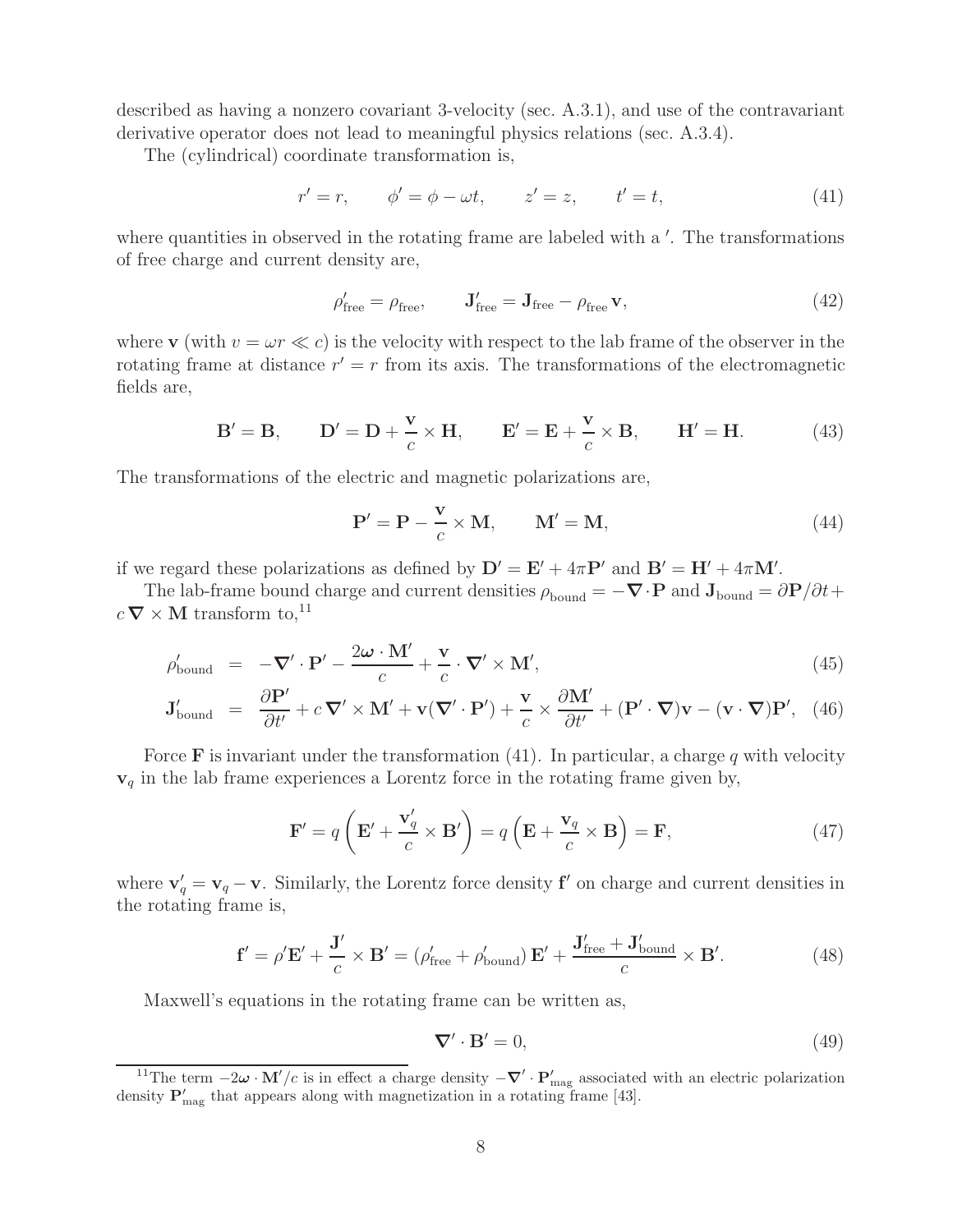described as having a nonzero covariant 3-velocity (sec. A.3.1), and use of the contravariant derivative operator does not lead to meaningful physics relations (sec. A.3.4).

The (cylindrical) coordinate transformation is,

$$r' = r, \qquad \phi' = \phi - \omega t, \qquad z' = z, \qquad t' = t, \tag{41}$$

where quantities in observed in the rotating frame are labeled with a $'$. The transformations of free charge and current density are,

$$\rho'_{\rm free} = \rho_{\rm free}, \qquad \mathbf{J}'_{\rm free} = \mathbf{J}_{\rm free} - \rho_{\rm free}\,\mathbf{v}, \tag{42}$$

where $\mathbf{v}$ (with $v = \omega r \ll c$) is the velocity with respect to the lab frame of the observer in the rotating frame at distance $r' = r$ from its axis. The transformations of the electromagnetic fields are,

$$\mathbf{B}' = \mathbf{B}, \qquad \mathbf{D}' = \mathbf{D} + \frac{\mathbf{v}}{c} \times \mathbf{H}, \qquad \mathbf{E}' = \mathbf{E} + \frac{\mathbf{v}}{c} \times \mathbf{B}, \qquad \mathbf{H}' = \mathbf{H}. \tag{43}$$

The transformations of the electric and magnetic polarizations are,

$$\mathbf{P}' = \mathbf{P} - \frac{\mathbf{v}}{c} \times \mathbf{M}, \qquad \mathbf{M}' = \mathbf{M}, \tag{44}$$

if we regard these polarizations as defined by $\mathbf{D}' = \mathbf{E}' + 4\pi\mathbf{P}'$ and $\mathbf{B}' = \mathbf{H}' + 4\pi\mathbf{M}'$.

The lab-frame bound charge and current densities $\rho_{\rm bound} = -\boldsymbol{\nabla}\cdot\mathbf{P}$ and $\mathbf{J}_{\rm bound} = \partial\mathbf{P}/\partial t + c\,\boldsymbol{\nabla}\times\mathbf{M}$ transform to,[11]

$$\rho'_{\rm bound} = -\boldsymbol{\nabla}'\cdot\mathbf{P}' - \frac{2\boldsymbol{\omega}\cdot\mathbf{M}'}{c} + \frac{\mathbf{v}}{c}\cdot\boldsymbol{\nabla}'\times\mathbf{M}', \tag{45}$$

$$\mathbf{J}'_{\rm bound} = \frac{\partial\mathbf{P}'}{\partial t'} + c\,\boldsymbol{\nabla}'\times\mathbf{M}' + \mathbf{v}(\boldsymbol{\nabla}'\cdot\mathbf{P}') + \frac{\mathbf{v}}{c}\times\frac{\partial\mathbf{M}'}{\partial t'} + (\mathbf{P}'\cdot\boldsymbol{\nabla})\mathbf{v} - (\mathbf{v}\cdot\boldsymbol{\nabla})\mathbf{P}', \tag{46}$$

Force $\mathbf{F}$ is invariant under the transformation (41). In particular, a charge $q$ with velocity $\mathbf{v}_q$ in the lab frame experiences a Lorentz force in the rotating frame given by,

$$\mathbf{F}' = q\left(\mathbf{E}' + \frac{\mathbf{v}'_q}{c}\times\mathbf{B}'\right) = q\left(\mathbf{E} + \frac{\mathbf{v}_q}{c}\times\mathbf{B}\right) = \mathbf{F}, \tag{47}$$

where $\mathbf{v}'_q = \mathbf{v}_q - \mathbf{v}$. Similarly, the Lorentz force density $\mathbf{f}'$ on charge and current densities in the rotating frame is,

$$\mathbf{f}' = \rho'\mathbf{E}' + \frac{\mathbf{J}'}{c}\times\mathbf{B}' = (\rho'_{\rm free} + \rho'_{\rm bound})\,\mathbf{E}' + \frac{\mathbf{J}'_{\rm free} + \mathbf{J}'_{\rm bound}}{c}\times\mathbf{B}'. \tag{48}$$

Maxwell's equations in the rotating frame can be written as,

$$\boldsymbol{\nabla}'\cdot\mathbf{B}' = 0, \tag{49}$$

[11] The term $-2\boldsymbol{\omega}\cdot\mathbf{M}'/c$ is in effect a charge density $-\boldsymbol{\nabla}'\cdot\mathbf{P}'_{\rm mag}$ associated with an electric polarization density $\mathbf{P}'_{\rm mag}$ that appears along with magnetization in a rotating frame [43].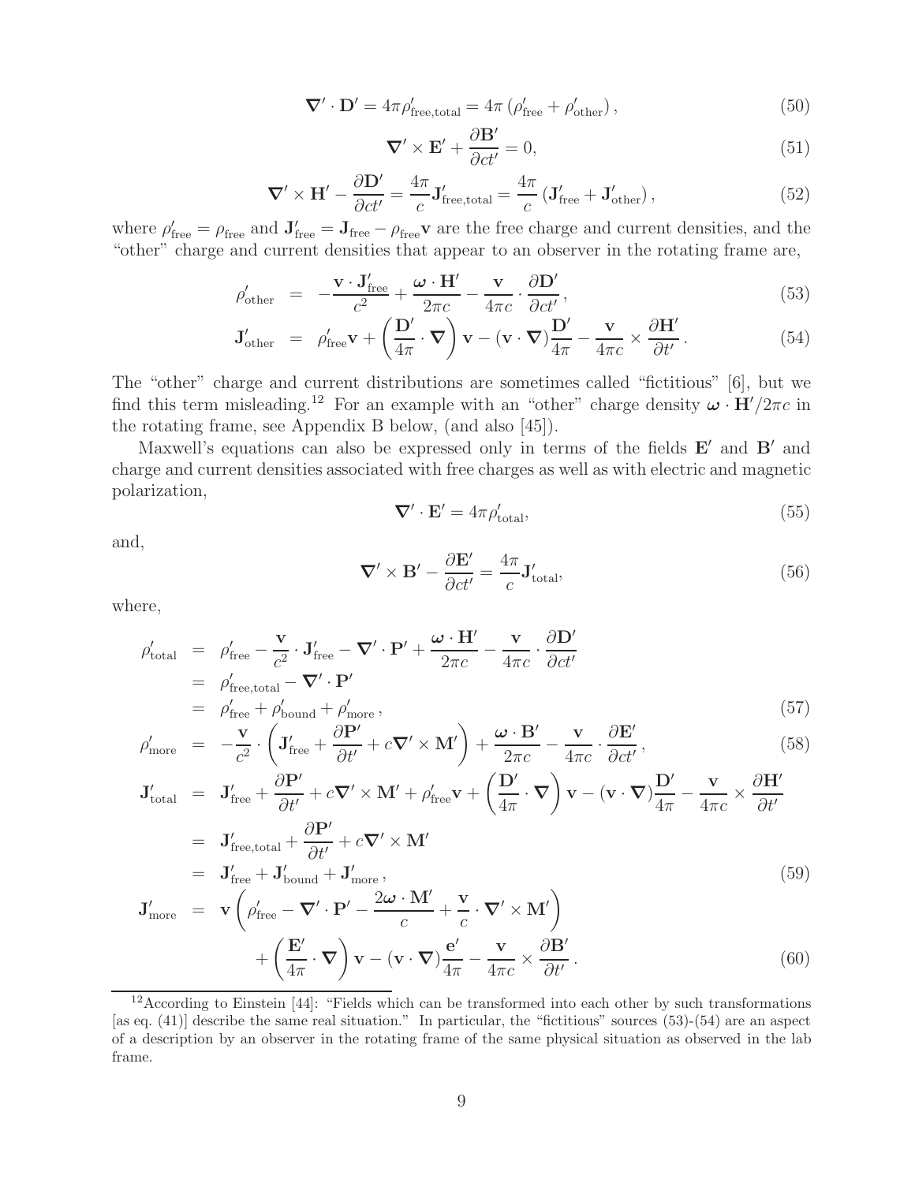$$\boldsymbol{\nabla}' \cdot \mathbf{D}' = 4\pi \rho'_{\rm free,total} = 4\pi \left( \rho'_{\rm free} + \rho'_{\rm other} \right), \tag{50}$$

$$\boldsymbol{\nabla}' \times \mathbf{E}' + \frac{\partial \mathbf{B}'}{\partial ct'} = 0, \tag{51}$$

$$\boldsymbol{\nabla}' \times \mathbf{H}' - \frac{\partial \mathbf{D}'}{\partial ct'} = \frac{4\pi}{c} \mathbf{J}'_{\rm free,total} = \frac{4\pi}{c} \left( \mathbf{J}'_{\rm free} + \mathbf{J}'_{\rm other} \right), \tag{52}$$

where $\rho'_{\rm free} = \rho_{\rm free}$ and $\mathbf{J}'_{\rm free} = \mathbf{J}_{\rm free} - \rho_{\rm free}\mathbf{v}$ are the free charge and current densities, and the "other" charge and current densities that appear to an observer in the rotating frame are,

$$\rho'_{\rm other} = -\frac{\mathbf{v} \cdot \mathbf{J}'_{\rm free}}{c^2} + \frac{\boldsymbol{\omega} \cdot \mathbf{H}'}{2\pi c} - \frac{\mathbf{v}}{4\pi c} \cdot \frac{\partial \mathbf{D}'}{\partial ct'}, \tag{53}$$

$$\mathbf{J}'_{\rm other} = \rho'_{\rm free}\mathbf{v} + \left( \frac{\mathbf{D}'}{4\pi} \cdot \boldsymbol{\nabla} \right) \mathbf{v} - (\mathbf{v} \cdot \boldsymbol{\nabla}) \frac{\mathbf{D}'}{4\pi} - \frac{\mathbf{v}}{4\pi c} \times \frac{\partial \mathbf{H}'}{\partial t'}. \tag{54}$$

The "other" charge and current distributions are sometimes called "fictitious" [6], but we find this term misleading.[12] For an example with an "other" charge density $\boldsymbol{\omega} \cdot \mathbf{H}'/2\pi c$ in the rotating frame, see Appendix B below, (and also [45]).

Maxwell's equations can also be expressed only in terms of the fields $\mathbf{E}'$ and $\mathbf{B}'$ and charge and current densities associated with free charges as well as with electric and magnetic polarization,

$$\boldsymbol{\nabla}' \cdot \mathbf{E}' = 4\pi \rho'_{\rm total}, \tag{55}$$

and,

$$\boldsymbol{\nabla}' \times \mathbf{B}' - \frac{\partial \mathbf{E}'}{\partial ct'} = \frac{4\pi}{c} \mathbf{J}'_{\rm total}, \tag{56}$$

where,

$$\begin{aligned} \rho'_{\rm total} &= \rho'_{\rm free} - \frac{\mathbf{v}}{c^2} \cdot \mathbf{J}'_{\rm free} - \boldsymbol{\nabla}' \cdot \mathbf{P}' + \frac{\boldsymbol{\omega} \cdot \mathbf{H}'}{2\pi c} - \frac{\mathbf{v}}{4\pi c} \cdot \frac{\partial \mathbf{D}'}{\partial ct'} \\ &= \rho'_{\rm free,total} - \boldsymbol{\nabla}' \cdot \mathbf{P}' \\ &= \rho'_{\rm free} + \rho'_{\rm bound} + \rho'_{\rm more}, \end{aligned} \tag{57}$$

$$\rho'_{\rm more} = -\frac{\mathbf{v}}{c^2} \cdot \left( \mathbf{J}'_{\rm free} + \frac{\partial \mathbf{P}'}{\partial t'} + c\boldsymbol{\nabla}' \times \mathbf{M}' \right) + \frac{\boldsymbol{\omega} \cdot \mathbf{B}'}{2\pi c} - \frac{\mathbf{v}}{4\pi c} \cdot \frac{\partial \mathbf{E}'}{\partial ct'}, \tag{58}$$

$$\begin{aligned} \mathbf{J}'_{\rm total} &= \mathbf{J}'_{\rm free} + \frac{\partial \mathbf{P}'}{\partial t'} + c\boldsymbol{\nabla}' \times \mathbf{M}' + \rho'_{\rm free}\mathbf{v} + \left( \frac{\mathbf{D}'}{4\pi} \cdot \boldsymbol{\nabla} \right) \mathbf{v} - (\mathbf{v} \cdot \boldsymbol{\nabla}) \frac{\mathbf{D}'}{4\pi} - \frac{\mathbf{v}}{4\pi c} \times \frac{\partial \mathbf{H}'}{\partial t'} \\ &= \mathbf{J}'_{\rm free,total} + \frac{\partial \mathbf{P}'}{\partial t'} + c\boldsymbol{\nabla}' \times \mathbf{M}' \\ &= \mathbf{J}'_{\rm free} + \mathbf{J}'_{\rm bound} + \mathbf{J}'_{\rm more}, \end{aligned} \tag{59}$$

$$\begin{aligned} \mathbf{J}'_{\rm more} &= \mathbf{v} \left( \rho'_{\rm free} - \boldsymbol{\nabla}' \cdot \mathbf{P}' - \frac{2\boldsymbol{\omega} \cdot \mathbf{M}'}{c} + \frac{\mathbf{v}}{c} \cdot \boldsymbol{\nabla}' \times \mathbf{M}' \right) \\ &\quad + \left( \frac{\mathbf{E}'}{4\pi} \cdot \boldsymbol{\nabla} \right) \mathbf{v} - (\mathbf{v} \cdot \boldsymbol{\nabla}) \frac{\mathbf{e}'}{4\pi} - \frac{\mathbf{v}}{4\pi c} \times \frac{\partial \mathbf{B}'}{\partial t'}. \end{aligned} \tag{60}$$

---

[12] According to Einstein [44]: "Fields which can be transformed into each other by such transformations [as eq. (41)] describe the same real situation." In particular, the "fictitious" sources (53)-(54) are an aspect of a description by an observer in the rotating frame of the same physical situation as observed in the lab frame.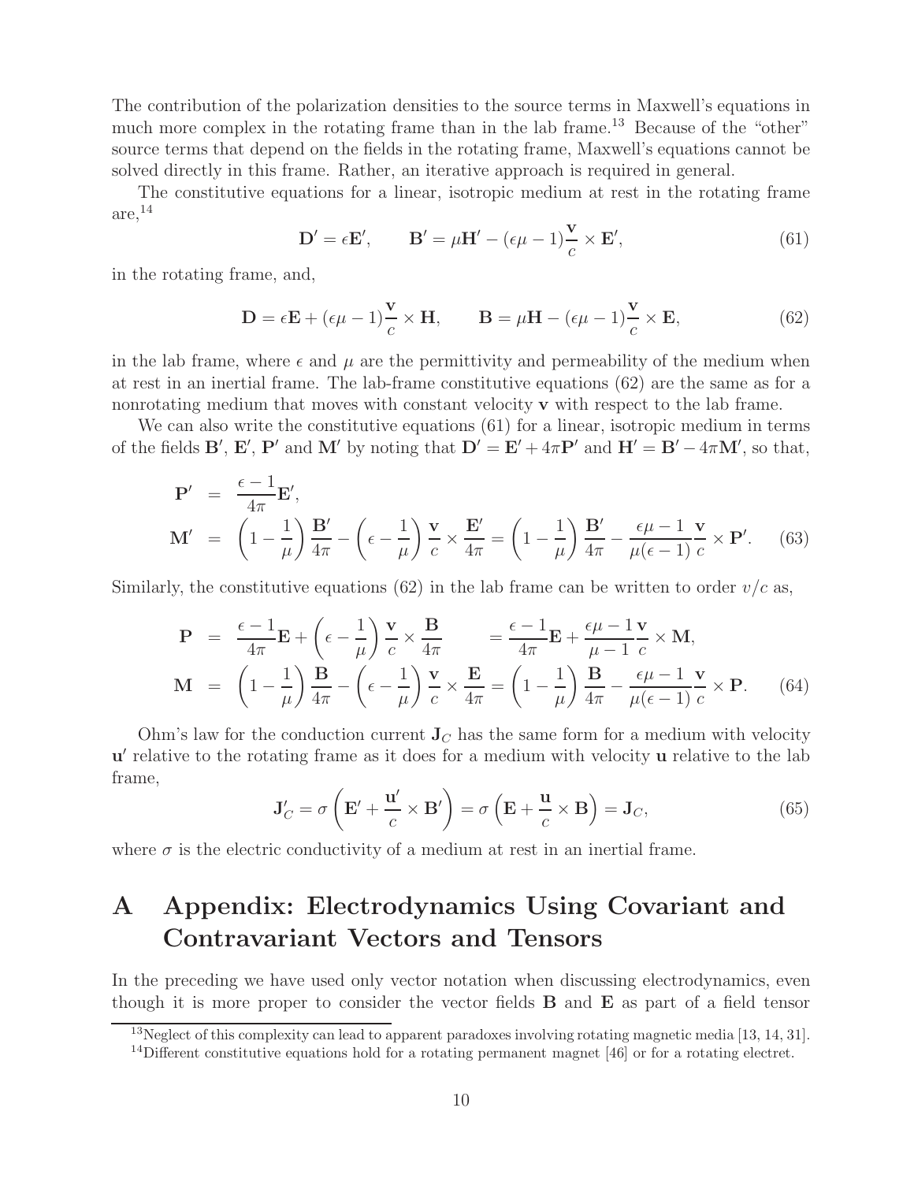The contribution of the polarization densities to the source terms in Maxwell's equations in much more complex in the rotating frame than in the lab frame.[13] Because of the "other" source terms that depend on the fields in the rotating frame, Maxwell's equations cannot be solved directly in this frame. Rather, an iterative approach is required in general.

The constitutive equations for a linear, isotropic medium at rest in the rotating frame are,[14]

$$\mathbf{D}' = \epsilon \mathbf{E}', \qquad \mathbf{B}' = \mu \mathbf{H}' - (\epsilon\mu - 1)\frac{\mathbf{v}}{c} \times \mathbf{E}', \tag{61}$$

in the rotating frame, and,

$$\mathbf{D} = \epsilon \mathbf{E} + (\epsilon\mu - 1)\frac{\mathbf{v}}{c} \times \mathbf{H}, \qquad \mathbf{B} = \mu \mathbf{H} - (\epsilon\mu - 1)\frac{\mathbf{v}}{c} \times \mathbf{E}, \tag{62}$$

in the lab frame, where $\epsilon$ and $\mu$ are the permittivity and permeability of the medium when at rest in an inertial frame. The lab-frame constitutive equations (62) are the same as for a nonrotating medium that moves with constant velocity $\mathbf{v}$ with respect to the lab frame.

We can also write the constitutive equations (61) for a linear, isotropic medium in terms of the fields $\mathbf{B}'$, $\mathbf{E}'$, $\mathbf{P}'$ and $\mathbf{M}'$ by noting that $\mathbf{D}' = \mathbf{E}' + 4\pi\mathbf{P}'$ and $\mathbf{H}' = \mathbf{B}' - 4\pi\mathbf{M}'$, so that,

$$\begin{aligned}
\mathbf{P}' &= \frac{\epsilon - 1}{4\pi}\mathbf{E}', \\
\mathbf{M}' &= \left(1 - \frac{1}{\mu}\right)\frac{\mathbf{B}'}{4\pi} - \left(\epsilon - \frac{1}{\mu}\right)\frac{\mathbf{v}}{c} \times \frac{\mathbf{E}'}{4\pi} = \left(1 - \frac{1}{\mu}\right)\frac{\mathbf{B}'}{4\pi} - \frac{\epsilon\mu - 1}{\mu(\epsilon - 1)}\frac{\mathbf{v}}{c} \times \mathbf{P}'.
\end{aligned} \tag{63}$$

Similarly, the constitutive equations (62) in the lab frame can be written to order $v/c$ as,

$$\begin{aligned}
\mathbf{P} &= \frac{\epsilon - 1}{4\pi}\mathbf{E} + \left(\epsilon - \frac{1}{\mu}\right)\frac{\mathbf{v}}{c} \times \frac{\mathbf{B}}{4\pi} \qquad = \frac{\epsilon - 1}{4\pi}\mathbf{E} + \frac{\epsilon\mu - 1}{\mu - 1}\frac{\mathbf{v}}{c} \times \mathbf{M}, \\
\mathbf{M} &= \left(1 - \frac{1}{\mu}\right)\frac{\mathbf{B}}{4\pi} - \left(\epsilon - \frac{1}{\mu}\right)\frac{\mathbf{v}}{c} \times \frac{\mathbf{E}}{4\pi} = \left(1 - \frac{1}{\mu}\right)\frac{\mathbf{B}}{4\pi} - \frac{\epsilon\mu - 1}{\mu(\epsilon - 1)}\frac{\mathbf{v}}{c} \times \mathbf{P}.
\end{aligned} \tag{64}$$

Ohm's law for the conduction current $\mathbf{J}_C$ has the same form for a medium with velocity $\mathbf{u}'$ relative to the rotating frame as it does for a medium with velocity $\mathbf{u}$ relative to the lab frame,

$$\mathbf{J}'_C = \sigma\left(\mathbf{E}' + \frac{\mathbf{u}'}{c} \times \mathbf{B}'\right) = \sigma\left(\mathbf{E} + \frac{\mathbf{u}}{c} \times \mathbf{B}\right) = \mathbf{J}_C, \tag{65}$$

where $\sigma$ is the electric conductivity of a medium at rest in an inertial frame.

# A Appendix: Electrodynamics Using Covariant and Contravariant Vectors and Tensors

In the preceding we have used only vector notation when discussing electrodynamics, even though it is more proper to consider the vector fields $\mathbf{B}$ and $\mathbf{E}$ as part of a field tensor

[13] Neglect of this complexity can lead to apparent paradoxes involving rotating magnetic media [13, 14, 31].

[14] Different constitutive equations hold for a rotating permanent magnet [46] or for a rotating electret.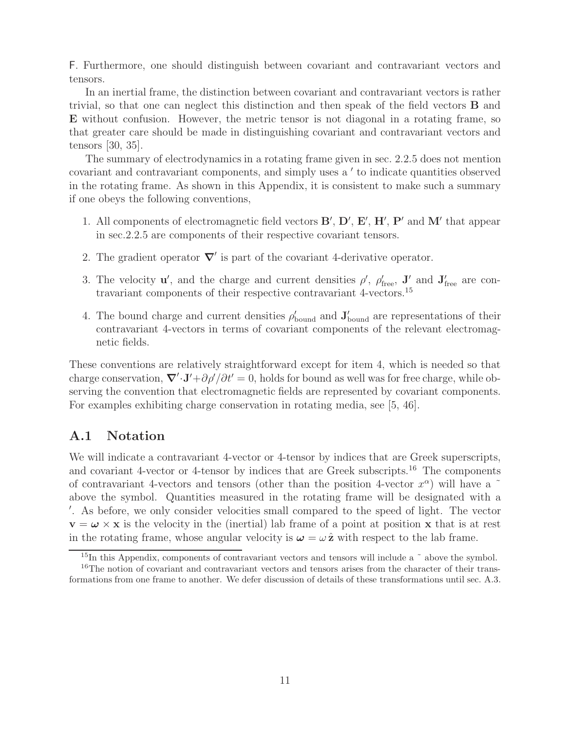F. Furthermore, one should distinguish between covariant and contravariant vectors and tensors.

In an inertial frame, the distinction between covariant and contravariant vectors is rather trivial, so that one can neglect this distinction and then speak of the field vectors $\mathbf{B}$ and $\mathbf{E}$ without confusion. However, the metric tensor is not diagonal in a rotating frame, so that greater care should be made in distinguishing covariant and contravariant vectors and tensors [30, 35].

The summary of electrodynamics in a rotating frame given in sec. 2.2.5 does not mention covariant and contravariant components, and simply uses a $'$ to indicate quantities observed in the rotating frame. As shown in this Appendix, it is consistent to make such a summary if one obeys the following conventions,

1. All components of electromagnetic field vectors $\mathbf{B}'$, $\mathbf{D}'$, $\mathbf{E}'$, $\mathbf{H}'$, $\mathbf{P}'$ and $\mathbf{M}'$ that appear in sec.2.2.5 are components of their respective covariant tensors.
2. The gradient operator $\boldsymbol{\nabla}'$ is part of the covariant 4-derivative operator.
3. The velocity $\mathbf{u}'$, and the charge and current densities $\rho'$, $\rho'_{\rm free}$, $\mathbf{J}'$ and $\mathbf{J}'_{\rm free}$ are contravariant components of their respective contravariant 4-vectors.[15]
4. The bound charge and current densities $\rho'_{\rm bound}$ and $\mathbf{J}'_{\rm bound}$ are representations of their contravariant 4-vectors in terms of covariant components of the relevant electromagnetic fields.

These conventions are relatively straightforward except for item 4, which is needed so that charge conservation, $\boldsymbol{\nabla}' \cdot \mathbf{J}' + \partial \rho' / \partial t' = 0$, holds for bound as well was for free charge, while observing the convention that electromagnetic fields are represented by covariant components. For examples exhibiting charge conservation in rotating media, see [5, 46].

## A.1 Notation

We will indicate a contravariant 4-vector or 4-tensor by indices that are Greek superscripts, and covariant 4-vector or 4-tensor by indices that are Greek subscripts.[16] The components of contravariant 4-vectors and tensors (other than the position 4-vector $x^\alpha$) will have a $\tilde{}$ above the symbol. Quantities measured in the rotating frame will be designated with a $'$. As before, we only consider velocities small compared to the speed of light. The vector $\mathbf{v} = \boldsymbol{\omega} \times \mathbf{x}$ is the velocity in the (inertial) lab frame of a point at position $\mathbf{x}$ that is at rest in the rotating frame, whose angular velocity is $\boldsymbol{\omega} = \omega\, \hat{\mathbf{z}}$ with respect to the lab frame.

[15] In this Appendix, components of contravariant vectors and tensors will include a $\tilde{}$ above the symbol.

[16] The notion of covariant and contravariant vectors and tensors arises from the character of their transformations from one frame to another. We defer discussion of details of these transformations until sec. A.3.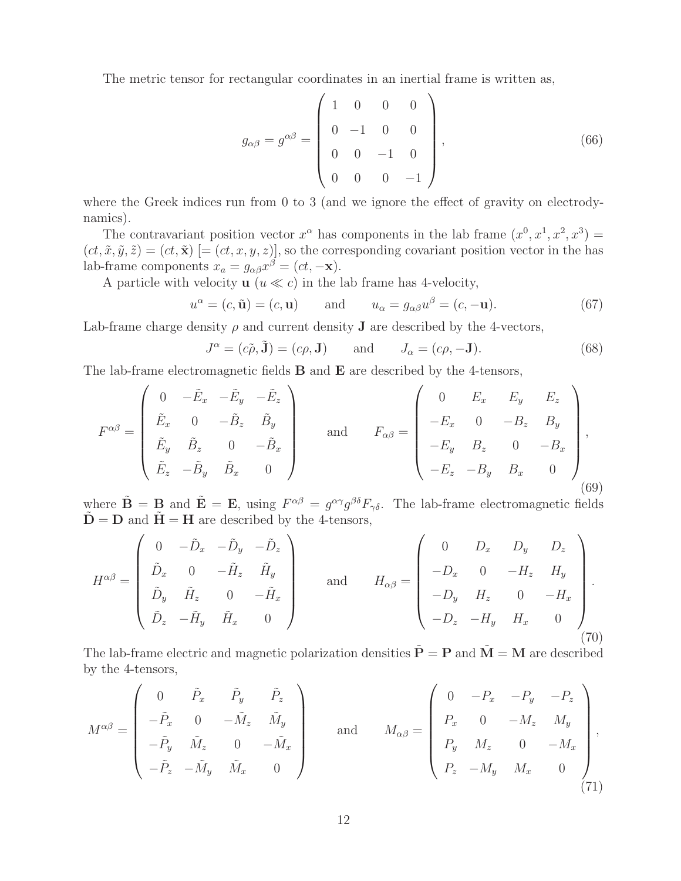The metric tensor for rectangular coordinates in an inertial frame is written as,

$$g_{\alpha\beta} = g^{\alpha\beta} = \begin{pmatrix} 1 & 0 & 0 & 0 \\ 0 & -1 & 0 & 0 \\ 0 & 0 & -1 & 0 \\ 0 & 0 & 0 & -1 \end{pmatrix}, \tag{66}$$

where the Greek indices run from 0 to 3 (and we ignore the effect of gravity on electrodynamics).

The contravariant position vector $x^\alpha$ has components in the lab frame $(x^0, x^1, x^2, x^3) = (ct, \tilde{x}, \tilde{y}, \tilde{z}) = (ct, \tilde{\mathbf{x}})$ $[= (ct, x, y, z)]$, so the corresponding covariant position vector in the has lab-frame components $x_a = g_{\alpha\beta} x^\beta = (ct, -\mathbf{x})$.

A particle with velocity $\mathbf{u}$ ($u \ll c$) in the lab frame has 4-velocity,

$$u^\alpha = (c, \tilde{\mathbf{u}}) = (c, \mathbf{u}) \qquad \text{and} \qquad u_\alpha = g_{\alpha\beta} u^\beta = (c, -\mathbf{u}). \tag{67}$$

Lab-frame charge density $\rho$ and current density $\mathbf{J}$ are described by the 4-vectors,

$$J^\alpha = (c\tilde{\rho}, \tilde{\mathbf{J}}) = (c\rho, \mathbf{J}) \qquad \text{and} \qquad J_\alpha = (c\rho, -\mathbf{J}). \tag{68}$$

The lab-frame electromagnetic fields $\mathbf{B}$ and $\mathbf{E}$ are described by the 4-tensors,

$$F^{\alpha\beta} = \begin{pmatrix} 0 & -\tilde{E}_x & -\tilde{E}_y & -\tilde{E}_z \\ \tilde{E}_x & 0 & -\tilde{B}_z & \tilde{B}_y \\ \tilde{E}_y & \tilde{B}_z & 0 & -\tilde{B}_x \\ \tilde{E}_z & -\tilde{B}_y & \tilde{B}_x & 0 \end{pmatrix} \qquad \text{and} \qquad F_{\alpha\beta} = \begin{pmatrix} 0 & E_x & E_y & E_z \\ -E_x & 0 & -B_z & B_y \\ -E_y & B_z & 0 & -B_x \\ -E_z & -B_y & B_x & 0 \end{pmatrix}, \tag{69}$$

where $\tilde{\mathbf{B}} = \mathbf{B}$ and $\tilde{\mathbf{E}} = \mathbf{E}$, using $F^{\alpha\beta} = g^{\alpha\gamma} g^{\beta\delta} F_{\gamma\delta}$. The lab-frame electromagnetic fields $\tilde{\mathbf{D}} = \mathbf{D}$ and $\tilde{\mathbf{H}} = \mathbf{H}$ are described by the 4-tensors,

$$H^{\alpha\beta} = \begin{pmatrix} 0 & -\tilde{D}_x & -\tilde{D}_y & -\tilde{D}_z \\ \tilde{D}_x & 0 & -\tilde{H}_z & \tilde{H}_y \\ \tilde{D}_y & \tilde{H}_z & 0 & -\tilde{H}_x \\ \tilde{D}_z & -\tilde{H}_y & \tilde{H}_x & 0 \end{pmatrix} \qquad \text{and} \qquad H_{\alpha\beta} = \begin{pmatrix} 0 & D_x & D_y & D_z \\ -D_x & 0 & -H_z & H_y \\ -D_y & H_z & 0 & -H_x \\ -D_z & -H_y & H_x & 0 \end{pmatrix}. \tag{70}$$

The lab-frame electric and magnetic polarization densities $\tilde{\mathbf{P}} = \mathbf{P}$ and $\tilde{\mathbf{M}} = \mathbf{M}$ are described by the 4-tensors,

$$M^{\alpha\beta} = \begin{pmatrix} 0 & \tilde{P}_x & \tilde{P}_y & \tilde{P}_z \\ -\tilde{P}_x & 0 & -\tilde{M}_z & \tilde{M}_y \\ -\tilde{P}_y & \tilde{M}_z & 0 & -\tilde{M}_x \\ -\tilde{P}_z & -\tilde{M}_y & \tilde{M}_x & 0 \end{pmatrix} \qquad \text{and} \qquad M_{\alpha\beta} = \begin{pmatrix} 0 & -P_x & -P_y & -P_z \\ P_x & 0 & -M_z & M_y \\ P_y & M_z & 0 & -M_x \\ P_z & -M_y & M_x & 0 \end{pmatrix}, \tag{71}$$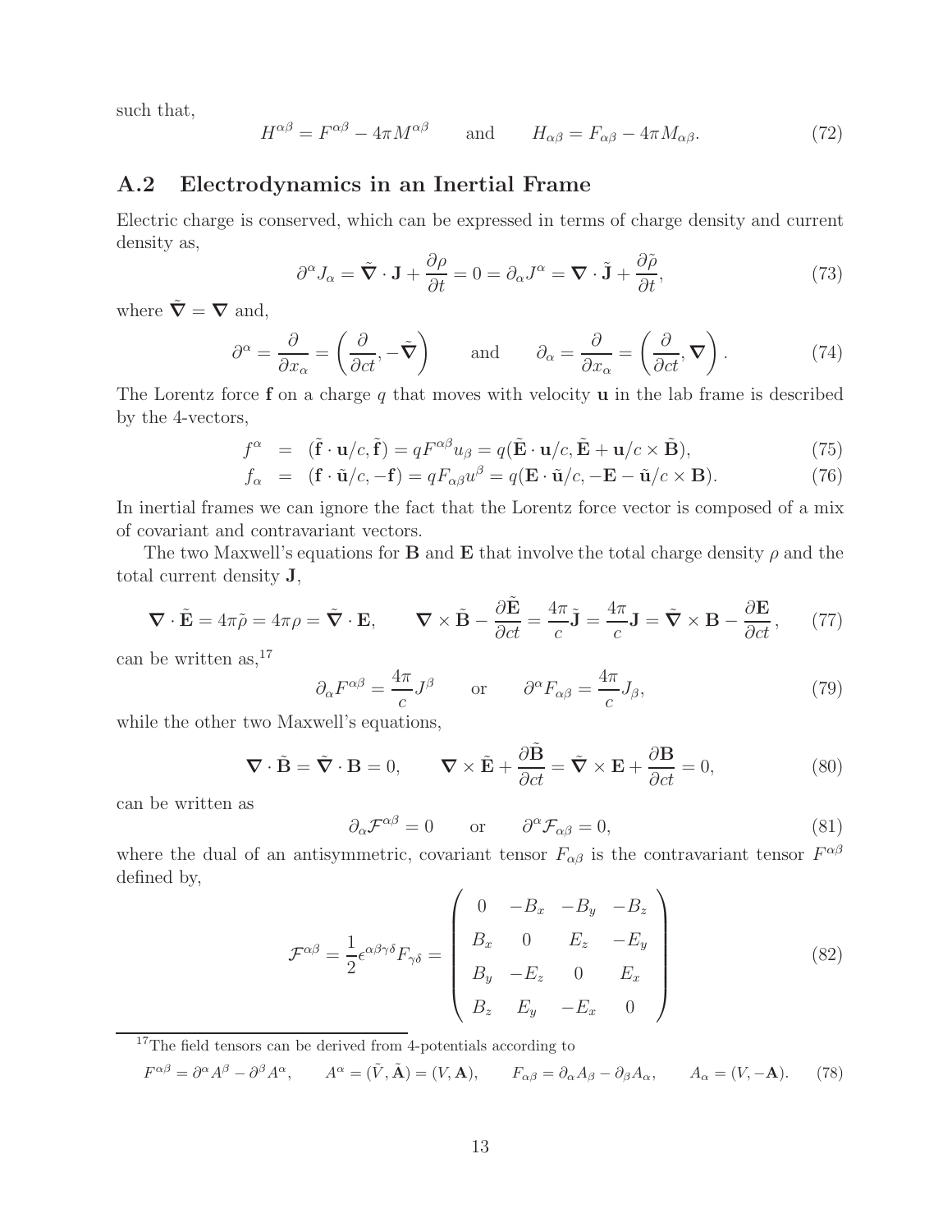such that,

$$H^{\alpha\beta} = F^{\alpha\beta} - 4\pi M^{\alpha\beta} \qquad \text{and} \qquad H_{\alpha\beta} = F_{\alpha\beta} - 4\pi M_{\alpha\beta}. \tag{72}$$

## A.2 Electrodynamics in an Inertial Frame

Electric charge is conserved, which can be expressed in terms of charge density and current density as,

$$\partial^\alpha J_\alpha = \tilde{\boldsymbol{\nabla}} \cdot \mathbf{J} + \frac{\partial \rho}{\partial t} = 0 = \partial_\alpha J^\alpha = \boldsymbol{\nabla} \cdot \tilde{\mathbf{J}} + \frac{\partial \tilde{\rho}}{\partial t}, \tag{73}$$

where $\tilde{\boldsymbol{\nabla}} = \boldsymbol{\nabla}$ and,

$$\partial^\alpha = \frac{\partial}{\partial x_\alpha} = \left(\frac{\partial}{\partial ct}, -\tilde{\boldsymbol{\nabla}}\right) \qquad \text{and} \qquad \partial_\alpha = \frac{\partial}{\partial x_\alpha} = \left(\frac{\partial}{\partial ct}, \boldsymbol{\nabla}\right). \tag{74}$$

The Lorentz force $\mathbf{f}$ on a charge $q$ that moves with velocity $\mathbf{u}$ in the lab frame is described by the 4-vectors,

$$f^\alpha = (\tilde{\mathbf{f}} \cdot \mathbf{u}/c, \tilde{\mathbf{f}}) = qF^{\alpha\beta}u_\beta = q(\tilde{\mathbf{E}} \cdot \mathbf{u}/c, \tilde{\mathbf{E}} + \mathbf{u}/c \times \tilde{\mathbf{B}}), \tag{75}$$

$$f_\alpha = (\mathbf{f} \cdot \tilde{\mathbf{u}}/c, -\mathbf{f}) = qF_{\alpha\beta}u^\beta = q(\mathbf{E} \cdot \tilde{\mathbf{u}}/c, -\mathbf{E} - \tilde{\mathbf{u}}/c \times \mathbf{B}). \tag{76}$$

In inertial frames we can ignore the fact that the Lorentz force vector is composed of a mix of covariant and contravariant vectors.

The two Maxwell's equations for $\mathbf{B}$ and $\mathbf{E}$ that involve the total charge density $\rho$ and the total current density $\mathbf{J}$,

$$\boldsymbol{\nabla} \cdot \tilde{\mathbf{E}} = 4\pi\tilde{\rho} = 4\pi\rho = \tilde{\boldsymbol{\nabla}} \cdot \mathbf{E}, \qquad \boldsymbol{\nabla} \times \tilde{\mathbf{B}} - \frac{\partial \tilde{\mathbf{E}}}{\partial ct} = \frac{4\pi}{c}\tilde{\mathbf{J}} = \frac{4\pi}{c}\mathbf{J} = \tilde{\boldsymbol{\nabla}} \times \mathbf{B} - \frac{\partial \mathbf{E}}{\partial ct}, \tag{77}$$

can be written as,[17]

$$\partial_\alpha F^{\alpha\beta} = \frac{4\pi}{c} J^\beta \qquad \text{or} \qquad \partial^\alpha F_{\alpha\beta} = \frac{4\pi}{c} J_\beta, \tag{79}$$

while the other two Maxwell's equations,

$$\boldsymbol{\nabla} \cdot \tilde{\mathbf{B}} = \tilde{\boldsymbol{\nabla}} \cdot \mathbf{B} = 0, \qquad \boldsymbol{\nabla} \times \tilde{\mathbf{E}} + \frac{\partial \tilde{\mathbf{B}}}{\partial ct} = \tilde{\boldsymbol{\nabla}} \times \mathbf{E} + \frac{\partial \mathbf{B}}{\partial ct} = 0, \tag{80}$$

can be written as

$$\partial_\alpha \mathcal{F}^{\alpha\beta} = 0 \qquad \text{or} \qquad \partial^\alpha \mathcal{F}_{\alpha\beta} = 0, \tag{81}$$

where the dual of an antisymmetric, covariant tensor $F_{\alpha\beta}$ is the contravariant tensor $F^{\alpha\beta}$ defined by,

$$\mathcal{F}^{\alpha\beta} = \frac{1}{2}\epsilon^{\alpha\beta\gamma\delta}F_{\gamma\delta} = \begin{pmatrix} 0 & -B_x & -B_y & -B_z \\ B_x & 0 & E_z & -E_y \\ B_y & -E_z & 0 & E_x \\ B_z & E_y & -E_x & 0 \end{pmatrix} \tag{82}$$

[17] The field tensors can be derived from 4-potentials according to

$$F^{\alpha\beta} = \partial^\alpha A^\beta - \partial^\beta A^\alpha, \qquad A^\alpha = (\tilde{V}, \tilde{\mathbf{A}}) = (V, \mathbf{A}), \qquad F_{\alpha\beta} = \partial_\alpha A_\beta - \partial_\beta A_\alpha, \qquad A_\alpha = (V, -\mathbf{A}). \tag{78}$$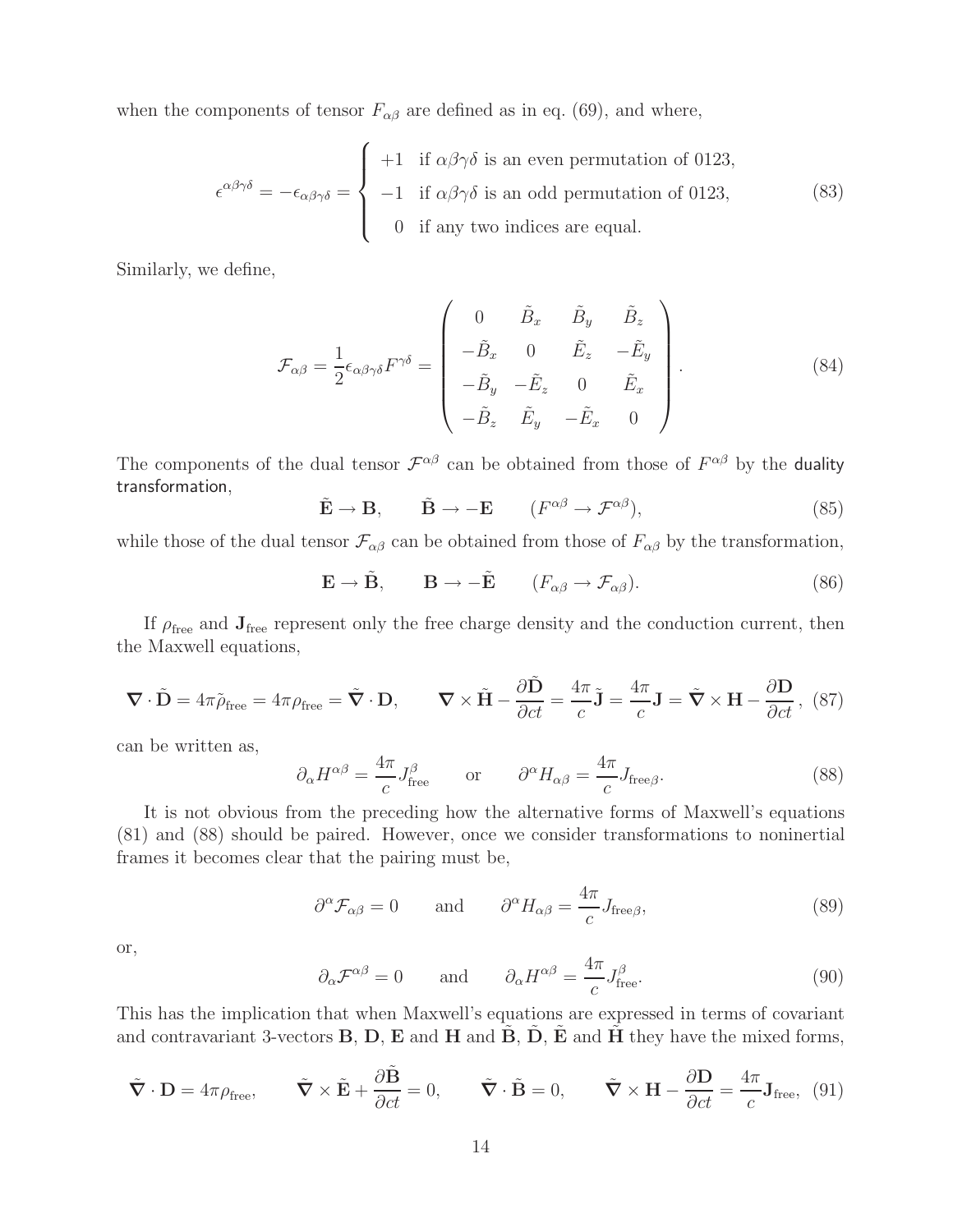when the components of tensor $F_{\alpha\beta}$ are defined as in eq. (69), and where,

$$\epsilon^{\alpha\beta\gamma\delta} = -\epsilon_{\alpha\beta\gamma\delta} = \begin{cases} +1 & \text{if } \alpha\beta\gamma\delta \text{ is an even permutation of 0123,} \\ -1 & \text{if } \alpha\beta\gamma\delta \text{ is an odd permutation of 0123,} \\ \;\;0 & \text{if any two indices are equal.} \end{cases} \tag{83}$$

Similarly, we define,

$$\mathcal{F}_{\alpha\beta} = \frac{1}{2}\epsilon_{\alpha\beta\gamma\delta}F^{\gamma\delta} = \begin{pmatrix} 0 & \tilde{B}_x & \tilde{B}_y & \tilde{B}_z \\ -\tilde{B}_x & 0 & \tilde{E}_z & -\tilde{E}_y \\ -\tilde{B}_y & -\tilde{E}_z & 0 & \tilde{E}_x \\ -\tilde{B}_z & \tilde{E}_y & -\tilde{E}_x & 0 \end{pmatrix}. \tag{84}$$

The components of the dual tensor $\mathcal{F}^{\alpha\beta}$ can be obtained from those of $F^{\alpha\beta}$ by the duality transformation,

$$\tilde{\mathbf{E}} \to \mathbf{B}, \qquad \tilde{\mathbf{B}} \to -\mathbf{E} \qquad (F^{\alpha\beta} \to \mathcal{F}^{\alpha\beta}), \tag{85}$$

while those of the dual tensor $\mathcal{F}_{\alpha\beta}$ can be obtained from those of $F_{\alpha\beta}$ by the transformation,

$$\mathbf{E} \to \tilde{\mathbf{B}}, \qquad \mathbf{B} \to -\tilde{\mathbf{E}} \qquad (F_{\alpha\beta} \to \mathcal{F}_{\alpha\beta}). \tag{86}$$

If $\rho_{\text{free}}$ and $\mathbf{J}_{\text{free}}$ represent only the free charge density and the conduction current, then the Maxwell equations,

$$\boldsymbol{\nabla} \cdot \tilde{\mathbf{D}} = 4\pi\tilde{\rho}_{\text{free}} = 4\pi\rho_{\text{free}} = \tilde{\boldsymbol{\nabla}} \cdot \mathbf{D}, \qquad \boldsymbol{\nabla} \times \tilde{\mathbf{H}} - \frac{\partial \tilde{\mathbf{D}}}{\partial ct} = \frac{4\pi}{c}\tilde{\mathbf{J}} = \frac{4\pi}{c}\mathbf{J} = \tilde{\boldsymbol{\nabla}} \times \mathbf{H} - \frac{\partial \mathbf{D}}{\partial ct}, \tag{87}$$

can be written as,

$$\partial_\alpha H^{\alpha\beta} = \frac{4\pi}{c}J^\beta_{\text{free}} \qquad \text{or} \qquad \partial^\alpha H_{\alpha\beta} = \frac{4\pi}{c}J_{\text{free}\beta}. \tag{88}$$

It is not obvious from the preceding how the alternative forms of Maxwell's equations (81) and (88) should be paired. However, once we consider transformations to noninertial frames it becomes clear that the pairing must be,

$$\partial^\alpha \mathcal{F}_{\alpha\beta} = 0 \qquad \text{and} \qquad \partial^\alpha H_{\alpha\beta} = \frac{4\pi}{c}J_{\text{free}\beta}, \tag{89}$$

or,

$$\partial_\alpha \mathcal{F}^{\alpha\beta} = 0 \qquad \text{and} \qquad \partial_\alpha H^{\alpha\beta} = \frac{4\pi}{c}J^\beta_{\text{free}}. \tag{90}$$

This has the implication that when Maxwell's equations are expressed in terms of covariant and contravariant 3-vectors $\mathbf{B}$, $\mathbf{D}$, $\mathbf{E}$ and $\mathbf{H}$ and $\tilde{\mathbf{B}}$, $\tilde{\mathbf{D}}$, $\tilde{\mathbf{E}}$ and $\tilde{\mathbf{H}}$ they have the mixed forms,

$$\tilde{\boldsymbol{\nabla}} \cdot \mathbf{D} = 4\pi\rho_{\text{free}}, \qquad \tilde{\boldsymbol{\nabla}} \times \tilde{\mathbf{E}} + \frac{\partial \tilde{\mathbf{B}}}{\partial ct} = 0, \qquad \tilde{\boldsymbol{\nabla}} \cdot \tilde{\mathbf{B}} = 0, \qquad \tilde{\boldsymbol{\nabla}} \times \mathbf{H} - \frac{\partial \mathbf{D}}{\partial ct} = \frac{4\pi}{c}\mathbf{J}_{\text{free}}, \tag{91}$$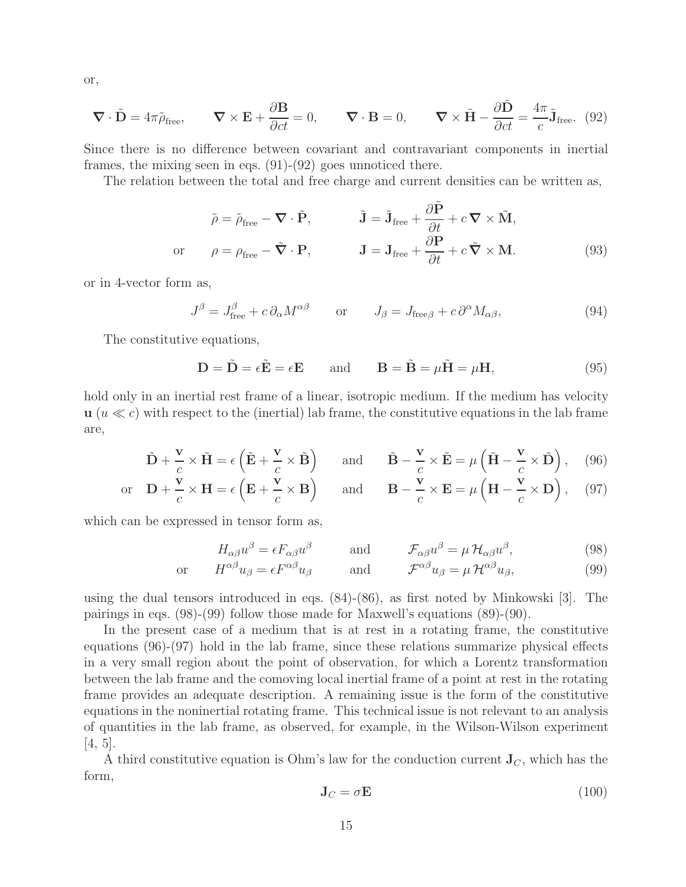or,

$$
\boldsymbol{\nabla} \cdot \tilde{\mathbf{D}} = 4\pi\tilde{\rho}_{\rm free}, \qquad \boldsymbol{\nabla} \times \mathbf{E} + \frac{\partial \mathbf{B}}{\partial ct} = 0, \qquad \boldsymbol{\nabla} \cdot \mathbf{B} = 0, \qquad \boldsymbol{\nabla} \times \tilde{\mathbf{H}} - \frac{\partial \tilde{\mathbf{D}}}{\partial ct} = \frac{4\pi}{c}\tilde{\mathbf{J}}_{\rm free}. \quad (92)
$$

Since there is no difference between covariant and contravariant components in inertial frames, the mixing seen in eqs. (91)-(92) goes unnoticed there.

The relation between the total and free charge and current densities can be written as,

$$
\begin{aligned}
&\tilde{\rho} = \tilde{\rho}_{\rm free} - \boldsymbol{\nabla} \cdot \tilde{\mathbf{P}}, \qquad && \tilde{\mathbf{J}} = \tilde{\mathbf{J}}_{\rm free} + \frac{\partial \tilde{\mathbf{P}}}{\partial t} + c\,\boldsymbol{\nabla} \times \tilde{\mathbf{M}}, \\
\text{or} \qquad &\rho = \rho_{\rm free} - \tilde{\boldsymbol{\nabla}} \cdot \mathbf{P}, \qquad && \mathbf{J} = \mathbf{J}_{\rm free} + \frac{\partial \mathbf{P}}{\partial t} + c\,\tilde{\boldsymbol{\nabla}} \times \mathbf{M}. \qquad (93)
\end{aligned}
$$

or in 4-vector form as,

$$
J^{\beta} = J^{\beta}_{\rm free} + c\,\partial_{\alpha} M^{\alpha\beta} \qquad \text{or} \qquad J_{\beta} = J_{{\rm free}\,\beta} + c\,\partial^{\alpha} M_{\alpha\beta}, \qquad (94)
$$

The constitutive equations,

$$
\mathbf{D} = \tilde{\mathbf{D}} = \epsilon\tilde{\mathbf{E}} = \epsilon\mathbf{E} \qquad \text{and} \qquad \mathbf{B} = \tilde{\mathbf{B}} = \mu\tilde{\mathbf{H}} = \mu\mathbf{H}, \qquad (95)
$$

hold only in an inertial rest frame of a linear, isotropic medium. If the medium has velocity $\mathbf{u}$ ($u \ll c$) with respect to the (inertial) lab frame, the constitutive equations in the lab frame are,

$$
\tilde{\mathbf{D}} + \frac{\mathbf{v}}{c} \times \tilde{\mathbf{H}} = \epsilon\left(\tilde{\mathbf{E}} + \frac{\mathbf{v}}{c} \times \tilde{\mathbf{B}}\right) \qquad \text{and} \qquad \tilde{\mathbf{B}} - \frac{\mathbf{v}}{c} \times \tilde{\mathbf{E}} = \mu\left(\tilde{\mathbf{H}} - \frac{\mathbf{v}}{c} \times \tilde{\mathbf{D}}\right), \quad (96)
$$

$$
\text{or} \quad \mathbf{D} + \frac{\mathbf{v}}{c} \times \mathbf{H} = \epsilon\left(\mathbf{E} + \frac{\mathbf{v}}{c} \times \mathbf{B}\right) \qquad \text{and} \qquad \mathbf{B} - \frac{\mathbf{v}}{c} \times \mathbf{E} = \mu\left(\mathbf{H} - \frac{\mathbf{v}}{c} \times \mathbf{D}\right), \quad (97)
$$

which can be expressed in tensor form as,

$$
\begin{aligned}
&H_{\alpha\beta}u^{\beta} = \epsilon F_{\alpha\beta}u^{\beta} \qquad && \text{and} \qquad \mathcal{F}_{\alpha\beta}u^{\beta} = \mu\,\mathcal{H}_{\alpha\beta}u^{\beta}, \qquad (98) \\
\text{or} \qquad &H^{\alpha\beta}u_{\beta} = \epsilon F^{\alpha\beta}u_{\beta} \qquad && \text{and} \qquad \mathcal{F}^{\alpha\beta}u_{\beta} = \mu\,\mathcal{H}^{\alpha\beta}u_{\beta}, \qquad (99)
\end{aligned}
$$

using the dual tensors introduced in eqs. (84)-(86), as first noted by Minkowski [3]. The pairings in eqs. (98)-(99) follow those made for Maxwell's equations (89)-(90).

In the present case of a medium that is at rest in a rotating frame, the constitutive equations (96)-(97) hold in the lab frame, since these relations summarize physical effects in a very small region about the point of observation, for which a Lorentz transformation between the lab frame and the comoving local inertial frame of a point at rest in the rotating frame provides an adequate description. A remaining issue is the form of the constitutive equations in the noninertial rotating frame. This technical issue is not relevant to an analysis of quantities in the lab frame, as observed, for example, in the Wilson-Wilson experiment [4, 5].

A third constitutive equation is Ohm's law for the conduction current $\mathbf{J}_C$, which has the form,

$$
\mathbf{J}_C = \sigma\mathbf{E} \qquad (100)
$$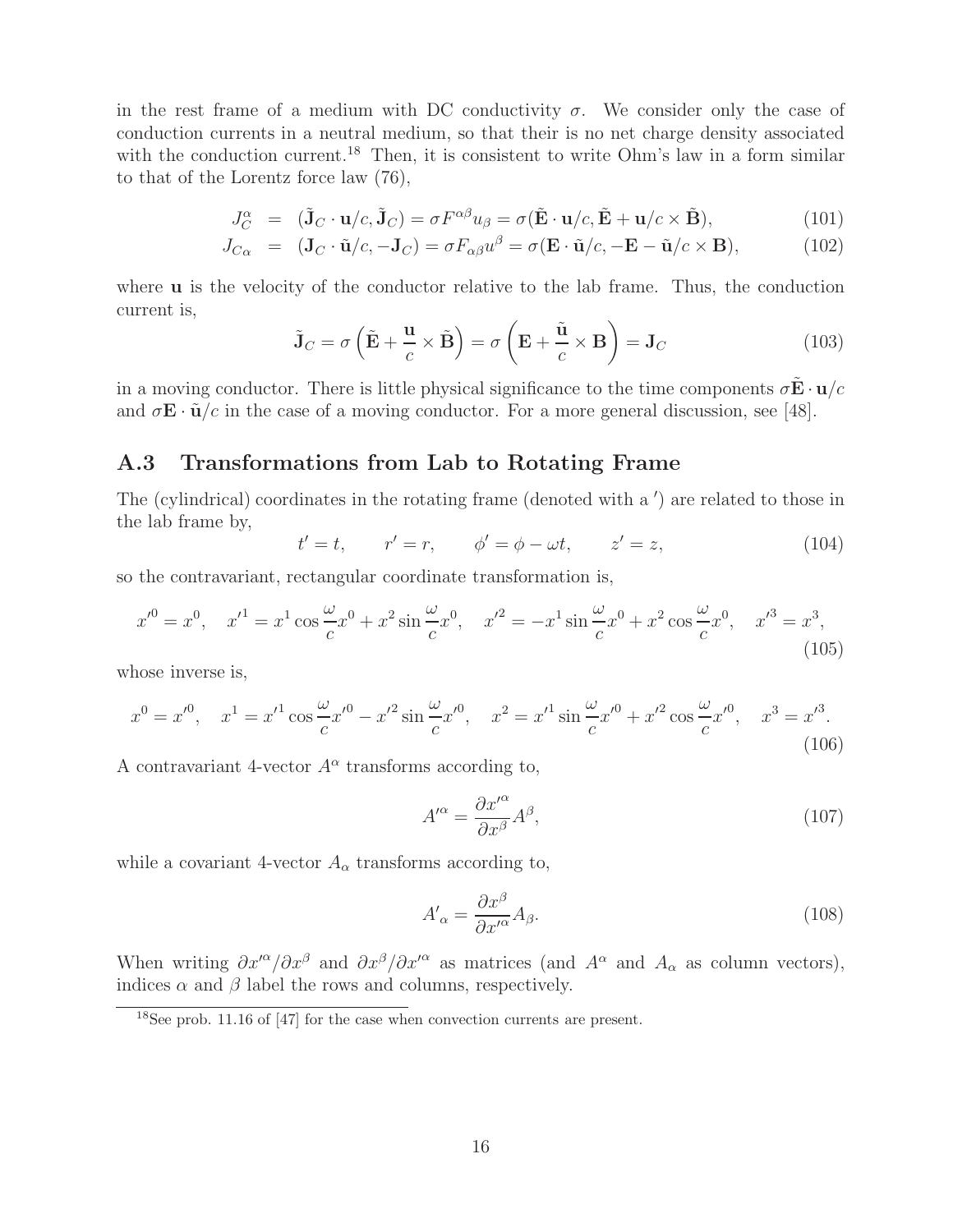in the rest frame of a medium with DC conductivity $\sigma$. We consider only the case of conduction currents in a neutral medium, so that their is no net charge density associated with the conduction current.[18] Then, it is consistent to write Ohm's law in a form similar to that of the Lorentz force law (76),

$$J_C^\alpha = (\tilde{\mathbf{J}}_C \cdot \mathbf{u}/c, \tilde{\mathbf{J}}_C) = \sigma F^{\alpha\beta} u_\beta = \sigma(\tilde{\mathbf{E}} \cdot \mathbf{u}/c, \tilde{\mathbf{E}} + \mathbf{u}/c \times \tilde{\mathbf{B}}), \tag{101}$$

$$J_{C\alpha} = (\mathbf{J}_C \cdot \tilde{\mathbf{u}}/c, -\mathbf{J}_C) = \sigma F_{\alpha\beta} u^\beta = \sigma(\mathbf{E} \cdot \tilde{\mathbf{u}}/c, -\mathbf{E} - \tilde{\mathbf{u}}/c \times \mathbf{B}), \tag{102}$$

where $\mathbf{u}$ is the velocity of the conductor relative to the lab frame. Thus, the conduction current is,

$$\tilde{\mathbf{J}}_C = \sigma \left( \tilde{\mathbf{E}} + \frac{\mathbf{u}}{c} \times \tilde{\mathbf{B}} \right) = \sigma \left( \mathbf{E} + \frac{\tilde{\mathbf{u}}}{c} \times \mathbf{B} \right) = \mathbf{J}_C \tag{103}$$

in a moving conductor. There is little physical significance to the time components $\sigma\tilde{\mathbf{E}} \cdot \mathbf{u}/c$ and $\sigma\mathbf{E} \cdot \tilde{\mathbf{u}}/c$ in the case of a moving conductor. For a more general discussion, see [48].

## A.3 Transformations from Lab to Rotating Frame

The (cylindrical) coordinates in the rotating frame (denoted with a $'$) are related to those in the lab frame by,

$$t' = t, \qquad r' = r, \qquad \phi' = \phi - \omega t, \qquad z' = z, \tag{104}$$

so the contravariant, rectangular coordinate transformation is,

$$x'^0 = x^0, \quad x'^1 = x^1 \cos\frac{\omega}{c}x^0 + x^2 \sin\frac{\omega}{c}x^0, \quad x'^2 = -x^1 \sin\frac{\omega}{c}x^0 + x^2 \cos\frac{\omega}{c}x^0, \quad x'^3 = x^3, \tag{105}$$

whose inverse is,

$$x^0 = x'^0, \quad x^1 = x'^1 \cos\frac{\omega}{c}x'^0 - x'^2 \sin\frac{\omega}{c}x'^0, \quad x^2 = x'^1 \sin\frac{\omega}{c}x'^0 + x'^2 \cos\frac{\omega}{c}x'^0, \quad x^3 = x'^3. \tag{106}$$

A contravariant 4-vector $A^\alpha$ transforms according to,

$$A'^\alpha = \frac{\partial x'^\alpha}{\partial x^\beta} A^\beta, \tag{107}$$

while a covariant 4-vector $A_\alpha$ transforms according to,

$$A'_\alpha = \frac{\partial x^\beta}{\partial x'^\alpha} A_\beta. \tag{108}$$

When writing $\partial x'^\alpha/\partial x^\beta$ and $\partial x^\beta/\partial x'^\alpha$ as matrices (and $A^\alpha$ and $A_\alpha$ as column vectors), indices $\alpha$ and $\beta$ label the rows and columns, respectively.

[18] See prob. 11.16 of [47] for the case when convection currents are present.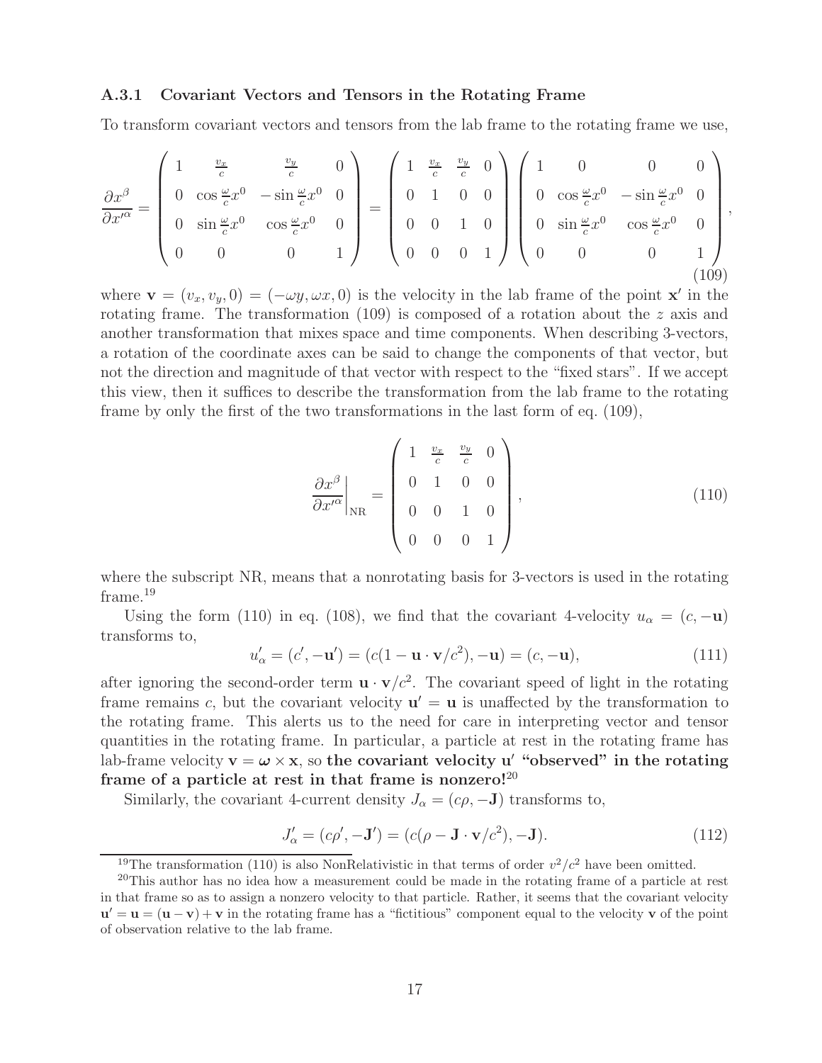### A.3.1 Covariant Vectors and Tensors in the Rotating Frame

To transform covariant vectors and tensors from the lab frame to the rotating frame we use,

$$
\frac{\partial x^\beta}{\partial x'^\alpha} = \begin{pmatrix} 1 & \frac{v_x}{c} & \frac{v_y}{c} & 0 \\ 0 & \cos\frac{\omega}{c}x^0 & -\sin\frac{\omega}{c}x^0 & 0 \\ 0 & \sin\frac{\omega}{c}x^0 & \cos\frac{\omega}{c}x^0 & 0 \\ 0 & 0 & 0 & 1 \end{pmatrix} = \begin{pmatrix} 1 & \frac{v_x}{c} & \frac{v_y}{c} & 0 \\ 0 & 1 & 0 & 0 \\ 0 & 0 & 1 & 0 \\ 0 & 0 & 0 & 1 \end{pmatrix} \begin{pmatrix} 1 & 0 & 0 & 0 \\ 0 & \cos\frac{\omega}{c}x^0 & -\sin\frac{\omega}{c}x^0 & 0 \\ 0 & \sin\frac{\omega}{c}x^0 & \cos\frac{\omega}{c}x^0 & 0 \\ 0 & 0 & 0 & 1 \end{pmatrix}, \tag{109}
$$

where $\mathbf{v} = (v_x, v_y, 0) = (-\omega y, \omega x, 0)$ is the velocity in the lab frame of the point $\mathbf{x}'$ in the rotating frame. The transformation (109) is composed of a rotation about the $z$ axis and another transformation that mixes space and time components. When describing 3-vectors, a rotation of the coordinate axes can be said to change the components of that vector, but not the direction and magnitude of that vector with respect to the "fixed stars". If we accept this view, then it suffices to describe the transformation from the lab frame to the rotating frame by only the first of the two transformations in the last form of eq. (109),

$$
\left.\frac{\partial x^\beta}{\partial x'^\alpha}\right|_{\rm NR} = \begin{pmatrix} 1 & \frac{v_x}{c} & \frac{v_y}{c} & 0 \\ 0 & 1 & 0 & 0 \\ 0 & 0 & 1 & 0 \\ 0 & 0 & 0 & 1 \end{pmatrix}, \tag{110}
$$

where the subscript NR, means that a nonrotating basis for 3-vectors is used in the rotating frame.[19]

Using the form (110) in eq. (108), we find that the covariant 4-velocity $u_\alpha = (c, -\mathbf{u})$ transforms to,

$$
u'_\alpha = (c', -\mathbf{u}') = (c(1 - \mathbf{u}\cdot\mathbf{v}/c^2), -\mathbf{u}) = (c, -\mathbf{u}), \tag{111}
$$

after ignoring the second-order term $\mathbf{u}\cdot\mathbf{v}/c^2$. The covariant speed of light in the rotating frame remains $c$, but the covariant velocity $\mathbf{u}' = \mathbf{u}$ is unaffected by the transformation to the rotating frame. This alerts us to the need for care in interpreting vector and tensor quantities in the rotating frame. In particular, a particle at rest in the rotating frame has lab-frame velocity $\mathbf{v} = \boldsymbol{\omega}\times\mathbf{x}$, so **the covariant velocity $\mathbf{u}'$ "observed" in the rotating frame of a particle at rest in that frame is nonzero!**[20]

Similarly, the covariant 4-current density $J_\alpha = (c\rho, -\mathbf{J})$ transforms to,

$$
J'_\alpha = (c\rho', -\mathbf{J}') = (c(\rho - \mathbf{J}\cdot\mathbf{v}/c^2), -\mathbf{J}). \tag{112}
$$

[19] The transformation (110) is also NonRelativistic in that terms of order $v^2/c^2$ have been omitted.

[20] This author has no idea how a measurement could be made in the rotating frame of a particle at rest in that frame so as to assign a nonzero velocity to that particle. Rather, it seems that the covariant velocity $\mathbf{u}' = \mathbf{u} = (\mathbf{u} - \mathbf{v}) + \mathbf{v}$ in the rotating frame has a "fictitious" component equal to the velocity $\mathbf{v}$ of the point of observation relative to the lab frame.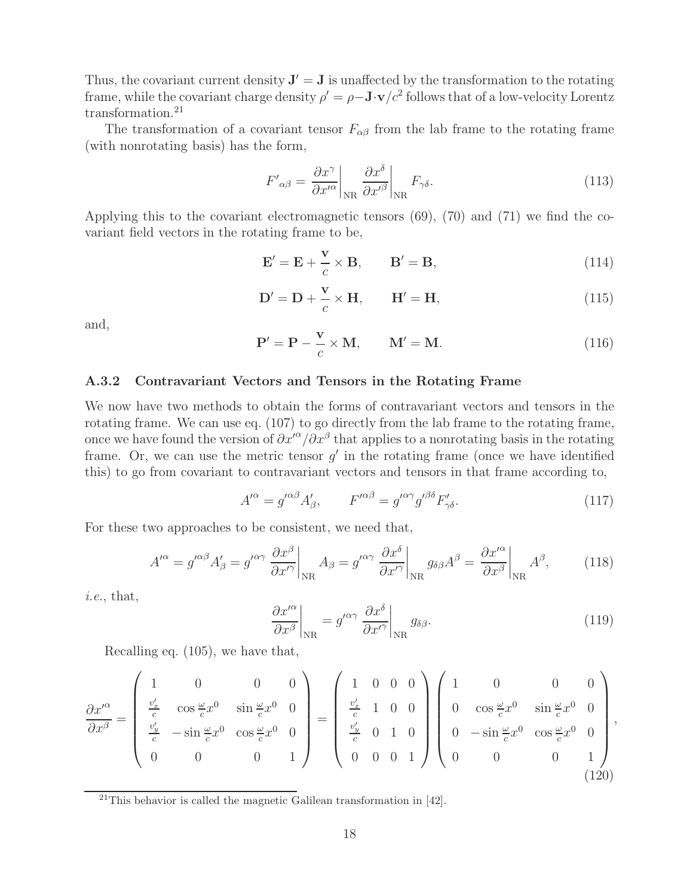Thus, the covariant current density $\mathbf{J}' = \mathbf{J}$ is unaffected by the transformation to the rotating frame, while the covariant charge density $\rho' = \rho - \mathbf{J}\cdot\mathbf{v}/c^2$ follows that of a low-velocity Lorentz transformation.[21]

The transformation of a covariant tensor $F_{\alpha\beta}$ from the lab frame to the rotating frame (with nonrotating basis) has the form,

$$F'_{\alpha\beta} = \left.\frac{\partial x^\gamma}{\partial x'^\alpha}\right|_{\rm NR} \left.\frac{\partial x^\delta}{\partial x'^\beta}\right|_{\rm NR} F_{\gamma\delta}. \tag{113}$$

Applying this to the covariant electromagnetic tensors (69), (70) and (71) we find the covariant field vectors in the rotating frame to be,

$$\mathbf{E}' = \mathbf{E} + \frac{\mathbf{v}}{c}\times\mathbf{B}, \qquad \mathbf{B}' = \mathbf{B}, \tag{114}$$

$$\mathbf{D}' = \mathbf{D} + \frac{\mathbf{v}}{c}\times\mathbf{H}, \qquad \mathbf{H}' = \mathbf{H}, \tag{115}$$

and,

$$\mathbf{P}' = \mathbf{P} - \frac{\mathbf{v}}{c}\times\mathbf{M}, \qquad \mathbf{M}' = \mathbf{M}. \tag{116}$$

### A.3.2 Contravariant Vectors and Tensors in the Rotating Frame

We now have two methods to obtain the forms of contravariant vectors and tensors in the rotating frame. We can use eq. (107) to go directly from the lab frame to the rotating frame, once we have found the version of $\partial x'^\alpha/\partial x^\beta$ that applies to a nonrotating basis in the rotating frame. Or, we can use the metric tensor $g'$ in the rotating frame (once we have identified this) to go from covariant to contravariant vectors and tensors in that frame according to,

$$A'^\alpha = g'^{\alpha\beta} A'_\beta, \qquad F'^{\alpha\beta} = g'^{\alpha\gamma} g'^{\beta\delta} F'_{\gamma\delta}. \tag{117}$$

For these two approaches to be consistent, we need that,

$$A'^\alpha = g'^{\alpha\beta} A'_\beta = g'^{\alpha\gamma} \left.\frac{\partial x^\beta}{\partial x'^\gamma}\right|_{\rm NR} A_\beta = g'^{\alpha\gamma} \left.\frac{\partial x^\delta}{\partial x'^\gamma}\right|_{\rm NR} g_{\delta\beta} A^\beta = \left.\frac{\partial x'^\alpha}{\partial x^\beta}\right|_{\rm NR} A^\beta, \tag{118}$$

*i.e.*, that,

$$\left.\frac{\partial x'^\alpha}{\partial x^\beta}\right|_{\rm NR} = g'^{\alpha\gamma} \left.\frac{\partial x^\delta}{\partial x'^\gamma}\right|_{\rm NR} g_{\delta\beta}. \tag{119}$$

Recalling eq. (105), we have that,

$$\frac{\partial x'^\alpha}{\partial x^\beta} = \begin{pmatrix} 1 & 0 & 0 & 0 \\ \frac{v'_x}{c} & \cos\frac{\omega}{c}x^0 & \sin\frac{\omega}{c}x^0 & 0 \\ \frac{v'_y}{c} & -\sin\frac{\omega}{c}x^0 & \cos\frac{\omega}{c}x^0 & 0 \\ 0 & 0 & 0 & 1 \end{pmatrix} = \begin{pmatrix} 1 & 0 & 0 & 0 \\ \frac{v'_x}{c} & 1 & 0 & 0 \\ \frac{v'_y}{c} & 0 & 1 & 0 \\ 0 & 0 & 0 & 1 \end{pmatrix} \begin{pmatrix} 1 & 0 & 0 & 0 \\ 0 & \cos\frac{\omega}{c}x^0 & \sin\frac{\omega}{c}x^0 & 0 \\ 0 & -\sin\frac{\omega}{c}x^0 & \cos\frac{\omega}{c}x^0 & 0 \\ 0 & 0 & 0 & 1 \end{pmatrix}, \tag{120}$$

[21] This behavior is called the magnetic Galilean transformation in [42].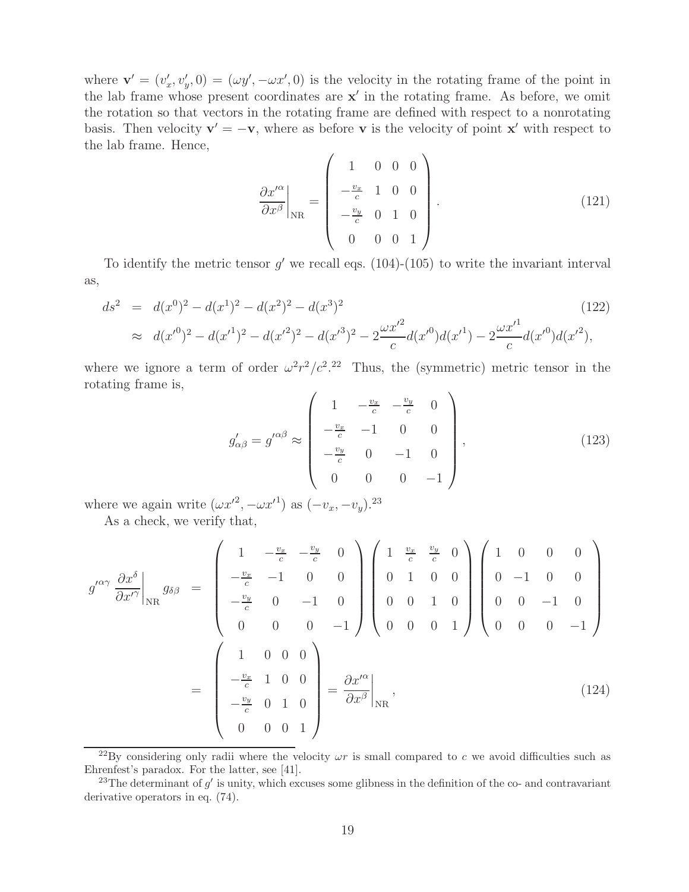where $\mathbf{v}' = (v'_x, v'_y, 0) = (\omega y', -\omega x', 0)$ is the velocity in the rotating frame of the point in the lab frame whose present coordinates are $\mathbf{x}'$ in the rotating frame. As before, we omit the rotation so that vectors in the rotating frame are defined with respect to a nonrotating basis. Then velocity $\mathbf{v}' = -\mathbf{v}$, where as before $\mathbf{v}$ is the velocity of point $\mathbf{x}'$ with respect to the lab frame. Hence,

$$
\left.\frac{\partial x'^\alpha}{\partial x^\beta}\right|_{\rm NR} = \begin{pmatrix} 1 & 0 & 0 & 0 \\ -\frac{v_x}{c} & 1 & 0 & 0 \\ -\frac{v_y}{c} & 0 & 1 & 0 \\ 0 & 0 & 0 & 1 \end{pmatrix}. \tag{121}
$$

To identify the metric tensor $g'$ we recall eqs. (104)-(105) to write the invariant interval as,

$$
\begin{aligned}
ds^2 &= d(x^0)^2 - d(x^1)^2 - d(x^2)^2 - d(x^3)^2 \qquad (122) \\
&\approx d(x'^0)^2 - d(x'^1)^2 - d(x'^2)^2 - d(x'^3)^2 - 2\frac{\omega x'^2}{c} d(x'^0)d(x'^1) - 2\frac{\omega x'^1}{c} d(x'^0)d(x'^2),
\end{aligned}
$$

where we ignore a term of order $\omega^2 r^2/c^2$.[22] Thus, the (symmetric) metric tensor in the rotating frame is,

$$
g'_{\alpha\beta} = g'^{\alpha\beta} \approx \begin{pmatrix} 1 & -\frac{v_x}{c} & -\frac{v_y}{c} & 0 \\ -\frac{v_x}{c} & -1 & 0 & 0 \\ -\frac{v_y}{c} & 0 & -1 & 0 \\ 0 & 0 & 0 & -1 \end{pmatrix}, \tag{123}
$$

where we again write $(\omega x'^2, -\omega x'^1)$ as $(-v_x, -v_y)$.[23]

As a check, we verify that,

$$
\begin{aligned}
g'^{\alpha\gamma} \left.\frac{\partial x^\delta}{\partial x'^\gamma}\right|_{\rm NR} g_{\delta\beta} &= \begin{pmatrix} 1 & -\frac{v_x}{c} & -\frac{v_y}{c} & 0 \\ -\frac{v_x}{c} & -1 & 0 & 0 \\ -\frac{v_y}{c} & 0 & -1 & 0 \\ 0 & 0 & 0 & -1 \end{pmatrix} \begin{pmatrix} 1 & \frac{v_x}{c} & \frac{v_y}{c} & 0 \\ 0 & 1 & 0 & 0 \\ 0 & 0 & 1 & 0 \\ 0 & 0 & 0 & 1 \end{pmatrix} \begin{pmatrix} 1 & 0 & 0 & 0 \\ 0 & -1 & 0 & 0 \\ 0 & 0 & -1 & 0 \\ 0 & 0 & 0 & -1 \end{pmatrix} \\
&= \begin{pmatrix} 1 & 0 & 0 & 0 \\ -\frac{v_x}{c} & 1 & 0 & 0 \\ -\frac{v_y}{c} & 0 & 1 & 0 \\ 0 & 0 & 0 & 1 \end{pmatrix} = \left.\frac{\partial x'^\alpha}{\partial x^\beta}\right|_{\rm NR}, \qquad (124)
\end{aligned}
$$

---

[22] By considering only radii where the velocity $\omega r$ is small compared to $c$ we avoid difficulties such as Ehrenfest's paradox. For the latter, see [41].

[23] The determinant of $g'$ is unity, which excuses some glibness in the definition of the co- and contravariant derivative operators in eq. (74).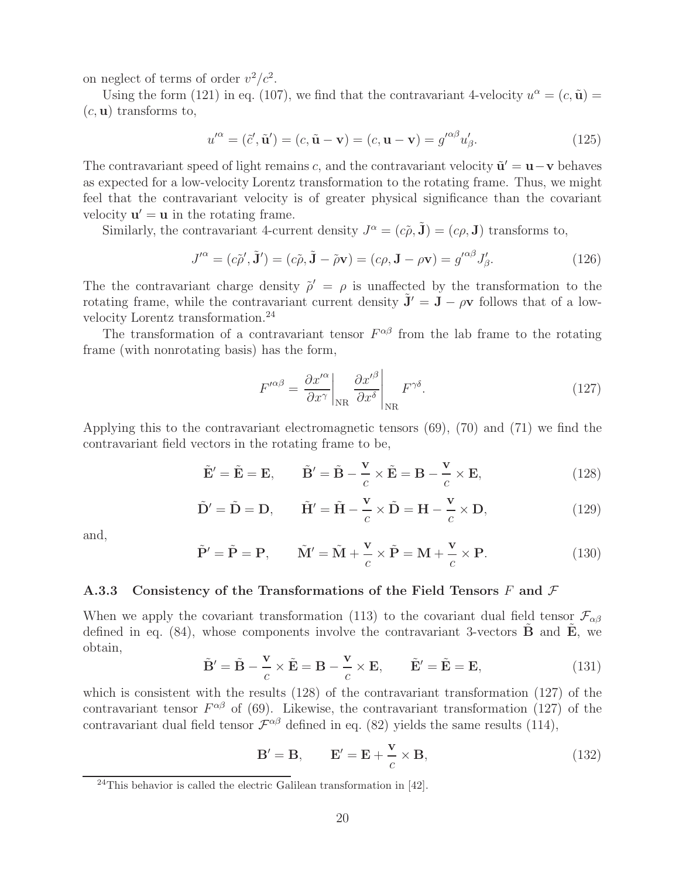on neglect of terms of order $v^2/c^2$.

Using the form (121) in eq. (107), we find that the contravariant 4-velocity $u^\alpha = (c, \tilde{\mathbf{u}}) = (c, \mathbf{u})$ transforms to,

$$u'^\alpha = (\tilde{c}', \tilde{\mathbf{u}}') = (c, \tilde{\mathbf{u}} - \mathbf{v}) = (c, \mathbf{u} - \mathbf{v}) = g'^{\alpha\beta} u'_\beta. \tag{125}$$

The contravariant speed of light remains $c$, and the contravariant velocity $\tilde{\mathbf{u}}' = \mathbf{u} - \mathbf{v}$ behaves as expected for a low-velocity Lorentz transformation to the rotating frame. Thus, we might feel that the contravariant velocity is of greater physical significance than the covariant velocity $\mathbf{u}' = \mathbf{u}$ in the rotating frame.

Similarly, the contravariant 4-current density $J^\alpha = (c\tilde{\rho}, \tilde{\mathbf{J}}) = (c\rho, \mathbf{J})$ transforms to,

$$J'^\alpha = (c\tilde{\rho}', \tilde{\mathbf{J}}') = (c\tilde{\rho}, \tilde{\mathbf{J}} - \tilde{\rho}\mathbf{v}) = (c\rho, \mathbf{J} - \rho\mathbf{v}) = g'^{\alpha\beta} J'_\beta. \tag{126}$$

The the contravariant charge density $\tilde{\rho}' = \rho$ is unaffected by the transformation to the rotating frame, while the contravariant current density $\tilde{\mathbf{J}}' = \mathbf{J} - \rho\mathbf{v}$ follows that of a low-velocity Lorentz transformation.[24]

The transformation of a contravariant tensor $F^{\alpha\beta}$ from the lab frame to the rotating frame (with nonrotating basis) has the form,

$$F'^{\alpha\beta} = \left.\frac{\partial x'^\alpha}{\partial x^\gamma}\right|_{\mathrm{NR}} \left.\frac{\partial x'^\beta}{\partial x^\delta}\right|_{\mathrm{NR}} F^{\gamma\delta}. \tag{127}$$

Applying this to the contravariant electromagnetic tensors (69), (70) and (71) we find the contravariant field vectors in the rotating frame to be,

$$\tilde{\mathbf{E}}' = \tilde{\mathbf{E}} = \mathbf{E}, \qquad \tilde{\mathbf{B}}' = \tilde{\mathbf{B}} - \frac{\mathbf{v}}{c} \times \tilde{\mathbf{E}} = \mathbf{B} - \frac{\mathbf{v}}{c} \times \mathbf{E}, \tag{128}$$

$$\tilde{\mathbf{D}}' = \tilde{\mathbf{D}} = \mathbf{D}, \qquad \tilde{\mathbf{H}}' = \tilde{\mathbf{H}} - \frac{\mathbf{v}}{c} \times \tilde{\mathbf{D}} = \mathbf{H} - \frac{\mathbf{v}}{c} \times \mathbf{D}, \tag{129}$$

and,

$$\tilde{\mathbf{P}}' = \tilde{\mathbf{P}} = \mathbf{P}, \qquad \tilde{\mathbf{M}}' = \tilde{\mathbf{M}} + \frac{\mathbf{v}}{c} \times \tilde{\mathbf{P}} = \mathbf{M} + \frac{\mathbf{v}}{c} \times \mathbf{P}. \tag{130}$$

### A.3.3 Consistency of the Transformations of the Field Tensors $F$ and $\mathcal{F}$

When we apply the covariant transformation (113) to the covariant dual field tensor $\mathcal{F}_{\alpha\beta}$ defined in eq. (84), whose components involve the contravariant 3-vectors $\tilde{\mathbf{B}}$ and $\tilde{\mathbf{E}}$, we obtain,

$$\tilde{\mathbf{B}}' = \tilde{\mathbf{B}} - \frac{\mathbf{v}}{c} \times \tilde{\mathbf{E}} = \mathbf{B} - \frac{\mathbf{v}}{c} \times \mathbf{E}, \qquad \tilde{\mathbf{E}}' = \tilde{\mathbf{E}} = \mathbf{E}, \tag{131}$$

which is consistent with the results (128) of the contravariant transformation (127) of the contravariant tensor $F^{\alpha\beta}$ of (69). Likewise, the contravariant transformation (127) of the contravariant dual field tensor $\mathcal{F}^{\alpha\beta}$ defined in eq. (82) yields the same results (114),

$$\mathbf{B}' = \mathbf{B}, \qquad \mathbf{E}' = \mathbf{E} + \frac{\mathbf{v}}{c} \times \mathbf{B}, \tag{132}$$

[24] This behavior is called the electric Galilean transformation in [42].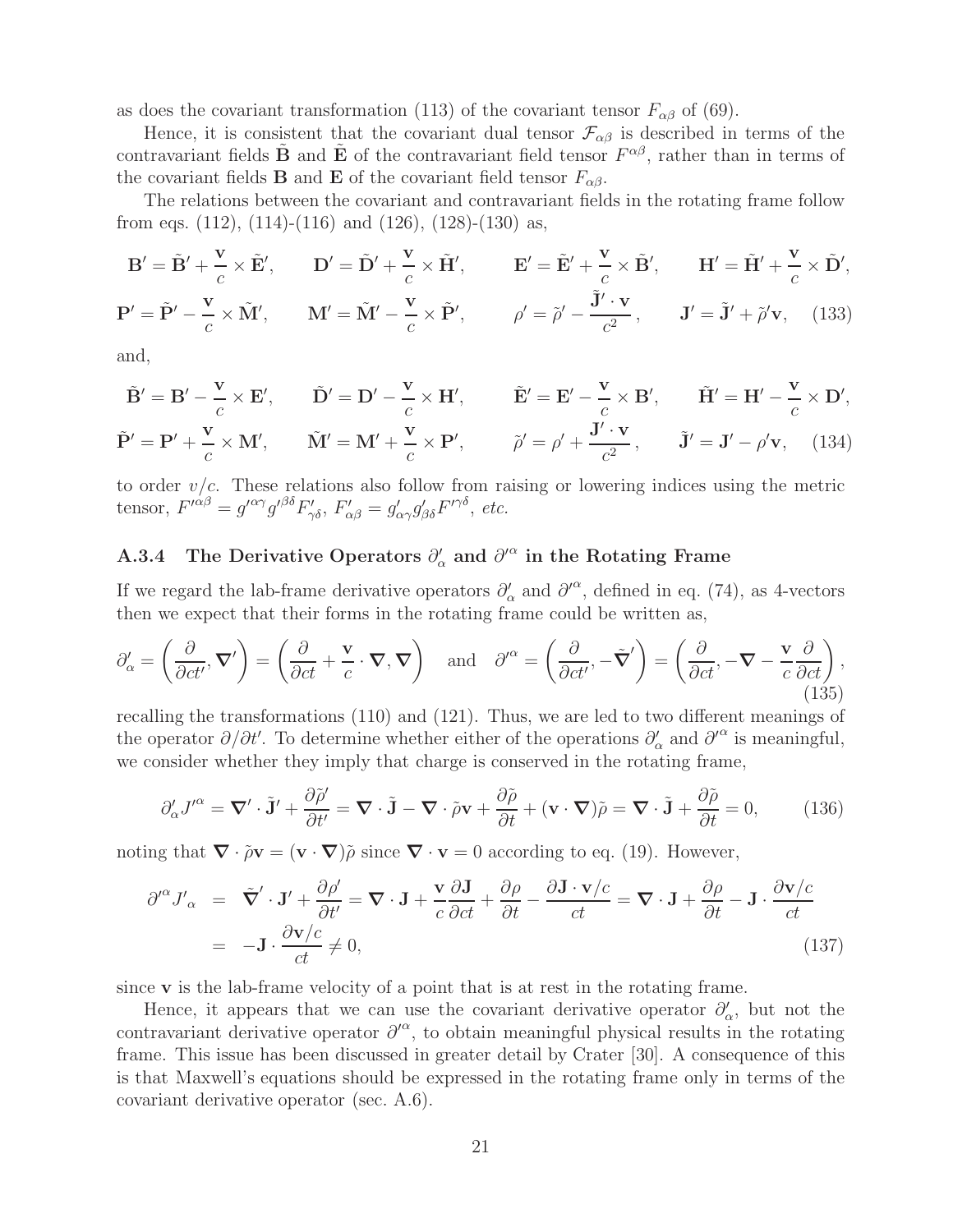as does the covariant transformation (113) of the covariant tensor $F_{\alpha\beta}$ of (69).

Hence, it is consistent that the covariant dual tensor $\mathcal{F}_{\alpha\beta}$ is described in terms of the contravariant fields $\tilde{\mathbf{B}}$ and $\tilde{\mathbf{E}}$ of the contravariant field tensor $F^{\alpha\beta}$, rather than in terms of the covariant fields $\mathbf{B}$ and $\mathbf{E}$ of the covariant field tensor $F_{\alpha\beta}$.

The relations between the covariant and contravariant fields in the rotating frame follow from eqs. (112), (114)-(116) and (126), (128)-(130) as,

$$\mathbf{B}' = \tilde{\mathbf{B}}' + \frac{\mathbf{v}}{c} \times \tilde{\mathbf{E}}', \qquad \mathbf{D}' = \tilde{\mathbf{D}}' + \frac{\mathbf{v}}{c} \times \tilde{\mathbf{H}}', \qquad \mathbf{E}' = \tilde{\mathbf{E}}' + \frac{\mathbf{v}}{c} \times \tilde{\mathbf{B}}', \qquad \mathbf{H}' = \tilde{\mathbf{H}}' + \frac{\mathbf{v}}{c} \times \tilde{\mathbf{D}}',$$
$$\mathbf{P}' = \tilde{\mathbf{P}}' - \frac{\mathbf{v}}{c} \times \tilde{\mathbf{M}}', \qquad \mathbf{M}' = \tilde{\mathbf{M}}' - \frac{\mathbf{v}}{c} \times \tilde{\mathbf{P}}', \qquad \rho' = \tilde{\rho}' - \frac{\tilde{\mathbf{J}}' \cdot \mathbf{v}}{c^2}, \qquad \mathbf{J}' = \tilde{\mathbf{J}}' + \tilde{\rho}'\mathbf{v}, \quad (133)$$

and,

$$\tilde{\mathbf{B}}' = \mathbf{B}' - \frac{\mathbf{v}}{c} \times \mathbf{E}', \qquad \tilde{\mathbf{D}}' = \mathbf{D}' - \frac{\mathbf{v}}{c} \times \mathbf{H}', \qquad \tilde{\mathbf{E}}' = \mathbf{E}' - \frac{\mathbf{v}}{c} \times \mathbf{B}', \qquad \tilde{\mathbf{H}}' = \mathbf{H}' - \frac{\mathbf{v}}{c} \times \mathbf{D}',$$
$$\tilde{\mathbf{P}}' = \mathbf{P}' + \frac{\mathbf{v}}{c} \times \mathbf{M}', \qquad \tilde{\mathbf{M}}' = \mathbf{M}' + \frac{\mathbf{v}}{c} \times \mathbf{P}', \qquad \tilde{\rho}' = \rho' + \frac{\mathbf{J}' \cdot \mathbf{v}}{c^2}, \qquad \tilde{\mathbf{J}}' = \mathbf{J}' - \rho'\mathbf{v}, \quad (134)$$

to order $v/c$. These relations also follow from raising or lowering indices using the metric tensor, $F'^{\alpha\beta} = g'^{\alpha\gamma} g'^{\beta\delta} F'_{\gamma\delta}$, $F'_{\alpha\beta} = g'_{\alpha\gamma} g'_{\beta\delta} F'^{\gamma\delta}$, *etc.*

### A.3.4 The Derivative Operators $\partial'_\alpha$ and $\partial'^\alpha$ in the Rotating Frame

If we regard the lab-frame derivative operators $\partial'_\alpha$ and $\partial'^\alpha$, defined in eq. (74), as 4-vectors then we expect that their forms in the rotating frame could be written as,

$$\partial'_\alpha = \left(\frac{\partial}{\partial ct'}, \boldsymbol{\nabla}'\right) = \left(\frac{\partial}{\partial ct} + \frac{\mathbf{v}}{c} \cdot \boldsymbol{\nabla}, \boldsymbol{\nabla}\right) \quad \text{and} \quad \partial'^\alpha = \left(\frac{\partial}{\partial ct'}, -\tilde{\boldsymbol{\nabla}}'\right) = \left(\frac{\partial}{\partial ct}, -\boldsymbol{\nabla} - \frac{\mathbf{v}}{c}\frac{\partial}{\partial ct}\right), \tag{135}$$

recalling the transformations (110) and (121). Thus, we are led to two different meanings of the operator $\partial/\partial t'$. To determine whether either of the operations $\partial'_\alpha$ and $\partial'^\alpha$ is meaningful, we consider whether they imply that charge is conserved in the rotating frame,

$$\partial'_\alpha J'^\alpha = \boldsymbol{\nabla}' \cdot \tilde{\mathbf{J}}' + \frac{\partial \tilde{\rho}'}{\partial t'} = \boldsymbol{\nabla} \cdot \tilde{\mathbf{J}} - \boldsymbol{\nabla} \cdot \tilde{\rho}\mathbf{v} + \frac{\partial \tilde{\rho}}{\partial t} + (\mathbf{v} \cdot \boldsymbol{\nabla})\tilde{\rho} = \boldsymbol{\nabla} \cdot \tilde{\mathbf{J}} + \frac{\partial \tilde{\rho}}{\partial t} = 0, \tag{136}$$

noting that $\boldsymbol{\nabla} \cdot \tilde{\rho}\mathbf{v} = (\mathbf{v} \cdot \boldsymbol{\nabla})\tilde{\rho}$ since $\boldsymbol{\nabla} \cdot \mathbf{v} = 0$ according to eq. (19). However,

$$\begin{aligned} \partial'^\alpha J'_\alpha &= \tilde{\boldsymbol{\nabla}}' \cdot \mathbf{J}' + \frac{\partial \rho'}{\partial t'} = \boldsymbol{\nabla} \cdot \mathbf{J} + \frac{\mathbf{v}}{c}\frac{\partial \mathbf{J}}{\partial ct} + \frac{\partial \rho}{\partial t} - \frac{\partial \mathbf{J} \cdot \mathbf{v}/c}{ct} = \boldsymbol{\nabla} \cdot \mathbf{J} + \frac{\partial \rho}{\partial t} - \mathbf{J} \cdot \frac{\partial \mathbf{v}/c}{ct} \\ &= -\mathbf{J} \cdot \frac{\partial \mathbf{v}/c}{ct} \neq 0, \end{aligned} \tag{137}$$

since $\mathbf{v}$ is the lab-frame velocity of a point that is at rest in the rotating frame.

Hence, it appears that we can use the covariant derivative operator $\partial'_\alpha$, but not the contravariant derivative operator $\partial'^\alpha$, to obtain meaningful physical results in the rotating frame. This issue has been discussed in greater detail by Crater [30]. A consequence of this is that Maxwell's equations should be expressed in the rotating frame only in terms of the covariant derivative operator (sec. A.6).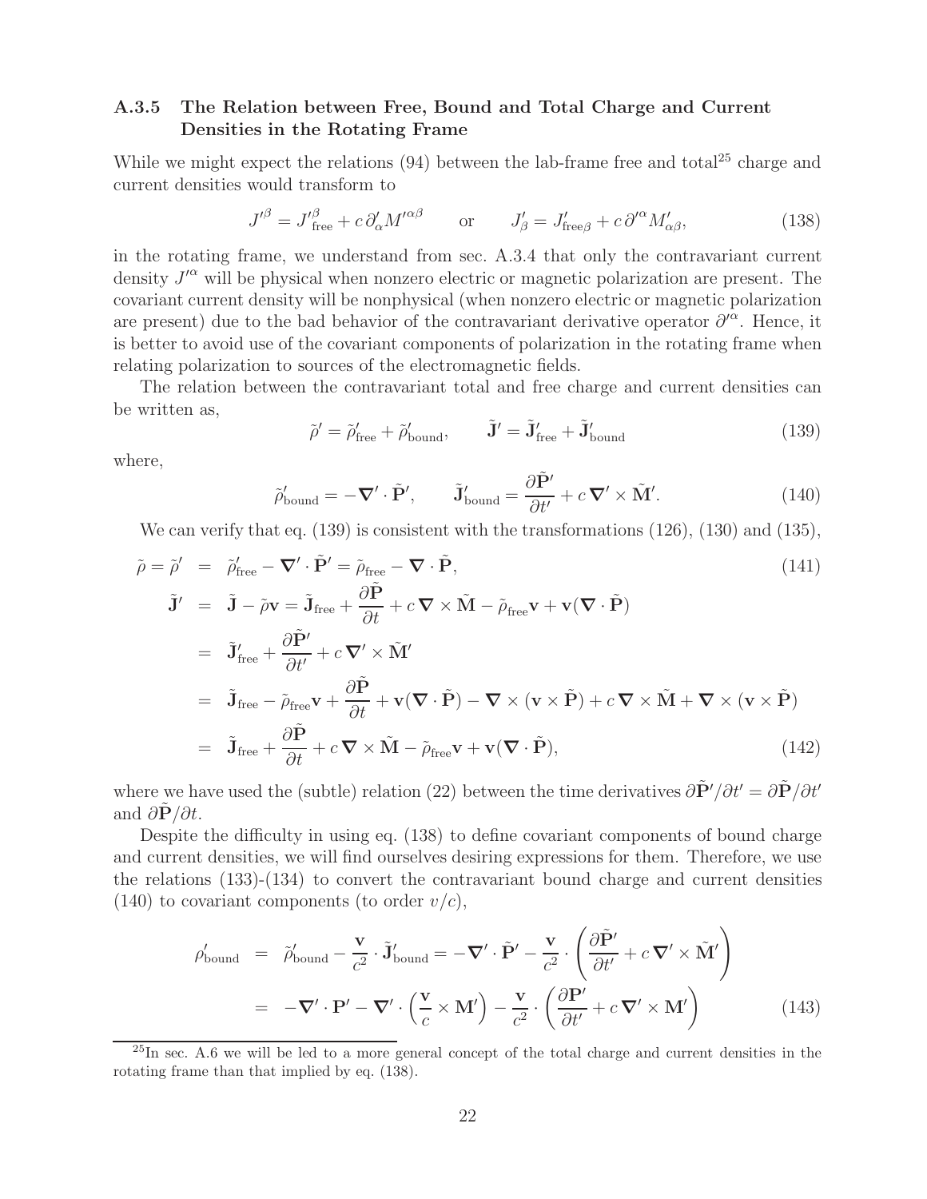### A.3.5 The Relation between Free, Bound and Total Charge and Current Densities in the Rotating Frame

While we might expect the relations (94) between the lab-frame free and total[25] charge and current densities would transform to

$$J'^{\beta} = J'^{\beta}_{\rm free} + c\,\partial'_{\alpha} M'^{\alpha\beta} \qquad \text{or} \qquad J'_{\beta} = J'_{{\rm free}\beta} + c\,\partial'^{\alpha} M'_{\alpha\beta}, \tag{138}$$

in the rotating frame, we understand from sec. A.3.4 that only the contravariant current density $J'^{\alpha}$ will be physical when nonzero electric or magnetic polarization are present. The covariant current density will be nonphysical (when nonzero electric or magnetic polarization are present) due to the bad behavior of the contravariant derivative operator $\partial'^{\alpha}$. Hence, it is better to avoid use of the covariant components of polarization in the rotating frame when relating polarization to sources of the electromagnetic fields.

The relation between the contravariant total and free charge and current densities can be written as,

$$\tilde{\rho}' = \tilde{\rho}'_{\rm free} + \tilde{\rho}'_{\rm bound}, \qquad \tilde{\mathbf{J}}' = \tilde{\mathbf{J}}'_{\rm free} + \tilde{\mathbf{J}}'_{\rm bound} \tag{139}$$

where,

$$\tilde{\rho}'_{\rm bound} = -\boldsymbol{\nabla}' \cdot \tilde{\mathbf{P}}', \qquad \tilde{\mathbf{J}}'_{\rm bound} = \frac{\partial \tilde{\mathbf{P}}'}{\partial t'} + c\,\boldsymbol{\nabla}' \times \tilde{\mathbf{M}}'. \tag{140}$$

We can verify that eq. (139) is consistent with the transformations (126), (130) and (135),

$$\tilde{\rho} = \tilde{\rho}' = \tilde{\rho}'_{\rm free} - \boldsymbol{\nabla}' \cdot \tilde{\mathbf{P}}' = \tilde{\rho}_{\rm free} - \boldsymbol{\nabla} \cdot \tilde{\mathbf{P}}, \tag{141}$$

$$\begin{aligned}
\tilde{\mathbf{J}}' &= \tilde{\mathbf{J}} - \tilde{\rho}\mathbf{v} = \tilde{\mathbf{J}}_{\rm free} + \frac{\partial \tilde{\mathbf{P}}}{\partial t} + c\,\boldsymbol{\nabla} \times \tilde{\mathbf{M}} - \tilde{\rho}_{\rm free}\mathbf{v} + \mathbf{v}(\boldsymbol{\nabla} \cdot \tilde{\mathbf{P}}) \\
&= \tilde{\mathbf{J}}'_{\rm free} + \frac{\partial \tilde{\mathbf{P}}'}{\partial t'} + c\,\boldsymbol{\nabla}' \times \tilde{\mathbf{M}}' \\
&= \tilde{\mathbf{J}}_{\rm free} - \tilde{\rho}_{\rm free}\mathbf{v} + \frac{\partial \tilde{\mathbf{P}}}{\partial t} + \mathbf{v}(\boldsymbol{\nabla} \cdot \tilde{\mathbf{P}}) - \boldsymbol{\nabla} \times (\mathbf{v} \times \tilde{\mathbf{P}}) + c\,\boldsymbol{\nabla} \times \tilde{\mathbf{M}} + \boldsymbol{\nabla} \times (\mathbf{v} \times \tilde{\mathbf{P}}) \\
&= \tilde{\mathbf{J}}_{\rm free} + \frac{\partial \tilde{\mathbf{P}}}{\partial t} + c\,\boldsymbol{\nabla} \times \tilde{\mathbf{M}} - \tilde{\rho}_{\rm free}\mathbf{v} + \mathbf{v}(\boldsymbol{\nabla} \cdot \tilde{\mathbf{P}}),
\end{aligned} \tag{142}$$

where we have used the (subtle) relation (22) between the time derivatives $\partial\tilde{\mathbf{P}}'/\partial t' = \partial\tilde{\mathbf{P}}/\partial t'$ and $\partial\tilde{\mathbf{P}}/\partial t$.

Despite the difficulty in using eq. (138) to define covariant components of bound charge and current densities, we will find ourselves desiring expressions for them. Therefore, we use the relations (133)-(134) to convert the contravariant bound charge and current densities (140) to covariant components (to order $v/c$),

$$\begin{aligned}
\rho'_{\rm bound} &= \tilde{\rho}'_{\rm bound} - \frac{\mathbf{v}}{c^2} \cdot \tilde{\mathbf{J}}'_{\rm bound} = -\boldsymbol{\nabla}' \cdot \tilde{\mathbf{P}}' - \frac{\mathbf{v}}{c^2} \cdot \left(\frac{\partial \tilde{\mathbf{P}}'}{\partial t'} + c\,\boldsymbol{\nabla}' \times \tilde{\mathbf{M}}'\right) \\
&= -\boldsymbol{\nabla}' \cdot \mathbf{P}' - \boldsymbol{\nabla}' \cdot \left(\frac{\mathbf{v}}{c} \times \mathbf{M}'\right) - \frac{\mathbf{v}}{c^2} \cdot \left(\frac{\partial \mathbf{P}'}{\partial t'} + c\,\boldsymbol{\nabla}' \times \mathbf{M}'\right)
\end{aligned} \tag{143}$$

[25] In sec. A.6 we will be led to a more general concept of the total charge and current densities in the rotating frame than that implied by eq. (138).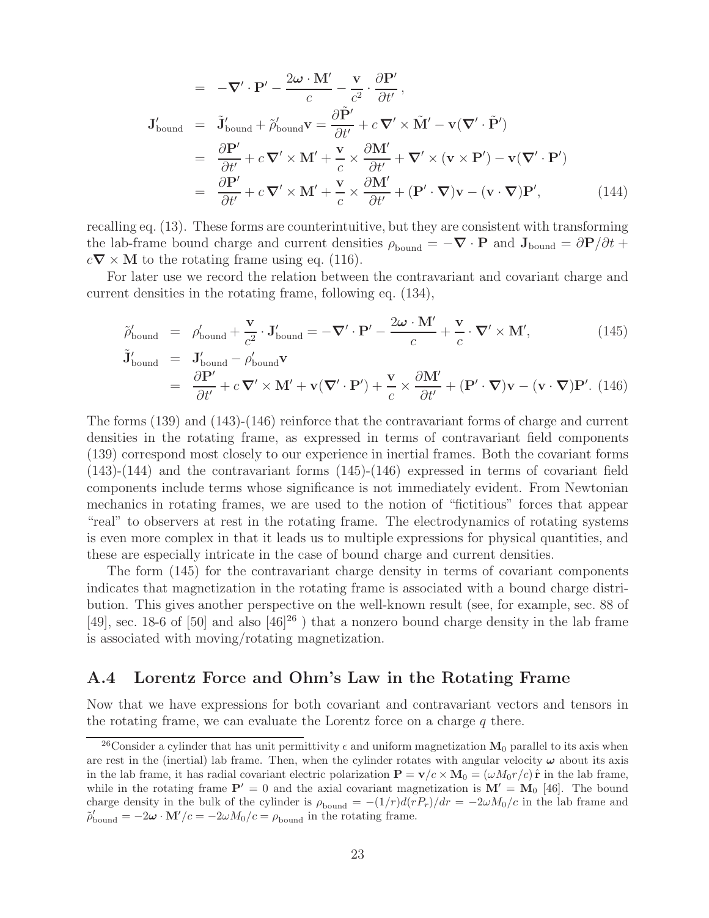$$
\begin{aligned}
&= -\nabla' \cdot \mathbf{P}' - \frac{2\boldsymbol{\omega} \cdot \mathbf{M}'}{c} - \frac{\mathbf{v}}{c^2} \cdot \frac{\partial \mathbf{P}'}{\partial t'}, \\
\mathbf{J}'_{\text{bound}} &= \tilde{\mathbf{J}}'_{\text{bound}} + \tilde{\rho}'_{\text{bound}} \mathbf{v} = \frac{\partial \tilde{\mathbf{P}}'}{\partial t'} + c\, \nabla' \times \tilde{\mathbf{M}}' - \mathbf{v}(\nabla' \cdot \tilde{\mathbf{P}}') \\
&= \frac{\partial \mathbf{P}'}{\partial t'} + c\, \nabla' \times \mathbf{M}' + \frac{\mathbf{v}}{c} \times \frac{\partial \mathbf{M}'}{\partial t'} + \nabla' \times (\mathbf{v} \times \mathbf{P}') - \mathbf{v}(\nabla' \cdot \mathbf{P}') \\
&= \frac{\partial \mathbf{P}'}{\partial t'} + c\, \nabla' \times \mathbf{M}' + \frac{\mathbf{v}}{c} \times \frac{\partial \mathbf{M}'}{\partial t'} + (\mathbf{P}' \cdot \nabla)\mathbf{v} - (\mathbf{v} \cdot \nabla)\mathbf{P}', \qquad (144)
\end{aligned}
$$

recalling eq. (13). These forms are counterintuitive, but they are consistent with transforming the lab-frame bound charge and current densities $\rho_{\text{bound}} = -\nabla \cdot \mathbf{P}$ and $\mathbf{J}_{\text{bound}} = \partial \mathbf{P}/\partial t + c\nabla \times \mathbf{M}$ to the rotating frame using eq. (116).

For later use we record the relation between the contravariant and covariant charge and current densities in the rotating frame, following eq. (134),

$$
\tilde{\rho}'_{\text{bound}} = \rho'_{\text{bound}} + \frac{\mathbf{v}}{c^2} \cdot \mathbf{J}'_{\text{bound}} = -\nabla' \cdot \mathbf{P}' - \frac{2\boldsymbol{\omega} \cdot \mathbf{M}'}{c} + \frac{\mathbf{v}}{c} \cdot \nabla' \times \mathbf{M}', \qquad (145)
$$

$$
\begin{aligned}
\tilde{\mathbf{J}}'_{\text{bound}} &= \mathbf{J}'_{\text{bound}} - \rho'_{\text{bound}} \mathbf{v} \\
&= \frac{\partial \mathbf{P}'}{\partial t'} + c\, \nabla' \times \mathbf{M}' + \mathbf{v}(\nabla' \cdot \mathbf{P}') + \frac{\mathbf{v}}{c} \times \frac{\partial \mathbf{M}'}{\partial t'} + (\mathbf{P}' \cdot \nabla)\mathbf{v} - (\mathbf{v} \cdot \nabla)\mathbf{P}'. \qquad (146)
\end{aligned}
$$

The forms (139) and (143)-(146) reinforce that the contravariant forms of charge and current densities in the rotating frame, as expressed in terms of contravariant field components (139) correspond most closely to our experience in inertial frames. Both the covariant forms (143)-(144) and the contravariant forms (145)-(146) expressed in terms of covariant field components include terms whose significance is not immediately evident. From Newtonian mechanics in rotating frames, we are used to the notion of "fictitious" forces that appear "real" to observers at rest in the rotating frame. The electrodynamics of rotating systems is even more complex in that it leads us to multiple expressions for physical quantities, and these are especially intricate in the case of bound charge and current densities.

The form (145) for the contravariant charge density in terms of covariant components indicates that magnetization in the rotating frame is associated with a bound charge distribution. This gives another perspective on the well-known result (see, for example, sec. 88 of [49], sec. 18-6 of [50] and also [46][26] ) that a nonzero bound charge density in the lab frame is associated with moving/rotating magnetization.

## A.4 Lorentz Force and Ohm's Law in the Rotating Frame

Now that we have expressions for both covariant and contravariant vectors and tensors in the rotating frame, we can evaluate the Lorentz force on a charge $q$ there.

[26] Consider a cylinder that has unit permittivity $\epsilon$ and uniform magnetization $\mathbf{M}_0$ parallel to its axis when are rest in the (inertial) lab frame. Then, when the cylinder rotates with angular velocity $\boldsymbol{\omega}$ about its axis in the lab frame, it has radial covariant electric polarization $\mathbf{P} = \mathbf{v}/c \times \mathbf{M}_0 = (\omega M_0 r/c)\,\hat{\mathbf{r}}$ in the lab frame, while in the rotating frame $\mathbf{P}' = 0$ and the axial covariant magnetization is $\mathbf{M}' = \mathbf{M}_0$ [46]. The bound charge density in the bulk of the cylinder is $\rho_{\text{bound}} = -(1/r)d(rP_r)/dr = -2\omega M_0/c$ in the lab frame and $\tilde{\rho}'_{\text{bound}} = -2\boldsymbol{\omega} \cdot \mathbf{M}'/c = -2\omega M_0/c = \rho_{\text{bound}}$ in the rotating frame.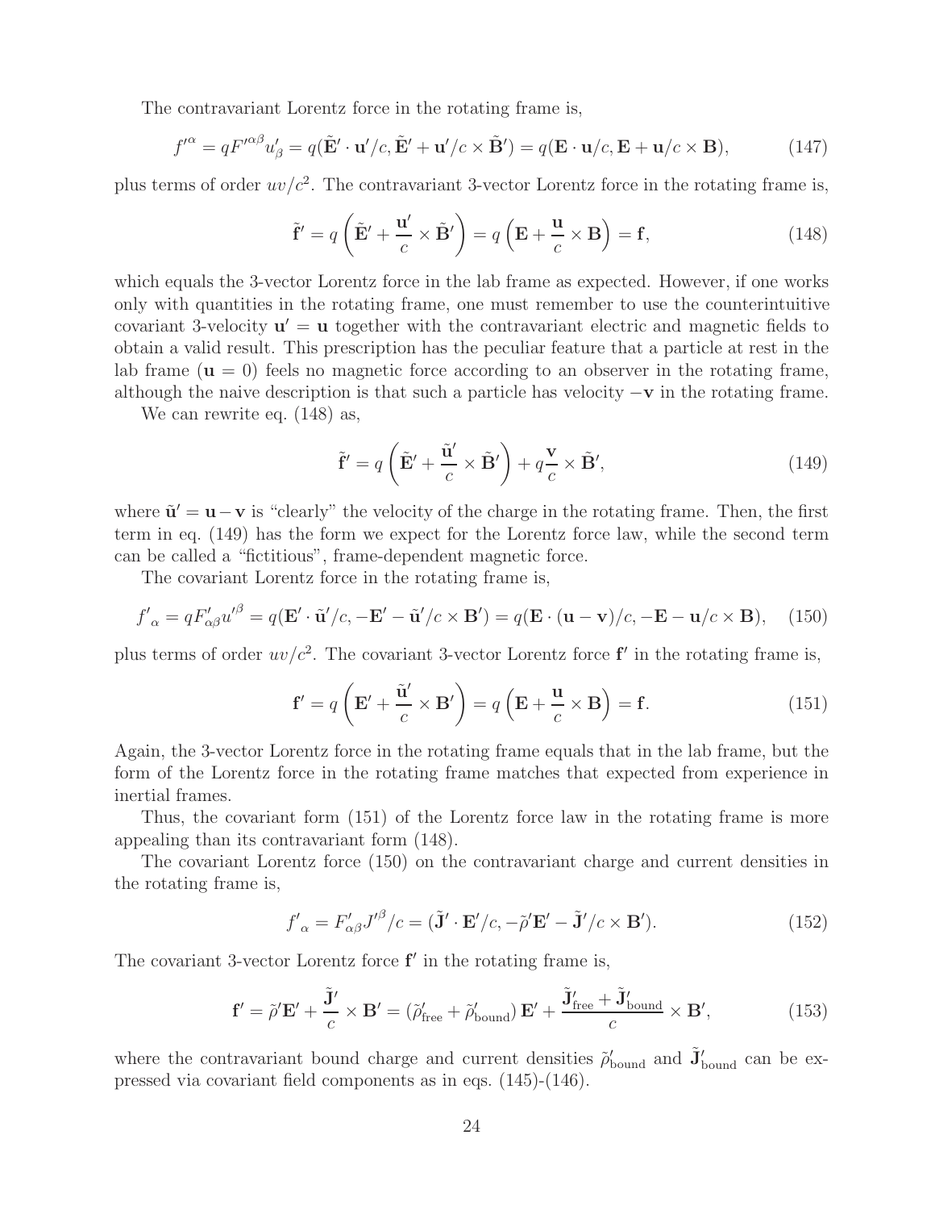The contravariant Lorentz force in the rotating frame is,

$$f'^{\alpha} = qF'^{\alpha\beta}u'_{\beta} = q(\tilde{\mathbf{E}}' \cdot \mathbf{u}'/c, \tilde{\mathbf{E}}' + \mathbf{u}'/c \times \tilde{\mathbf{B}}') = q(\mathbf{E} \cdot \mathbf{u}/c, \mathbf{E} + \mathbf{u}/c \times \mathbf{B}), \tag{147}$$

plus terms of order $uv/c^2$. The contravariant 3-vector Lorentz force in the rotating frame is,

$$\tilde{\mathbf{f}}' = q\left(\tilde{\mathbf{E}}' + \frac{\mathbf{u}'}{c} \times \tilde{\mathbf{B}}'\right) = q\left(\mathbf{E} + \frac{\mathbf{u}}{c} \times \mathbf{B}\right) = \mathbf{f}, \tag{148}$$

which equals the 3-vector Lorentz force in the lab frame as expected. However, if one works only with quantities in the rotating frame, one must remember to use the counterintuitive covariant 3-velocity $\mathbf{u}' = \mathbf{u}$ together with the contravariant electric and magnetic fields to obtain a valid result. This prescription has the peculiar feature that a particle at rest in the lab frame ($\mathbf{u} = 0$) feels no magnetic force according to an observer in the rotating frame, although the naive description is that such a particle has velocity $-\mathbf{v}$ in the rotating frame.

We can rewrite eq. (148) as,

$$\tilde{\mathbf{f}}' = q\left(\tilde{\mathbf{E}}' + \frac{\tilde{\mathbf{u}}'}{c} \times \tilde{\mathbf{B}}'\right) + q\frac{\mathbf{v}}{c} \times \tilde{\mathbf{B}}', \tag{149}$$

where $\tilde{\mathbf{u}}' = \mathbf{u} - \mathbf{v}$ is "clearly" the velocity of the charge in the rotating frame. Then, the first term in eq. (149) has the form we expect for the Lorentz force law, while the second term can be called a "fictitious", frame-dependent magnetic force.

The covariant Lorentz force in the rotating frame is,

$$f'_{\alpha} = qF'_{\alpha\beta}u'^{\beta} = q(\mathbf{E}' \cdot \tilde{\mathbf{u}}'/c, -\mathbf{E}' - \tilde{\mathbf{u}}'/c \times \mathbf{B}') = q(\mathbf{E} \cdot (\mathbf{u} - \mathbf{v})/c, -\mathbf{E} - \mathbf{u}/c \times \mathbf{B}), \tag{150}$$

plus terms of order $uv/c^2$. The covariant 3-vector Lorentz force $\mathbf{f}'$ in the rotating frame is,

$$\mathbf{f}' = q\left(\mathbf{E}' + \frac{\tilde{\mathbf{u}}'}{c} \times \mathbf{B}'\right) = q\left(\mathbf{E} + \frac{\mathbf{u}}{c} \times \mathbf{B}\right) = \mathbf{f}. \tag{151}$$

Again, the 3-vector Lorentz force in the rotating frame equals that in the lab frame, but the form of the Lorentz force in the rotating frame matches that expected from experience in inertial frames.

Thus, the covariant form (151) of the Lorentz force law in the rotating frame is more appealing than its contravariant form (148).

The covariant Lorentz force (150) on the contravariant charge and current densities in the rotating frame is,

$$f'_{\alpha} = F'_{\alpha\beta}J'^{\beta}/c = (\tilde{\mathbf{J}}' \cdot \mathbf{E}'/c, -\tilde{\rho}'\mathbf{E}' - \tilde{\mathbf{J}}'/c \times \mathbf{B}'). \tag{152}$$

The covariant 3-vector Lorentz force $\mathbf{f}'$ in the rotating frame is,

$$\mathbf{f}' = \tilde{\rho}'\mathbf{E}' + \frac{\tilde{\mathbf{J}}'}{c} \times \mathbf{B}' = \left(\tilde{\rho}'_{\text{free}} + \tilde{\rho}'_{\text{bound}}\right)\mathbf{E}' + \frac{\tilde{\mathbf{J}}'_{\text{free}} + \tilde{\mathbf{J}}'_{\text{bound}}}{c} \times \mathbf{B}', \tag{153}$$

where the contravariant bound charge and current densities $\tilde{\rho}'_{\text{bound}}$ and $\tilde{\mathbf{J}}'_{\text{bound}}$ can be expressed via covariant field components as in eqs. (145)-(146).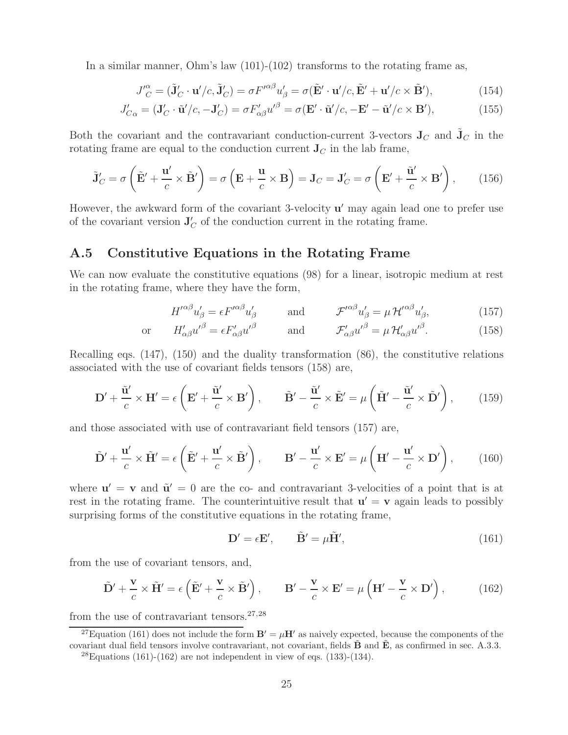In a similar manner, Ohm's law (101)-(102) transforms to the rotating frame as,

$$J'^{\alpha}_C = (\tilde{\mathbf{J}}'_C \cdot \mathbf{u}'/c, \tilde{\mathbf{J}}'_C) = \sigma F'^{\alpha\beta} u'_\beta = \sigma(\tilde{\mathbf{E}}' \cdot \mathbf{u}'/c, \tilde{\mathbf{E}}' + \mathbf{u}'/c \times \tilde{\mathbf{B}}'), \tag{154}$$

$$J'_{C\alpha} = (\mathbf{J}'_C \cdot \tilde{\mathbf{u}}'/c, -\mathbf{J}'_C) = \sigma F'_{\alpha\beta} u'^\beta = \sigma(\mathbf{E}' \cdot \tilde{\mathbf{u}}'/c, -\mathbf{E}' - \tilde{\mathbf{u}}'/c \times \mathbf{B}'), \tag{155}$$

Both the covariant and the contravariant conduction-current 3-vectors $\mathbf{J}_C$ and $\tilde{\mathbf{J}}_C$ in the rotating frame are equal to the conduction current $\mathbf{J}_C$ in the lab frame,

$$\tilde{\mathbf{J}}'_C = \sigma\left(\tilde{\mathbf{E}}' + \frac{\mathbf{u}'}{c} \times \tilde{\mathbf{B}}'\right) = \sigma\left(\mathbf{E} + \frac{\mathbf{u}}{c} \times \mathbf{B}\right) = \mathbf{J}_C = \mathbf{J}'_C = \sigma\left(\mathbf{E}' + \frac{\tilde{\mathbf{u}}'}{c} \times \mathbf{B}'\right), \tag{156}$$

However, the awkward form of the covariant 3-velocity $\mathbf{u}'$ may again lead one to prefer use of the covariant version $\mathbf{J}'_C$ of the conduction current in the rotating frame.

## A.5 Constitutive Equations in the Rotating Frame

We can now evaluate the constitutive equations (98) for a linear, isotropic medium at rest in the rotating frame, where they have the form,

$$H'^{\alpha\beta} u'_\beta = \epsilon F'^{\alpha\beta} u'_\beta \qquad \text{and} \qquad \mathcal{F}'^{\alpha\beta} u'_\beta = \mu\, \mathcal{H}'^{\alpha\beta} u'_\beta, \tag{157}$$

$$\text{or} \qquad H'_{\alpha\beta} u'^\beta = \epsilon F'_{\alpha\beta} u'^\beta \qquad \text{and} \qquad \mathcal{F}'_{\alpha\beta} u'^\beta = \mu\, \mathcal{H}'_{\alpha\beta} u'^\beta. \tag{158}$$

Recalling eqs. (147), (150) and the duality transformation (86), the constitutive relations associated with the use of covariant fields tensors (158) are,

$$\mathbf{D}' + \frac{\tilde{\mathbf{u}}'}{c} \times \mathbf{H}' = \epsilon\left(\mathbf{E}' + \frac{\tilde{\mathbf{u}}'}{c} \times \mathbf{B}'\right), \qquad \tilde{\mathbf{B}}' - \frac{\tilde{\mathbf{u}}'}{c} \times \tilde{\mathbf{E}}' = \mu\left(\tilde{\mathbf{H}}' - \frac{\tilde{\mathbf{u}}'}{c} \times \tilde{\mathbf{D}}'\right), \tag{159}$$

and those associated with use of contravariant field tensors (157) are,

$$\tilde{\mathbf{D}}' + \frac{\mathbf{u}'}{c} \times \tilde{\mathbf{H}}' = \epsilon\left(\tilde{\mathbf{E}}' + \frac{\mathbf{u}'}{c} \times \tilde{\mathbf{B}}'\right), \qquad \mathbf{B}' - \frac{\mathbf{u}'}{c} \times \mathbf{E}' = \mu\left(\mathbf{H}' - \frac{\mathbf{u}'}{c} \times \mathbf{D}'\right), \tag{160}$$

where $\mathbf{u}' = \mathbf{v}$ and $\tilde{\mathbf{u}}' = 0$ are the co- and contravariant 3-velocities of a point that is at rest in the rotating frame. The counterintuitive result that $\mathbf{u}' = \mathbf{v}$ again leads to possibly surprising forms of the constitutive equations in the rotating frame,

$$\mathbf{D}' = \epsilon \mathbf{E}', \qquad \tilde{\mathbf{B}}' = \mu \tilde{\mathbf{H}}', \tag{161}$$

from the use of covariant tensors, and,

$$\tilde{\mathbf{D}}' + \frac{\mathbf{v}}{c} \times \tilde{\mathbf{H}}' = \epsilon\left(\tilde{\mathbf{E}}' + \frac{\mathbf{v}}{c} \times \tilde{\mathbf{B}}'\right), \qquad \mathbf{B}' - \frac{\mathbf{v}}{c} \times \mathbf{E}' = \mu\left(\mathbf{H}' - \frac{\mathbf{v}}{c} \times \mathbf{D}'\right), \tag{162}$$

from the use of contravariant tensors.[27,28]

---

[27] Equation (161) does not include the form $\mathbf{B}' = \mu \mathbf{H}'$ as naively expected, because the components of the covariant dual field tensors involve contravariant, not covariant, fields $\tilde{\mathbf{B}}$ and $\tilde{\mathbf{E}}$, as confirmed in sec. A.3.3.

[28] Equations (161)-(162) are not independent in view of eqs. (133)-(134).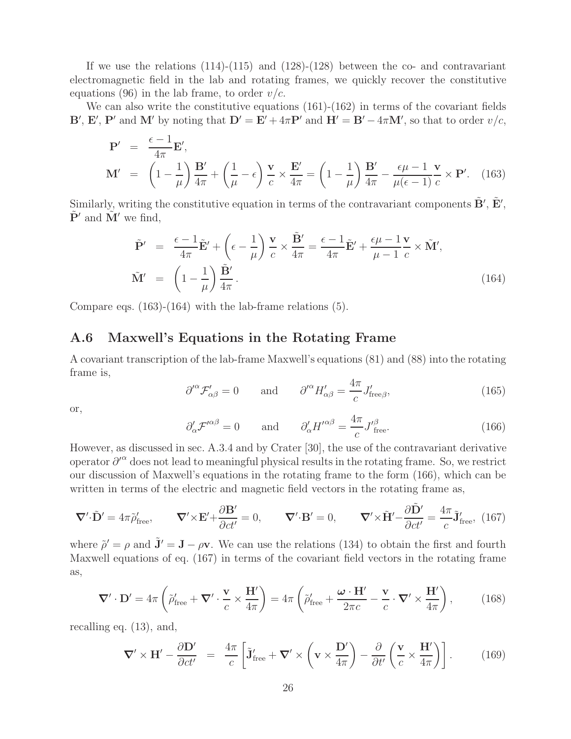If we use the relations (114)-(115) and (128)-(128) between the co- and contravariant electromagnetic field in the lab and rotating frames, we quickly recover the constitutive equations (96) in the lab frame, to order $v/c$.

We can also write the constitutive equations (161)-(162) in terms of the covariant fields $\mathbf{B}'$, $\mathbf{E}'$, $\mathbf{P}'$ and $\mathbf{M}'$ by noting that $\mathbf{D}' = \mathbf{E}' + 4\pi\mathbf{P}'$ and $\mathbf{H}' = \mathbf{B}' - 4\pi\mathbf{M}'$, so that to order $v/c$,

$$
\begin{aligned}
\mathbf{P}' &= \frac{\epsilon - 1}{4\pi}\mathbf{E}', \\
\mathbf{M}' &= \left(1 - \frac{1}{\mu}\right)\frac{\mathbf{B}'}{4\pi} + \left(\frac{1}{\mu} - \epsilon\right)\frac{\mathbf{v}}{c} \times \frac{\mathbf{E}'}{4\pi} = \left(1 - \frac{1}{\mu}\right)\frac{\mathbf{B}'}{4\pi} - \frac{\epsilon\mu - 1}{\mu(\epsilon - 1)}\frac{\mathbf{v}}{c} \times \mathbf{P}'. \qquad (163)
\end{aligned}
$$

Similarly, writing the constitutive equation in terms of the contravariant components $\tilde{\mathbf{B}}'$, $\tilde{\mathbf{E}}'$, $\tilde{\mathbf{P}}'$ and $\tilde{\mathbf{M}}'$ we find,

$$
\begin{aligned}
\tilde{\mathbf{P}}' &= \frac{\epsilon - 1}{4\pi}\tilde{\mathbf{E}}' + \left(\epsilon - \frac{1}{\mu}\right)\frac{\mathbf{v}}{c} \times \frac{\tilde{\mathbf{B}}'}{4\pi} = \frac{\epsilon - 1}{4\pi}\tilde{\mathbf{E}}' + \frac{\epsilon\mu - 1}{\mu - 1}\frac{\mathbf{v}}{c} \times \tilde{\mathbf{M}}', \\
\tilde{\mathbf{M}}' &= \left(1 - \frac{1}{\mu}\right)\frac{\tilde{\mathbf{B}}'}{4\pi}. \qquad (164)
\end{aligned}
$$

Compare eqs. (163)-(164) with the lab-frame relations (5).

## A.6 Maxwell's Equations in the Rotating Frame

A covariant transcription of the lab-frame Maxwell's equations (81) and (88) into the rotating frame is,

$$
\partial'^{\alpha}\mathcal{F}'_{\alpha\beta} = 0 \qquad \text{and} \qquad \partial'^{\alpha}H'_{\alpha\beta} = \frac{4\pi}{c}J'_{\text{free}\beta}, \qquad (165)
$$

or,

$$
\partial'_{\alpha}\mathcal{F}'^{\alpha\beta} = 0 \qquad \text{and} \qquad \partial'_{\alpha}H'^{\alpha\beta} = \frac{4\pi}{c}J'^{\beta}_{\text{free}}. \qquad (166)
$$

However, as discussed in sec. A.3.4 and by Crater [30], the use of the contravariant derivative operator $\partial'^{\alpha}$ does not lead to meaningful physical results in the rotating frame. So, we restrict our discussion of Maxwell's equations in the rotating frame to the form (166), which can be written in terms of the electric and magnetic field vectors in the rotating frame as,

$$
\boldsymbol{\nabla}' \cdot \tilde{\mathbf{D}}' = 4\pi\tilde{\rho}'_{\text{free}}, \qquad \boldsymbol{\nabla}' \times \mathbf{E}' + \frac{\partial \mathbf{B}'}{\partial ct'} = 0, \qquad \boldsymbol{\nabla}' \cdot \mathbf{B}' = 0, \qquad \boldsymbol{\nabla}' \times \tilde{\mathbf{H}}' - \frac{\partial \tilde{\mathbf{D}}'}{\partial ct'} = \frac{4\pi}{c}\tilde{\mathbf{J}}'_{\text{free}}, \quad (167)
$$

where $\tilde{\rho}' = \rho$ and $\tilde{\mathbf{J}}' = \mathbf{J} - \rho\mathbf{v}$. We can use the relations (134) to obtain the first and fourth Maxwell equations of eq. (167) in terms of the covariant field vectors in the rotating frame as,

$$
\boldsymbol{\nabla}' \cdot \mathbf{D}' = 4\pi\left(\tilde{\rho}'_{\text{free}} + \boldsymbol{\nabla}' \cdot \frac{\mathbf{v}}{c} \times \frac{\mathbf{H}'}{4\pi}\right) = 4\pi\left(\tilde{\rho}'_{\text{free}} + \frac{\boldsymbol{\omega} \cdot \mathbf{H}'}{2\pi c} - \frac{\mathbf{v}}{c} \cdot \boldsymbol{\nabla}' \times \frac{\mathbf{H}'}{4\pi}\right), \qquad (168)
$$

recalling eq. (13), and,

$$
\boldsymbol{\nabla}' \times \mathbf{H}' - \frac{\partial \mathbf{D}'}{\partial ct'} = \frac{4\pi}{c}\left[\tilde{\mathbf{J}}'_{\text{free}} + \boldsymbol{\nabla}' \times \left(\mathbf{v} \times \frac{\mathbf{D}'}{4\pi}\right) - \frac{\partial}{\partial t'}\left(\frac{\mathbf{v}}{c} \times \frac{\mathbf{H}'}{4\pi}\right)\right]. \qquad (169)
$$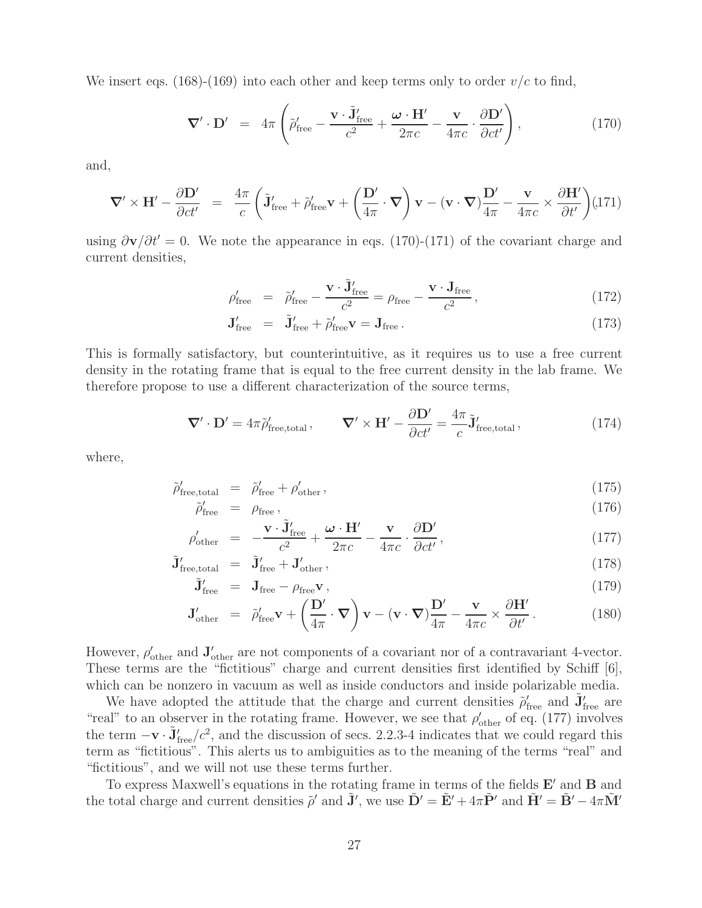We insert eqs. (168)-(169) into each other and keep terms only to order $v/c$ to find,

$$
\boldsymbol{\nabla}' \cdot \mathbf{D}' = 4\pi \left( \tilde{\rho}'_{\rm free} - \frac{\mathbf{v} \cdot \tilde{\mathbf{J}}'_{\rm free}}{c^2} + \frac{\boldsymbol{\omega} \cdot \mathbf{H}'}{2\pi c} - \frac{\mathbf{v}}{4\pi c} \cdot \frac{\partial \mathbf{D}'}{\partial ct'} \right), \tag{170}
$$

and,

$$
\boldsymbol{\nabla}' \times \mathbf{H}' - \frac{\partial \mathbf{D}'}{\partial ct'} = \frac{4\pi}{c} \left( \tilde{\mathbf{J}}'_{\rm free} + \tilde{\rho}'_{\rm free} \mathbf{v} + \left( \frac{\mathbf{D}'}{4\pi} \cdot \boldsymbol{\nabla} \right) \mathbf{v} - (\mathbf{v} \cdot \boldsymbol{\nabla}) \frac{\mathbf{D}'}{4\pi} - \frac{\mathbf{v}}{4\pi c} \times \frac{\partial \mathbf{H}'}{\partial t'} \right), \tag{171}
$$

using $\partial \mathbf{v}/\partial t' = 0$. We note the appearance in eqs. (170)-(171) of the covariant charge and current densities,

$$
\rho'_{\rm free} = \tilde{\rho}'_{\rm free} - \frac{\mathbf{v} \cdot \tilde{\mathbf{J}}'_{\rm free}}{c^2} = \rho_{\rm free} - \frac{\mathbf{v} \cdot \mathbf{J}_{\rm free}}{c^2}, \tag{172}
$$

$$
\mathbf{J}'_{\rm free} = \tilde{\mathbf{J}}'_{\rm free} + \tilde{\rho}'_{\rm free} \mathbf{v} = \mathbf{J}_{\rm free}. \tag{173}
$$

This is formally satisfactory, but counterintuitive, as it requires us to use a free current density in the rotating frame that is equal to the free current density in the lab frame. We therefore propose to use a different characterization of the source terms,

$$
\boldsymbol{\nabla}' \cdot \mathbf{D}' = 4\pi \tilde{\rho}'_{\rm free,total}, \qquad \boldsymbol{\nabla}' \times \mathbf{H}' - \frac{\partial \mathbf{D}'}{\partial ct'} = \frac{4\pi}{c} \tilde{\mathbf{J}}'_{\rm free,total}, \tag{174}
$$

where,

$$
\tilde{\rho}'_{\rm free,total} = \tilde{\rho}'_{\rm free} + \rho'_{\rm other}, \tag{175}
$$

$$
\tilde{\rho}'_{\rm free} = \rho_{\rm free}, \tag{176}
$$

$$
\rho'_{\rm other} = -\frac{\mathbf{v} \cdot \tilde{\mathbf{J}}'_{\rm free}}{c^2} + \frac{\boldsymbol{\omega} \cdot \mathbf{H}'}{2\pi c} - \frac{\mathbf{v}}{4\pi c} \cdot \frac{\partial \mathbf{D}'}{\partial ct'}, \tag{177}
$$

$$
\tilde{\mathbf{J}}'_{\rm free,total} = \tilde{\mathbf{J}}'_{\rm free} + \mathbf{J}'_{\rm other}, \tag{178}
$$

$$
\tilde{\mathbf{J}}'_{\rm free} = \mathbf{J}_{\rm free} - \rho_{\rm free} \mathbf{v}, \tag{179}
$$

$$
\mathbf{J}'_{\rm other} = \tilde{\rho}'_{\rm free} \mathbf{v} + \left( \frac{\mathbf{D}'}{4\pi} \cdot \boldsymbol{\nabla} \right) \mathbf{v} - (\mathbf{v} \cdot \boldsymbol{\nabla}) \frac{\mathbf{D}'}{4\pi} - \frac{\mathbf{v}}{4\pi c} \times \frac{\partial \mathbf{H}'}{\partial t'}. \tag{180}
$$

However, $\rho'_{\rm other}$ and $\mathbf{J}'_{\rm other}$ are not components of a covariant nor of a contravariant 4-vector. These terms are the "fictitious" charge and current densities first identified by Schiff [6], which can be nonzero in vacuum as well as inside conductors and inside polarizable media.

We have adopted the attitude that the charge and current densities $\tilde{\rho}'_{\rm free}$ and $\tilde{\mathbf{J}}'_{\rm free}$ are "real" to an observer in the rotating frame. However, we see that $\rho'_{\rm other}$ of eq. (177) involves the term $-\mathbf{v} \cdot \tilde{\mathbf{J}}'_{\rm free}/c^2$, and the discussion of secs. 2.2.3-4 indicates that we could regard this term as "fictitious". This alerts us to ambiguities as to the meaning of the terms "real" and "fictitious", and we will not use these terms further.

To express Maxwell's equations in the rotating frame in terms of the fields $\mathbf{E}'$ and $\mathbf{B}$ and the total charge and current densities $\tilde{\rho}'$ and $\tilde{\mathbf{J}}'$, we use $\tilde{\mathbf{D}}' = \tilde{\mathbf{E}}' + 4\pi \tilde{\mathbf{P}}'$ and $\tilde{\mathbf{H}}' = \tilde{\mathbf{B}}' - 4\pi \tilde{\mathbf{M}}'$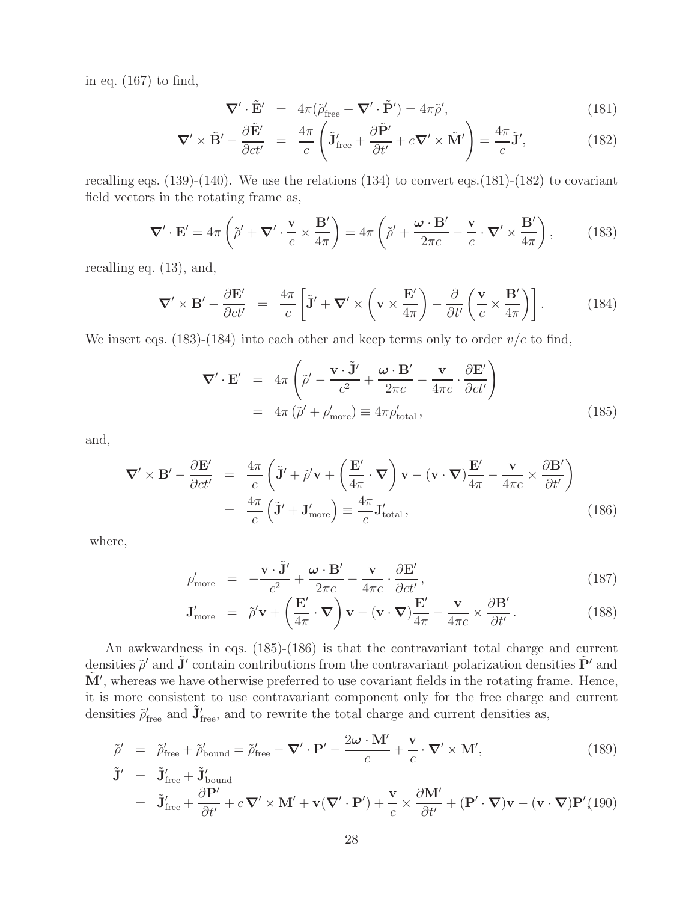in eq. (167) to find,

$$
\begin{aligned}
\boldsymbol{\nabla}' \cdot \tilde{\mathbf{E}}' &= 4\pi(\tilde{\rho}'_{\rm free} - \boldsymbol{\nabla}' \cdot \tilde{\mathbf{P}}') = 4\pi\tilde{\rho}', && (181)\\
\boldsymbol{\nabla}' \times \tilde{\mathbf{B}}' - \frac{\partial \tilde{\mathbf{E}}'}{\partial ct'} &= \frac{4\pi}{c}\left(\tilde{\mathbf{J}}'_{\rm free} + \frac{\partial \tilde{\mathbf{P}}'}{\partial t'} + c\boldsymbol{\nabla}' \times \tilde{\mathbf{M}}'\right) = \frac{4\pi}{c}\tilde{\mathbf{J}}', && (182)
\end{aligned}
$$

recalling eqs. (139)-(140). We use the relations (134) to convert eqs.(181)-(182) to covariant field vectors in the rotating frame as,

$$
\boldsymbol{\nabla}' \cdot \mathbf{E}' = 4\pi\left(\tilde{\rho}' + \boldsymbol{\nabla}' \cdot \frac{\mathbf{v}}{c} \times \frac{\mathbf{B}'}{4\pi}\right) = 4\pi\left(\tilde{\rho}' + \frac{\boldsymbol{\omega} \cdot \mathbf{B}'}{2\pi c} - \frac{\mathbf{v}}{c} \cdot \boldsymbol{\nabla}' \times \frac{\mathbf{B}'}{4\pi}\right), \tag{183}
$$

recalling eq. (13), and,

$$
\boldsymbol{\nabla}' \times \mathbf{B}' - \frac{\partial \mathbf{E}'}{\partial ct'} = \frac{4\pi}{c}\left[\tilde{\mathbf{J}}' + \boldsymbol{\nabla}' \times \left(\mathbf{v} \times \frac{\mathbf{E}'}{4\pi}\right) - \frac{\partial}{\partial t'}\left(\frac{\mathbf{v}}{c} \times \frac{\mathbf{B}'}{4\pi}\right)\right]. \tag{184}
$$

We insert eqs. (183)-(184) into each other and keep terms only to order $v/c$ to find,

$$
\begin{aligned}
\boldsymbol{\nabla}' \cdot \mathbf{E}' &= 4\pi\left(\tilde{\rho}' - \frac{\mathbf{v} \cdot \tilde{\mathbf{J}}'}{c^2} + \frac{\boldsymbol{\omega} \cdot \mathbf{B}'}{2\pi c} - \frac{\mathbf{v}}{4\pi c} \cdot \frac{\partial \mathbf{E}'}{\partial ct'}\right)\\
&= 4\pi\left(\tilde{\rho}' + \rho'_{\rm more}\right) \equiv 4\pi\rho'_{\rm total}\,, && (185)
\end{aligned}
$$

and,

$$
\begin{aligned}
\boldsymbol{\nabla}' \times \mathbf{B}' - \frac{\partial \mathbf{E}'}{\partial ct'} &= \frac{4\pi}{c}\left(\tilde{\mathbf{J}}' + \tilde{\rho}'\mathbf{v} + \left(\frac{\mathbf{E}'}{4\pi} \cdot \boldsymbol{\nabla}\right)\mathbf{v} - (\mathbf{v} \cdot \boldsymbol{\nabla})\frac{\mathbf{E}'}{4\pi} - \frac{\mathbf{v}}{4\pi c} \times \frac{\partial \mathbf{B}'}{\partial t'}\right)\\
&= \frac{4\pi}{c}\left(\tilde{\mathbf{J}}' + \mathbf{J}'_{\rm more}\right) \equiv \frac{4\pi}{c}\mathbf{J}'_{\rm total}\,, && (186)
\end{aligned}
$$

where,

$$
\begin{aligned}
\rho'_{\rm more} &= -\frac{\mathbf{v} \cdot \tilde{\mathbf{J}}'}{c^2} + \frac{\boldsymbol{\omega} \cdot \mathbf{B}'}{2\pi c} - \frac{\mathbf{v}}{4\pi c} \cdot \frac{\partial \mathbf{E}'}{\partial ct'}\,, && (187)\\
\mathbf{J}'_{\rm more} &= \tilde{\rho}'\mathbf{v} + \left(\frac{\mathbf{E}'}{4\pi} \cdot \boldsymbol{\nabla}\right)\mathbf{v} - (\mathbf{v} \cdot \boldsymbol{\nabla})\frac{\mathbf{E}'}{4\pi} - \frac{\mathbf{v}}{4\pi c} \times \frac{\partial \mathbf{B}'}{\partial t'}\,. && (188)
\end{aligned}
$$

An awkwardness in eqs. (185)-(186) is that the contravariant total charge and current densities $\tilde{\rho}'$ and $\tilde{\mathbf{J}}'$ contain contributions from the contravariant polarization densities $\tilde{\mathbf{P}}'$ and $\tilde{\mathbf{M}}'$, whereas we have otherwise preferred to use covariant fields in the rotating frame. Hence, it is more consistent to use contravariant component only for the free charge and current densities $\tilde{\rho}'_{\rm free}$ and $\tilde{\mathbf{J}}'_{\rm free}$, and to rewrite the total charge and current densities as,

$$
\begin{aligned}
\tilde{\rho}' &= \tilde{\rho}'_{\rm free} + \tilde{\rho}'_{\rm bound} = \tilde{\rho}'_{\rm free} - \boldsymbol{\nabla}' \cdot \mathbf{P}' - \frac{2\boldsymbol{\omega} \cdot \mathbf{M}'}{c} + \frac{\mathbf{v}}{c} \cdot \boldsymbol{\nabla}' \times \mathbf{M}', && (189)\\
\tilde{\mathbf{J}}' &= \tilde{\mathbf{J}}'_{\rm free} + \tilde{\mathbf{J}}'_{\rm bound}\\
&= \tilde{\mathbf{J}}'_{\rm free} + \frac{\partial \mathbf{P}'}{\partial t'} + c\,\boldsymbol{\nabla}' \times \mathbf{M}' + \mathbf{v}(\boldsymbol{\nabla}' \cdot \mathbf{P}') + \frac{\mathbf{v}}{c} \times \frac{\partial \mathbf{M}'}{\partial t'} + (\mathbf{P}' \cdot \boldsymbol{\nabla})\mathbf{v} - (\mathbf{v} \cdot \boldsymbol{\nabla})\mathbf{P}' && (190)
\end{aligned}
$$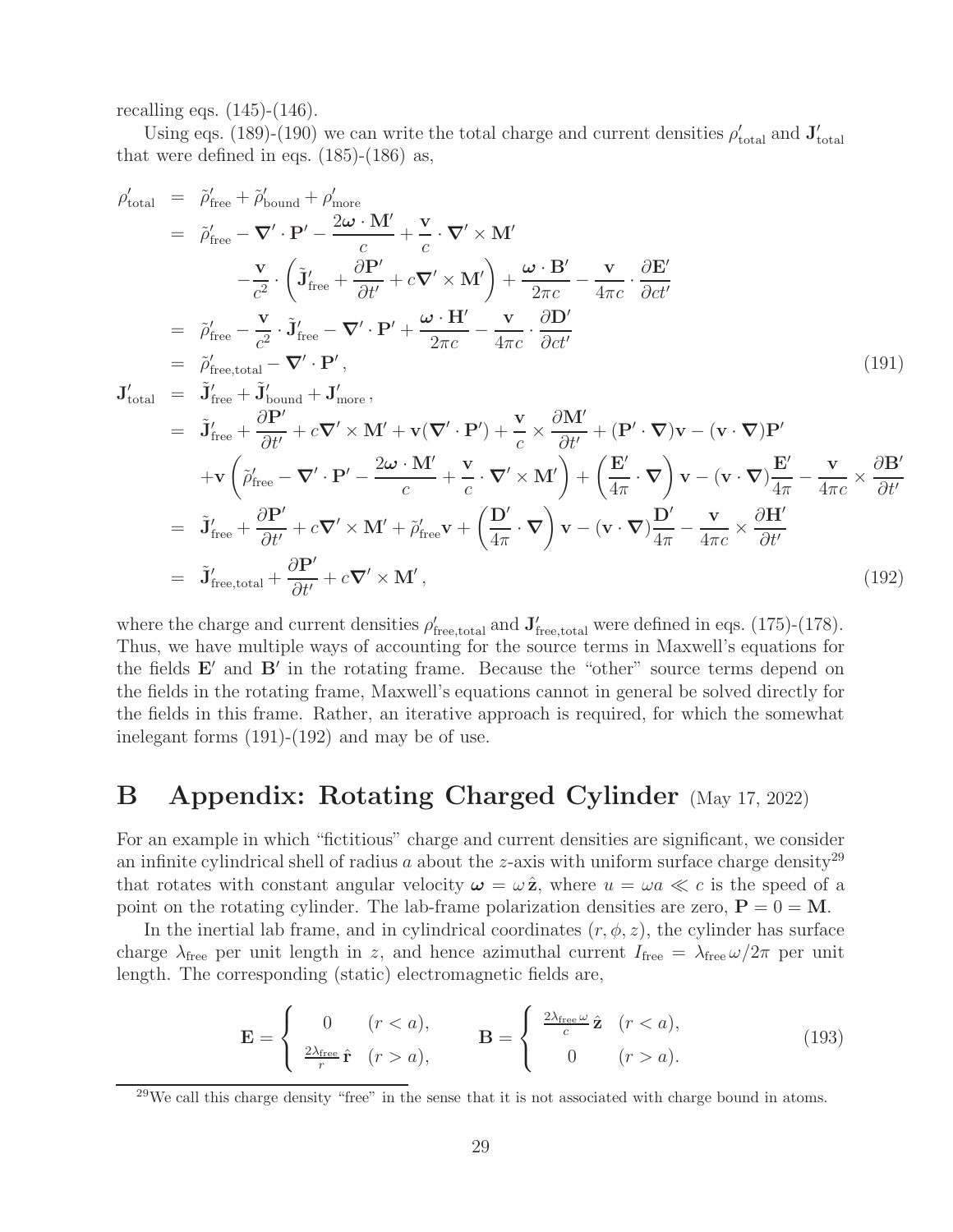recalling eqs. (145)-(146).

Using eqs. (189)-(190) we can write the total charge and current densities $\rho'_{\rm total}$ and $\mathbf{J}'_{\rm total}$ that were defined in eqs. (185)-(186) as,

$$
\begin{aligned}
\rho'_{\rm total} &= \tilde\rho'_{\rm free} + \tilde\rho'_{\rm bound} + \rho'_{\rm more} \\
&= \tilde\rho'_{\rm free} - \boldsymbol{\nabla}'\cdot\mathbf{P}' - \frac{2\boldsymbol{\omega}\cdot\mathbf{M}'}{c} + \frac{\mathbf{v}}{c}\cdot\boldsymbol{\nabla}'\times\mathbf{M}' \\
&\quad -\frac{\mathbf{v}}{c^2}\cdot\left(\tilde{\mathbf{J}}'_{\rm free} + \frac{\partial\mathbf{P}'}{\partial t'} + c\boldsymbol{\nabla}'\times\mathbf{M}'\right) + \frac{\boldsymbol{\omega}\cdot\mathbf{B}'}{2\pi c} - \frac{\mathbf{v}}{4\pi c}\cdot\frac{\partial\mathbf{E}'}{\partial ct'} \\
&= \tilde\rho'_{\rm free} - \frac{\mathbf{v}}{c^2}\cdot\tilde{\mathbf{J}}'_{\rm free} - \boldsymbol{\nabla}'\cdot\mathbf{P}' + \frac{\boldsymbol{\omega}\cdot\mathbf{H}'}{2\pi c} - \frac{\mathbf{v}}{4\pi c}\cdot\frac{\partial\mathbf{D}'}{\partial ct'} \\
&= \tilde\rho'_{\rm free,total} - \boldsymbol{\nabla}'\cdot\mathbf{P}', \qquad (191)\\
\mathbf{J}'_{\rm total} &= \tilde{\mathbf{J}}'_{\rm free} + \tilde{\mathbf{J}}'_{\rm bound} + \mathbf{J}'_{\rm more}, \\
&= \tilde{\mathbf{J}}'_{\rm free} + \frac{\partial\mathbf{P}'}{\partial t'} + c\boldsymbol{\nabla}'\times\mathbf{M}' + \mathbf{v}(\boldsymbol{\nabla}'\cdot\mathbf{P}') + \frac{\mathbf{v}}{c}\times\frac{\partial\mathbf{M}'}{\partial t'} + (\mathbf{P}'\cdot\boldsymbol{\nabla})\mathbf{v} - (\mathbf{v}\cdot\boldsymbol{\nabla})\mathbf{P}' \\
&\quad +\mathbf{v}\left(\tilde\rho'_{\rm free} - \boldsymbol{\nabla}'\cdot\mathbf{P}' - \frac{2\boldsymbol{\omega}\cdot\mathbf{M}'}{c} + \frac{\mathbf{v}}{c}\cdot\boldsymbol{\nabla}'\times\mathbf{M}'\right) + \left(\frac{\mathbf{E}'}{4\pi}\cdot\boldsymbol{\nabla}\right)\mathbf{v} - (\mathbf{v}\cdot\boldsymbol{\nabla})\frac{\mathbf{E}'}{4\pi} - \frac{\mathbf{v}}{4\pi c}\times\frac{\partial\mathbf{B}'}{\partial t'} \\
&= \tilde{\mathbf{J}}'_{\rm free} + \frac{\partial\mathbf{P}'}{\partial t'} + c\boldsymbol{\nabla}'\times\mathbf{M}' + \tilde\rho'_{\rm free}\mathbf{v} + \left(\frac{\mathbf{D}'}{4\pi}\cdot\boldsymbol{\nabla}\right)\mathbf{v} - (\mathbf{v}\cdot\boldsymbol{\nabla})\frac{\mathbf{D}'}{4\pi} - \frac{\mathbf{v}}{4\pi c}\times\frac{\partial\mathbf{H}'}{\partial t'} \\
&= \tilde{\mathbf{J}}'_{\rm free,total} + \frac{\partial\mathbf{P}'}{\partial t'} + c\boldsymbol{\nabla}'\times\mathbf{M}', \qquad (192)
\end{aligned}
$$

where the charge and current densities $\rho'_{\rm free,total}$ and $\mathbf{J}'_{\rm free,total}$ were defined in eqs. (175)-(178). Thus, we have multiple ways of accounting for the source terms in Maxwell's equations for the fields $\mathbf{E}'$ and $\mathbf{B}'$ in the rotating frame. Because the "other" source terms depend on the fields in the rotating frame, Maxwell's equations cannot in general be solved directly for the fields in this frame. Rather, an iterative approach is required, for which the somewhat inelegant forms (191)-(192) and may be of use.

# B Appendix: Rotating Charged Cylinder (May 17, 2022)

For an example in which "fictitious" charge and current densities are significant, we consider an infinite cylindrical shell of radius $a$ about the $z$-axis with uniform surface charge density[29] that rotates with constant angular velocity $\boldsymbol{\omega} = \omega\,\hat{\mathbf{z}}$, where $u = \omega a \ll c$ is the speed of a point on the rotating cylinder. The lab-frame polarization densities are zero, $\mathbf{P} = 0 = \mathbf{M}$.

In the inertial lab frame, and in cylindrical coordinates $(r, \phi, z)$, the cylinder has surface charge $\lambda_{\rm free}$ per unit length in $z$, and hence azimuthal current $I_{\rm free} = \lambda_{\rm free}\,\omega/2\pi$ per unit length. The corresponding (static) electromagnetic fields are,

$$
\mathbf{E} = \begin{cases} 0 & (r < a), \\ \frac{2\lambda_{\rm free}}{r}\,\hat{\mathbf{r}} & (r > a), \end{cases} \qquad \mathbf{B} = \begin{cases} \frac{2\lambda_{\rm free}\,\omega}{c}\,\hat{\mathbf{z}} & (r < a), \\ 0 & (r > a). \end{cases} \qquad (193)
$$

[29] We call this charge density "free" in the sense that it is not associated with charge bound in atoms.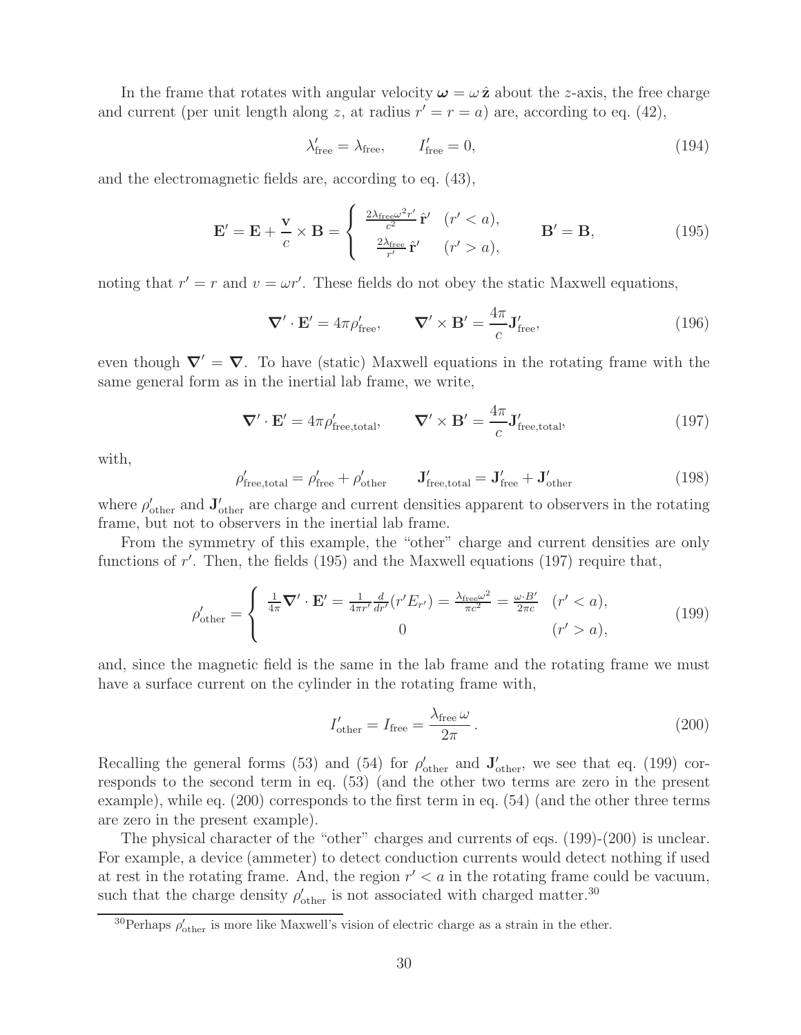In the frame that rotates with angular velocity $\boldsymbol{\omega} = \omega\,\hat{\mathbf{z}}$ about the $z$-axis, the free charge and current (per unit length along $z$, at radius $r' = r = a$) are, according to eq. (42),

$$
\lambda'_{\rm free} = \lambda_{\rm free}, \qquad I'_{\rm free} = 0, \tag{194}
$$

and the electromagnetic fields are, according to eq. (43),

$$
\mathbf{E}' = \mathbf{E} + \frac{\mathbf{v}}{c} \times \mathbf{B} = \left\{ \begin{array}{ll} \frac{2\lambda_{\rm free}\omega^2 r'}{c^2}\,\hat{\mathbf{r}}' & (r' < a), \\ \frac{2\lambda_{\rm free}}{r'}\,\hat{\mathbf{r}}' & (r' > a), \end{array} \right. \qquad \mathbf{B}' = \mathbf{B}, \tag{195}
$$

noting that $r' = r$ and $v = \omega r'$. These fields do not obey the static Maxwell equations,

$$
\boldsymbol{\nabla}' \cdot \mathbf{E}' = 4\pi \rho'_{\rm free}, \qquad \boldsymbol{\nabla}' \times \mathbf{B}' = \frac{4\pi}{c} \mathbf{J}'_{\rm free}, \tag{196}
$$

even though $\boldsymbol{\nabla}' = \boldsymbol{\nabla}$. To have (static) Maxwell equations in the rotating frame with the same general form as in the inertial lab frame, we write,

$$
\boldsymbol{\nabla}' \cdot \mathbf{E}' = 4\pi \rho'_{\rm free,total}, \qquad \boldsymbol{\nabla}' \times \mathbf{B}' = \frac{4\pi}{c} \mathbf{J}'_{\rm free,total}, \tag{197}
$$

with,

$$
\rho'_{\rm free,total} = \rho'_{\rm free} + \rho'_{\rm other} \qquad \mathbf{J}'_{\rm free,total} = \mathbf{J}'_{\rm free} + \mathbf{J}'_{\rm other} \tag{198}
$$

where $\rho'_{\rm other}$ and $\mathbf{J}'_{\rm other}$ are charge and current densities apparent to observers in the rotating frame, but not to observers in the inertial lab frame.

From the symmetry of this example, the "other" charge and current densities are only functions of $r'$. Then, the fields (195) and the Maxwell equations (197) require that,

$$
\rho'_{\rm other} = \left\{ \begin{array}{ll} \frac{1}{4\pi} \boldsymbol{\nabla}' \cdot \mathbf{E}' = \frac{1}{4\pi r'} \frac{d}{dr'}(r' E_{r'}) = \frac{\lambda_{\rm free}\omega^2}{\pi c^2} = \frac{\omega \cdot B'}{2\pi c} & (r' < a), \\ 0 & (r' > a), \end{array} \right. \tag{199}
$$

and, since the magnetic field is the same in the lab frame and the rotating frame we must have a surface current on the cylinder in the rotating frame with,

$$
I'_{\rm other} = I_{\rm free} = \frac{\lambda_{\rm free}\,\omega}{2\pi}\,. \tag{200}
$$

Recalling the general forms (53) and (54) for $\rho'_{\rm other}$ and $\mathbf{J}'_{\rm other}$, we see that eq. (199) corresponds to the second term in eq. (53) (and the other two terms are zero in the present example), while eq. (200) corresponds to the first term in eq. (54) (and the other three terms are zero in the present example).

The physical character of the "other" charges and currents of eqs. (199)-(200) is unclear. For example, a device (ammeter) to detect conduction currents would detect nothing if used at rest in the rotating frame. And, the region $r' < a$ in the rotating frame could be vacuum, such that the charge density $\rho'_{\rm other}$ is not associated with charged matter.[30]

[30]Perhaps $\rho'_{\rm other}$ is more like Maxwell's vision of electric charge as a strain in the ether.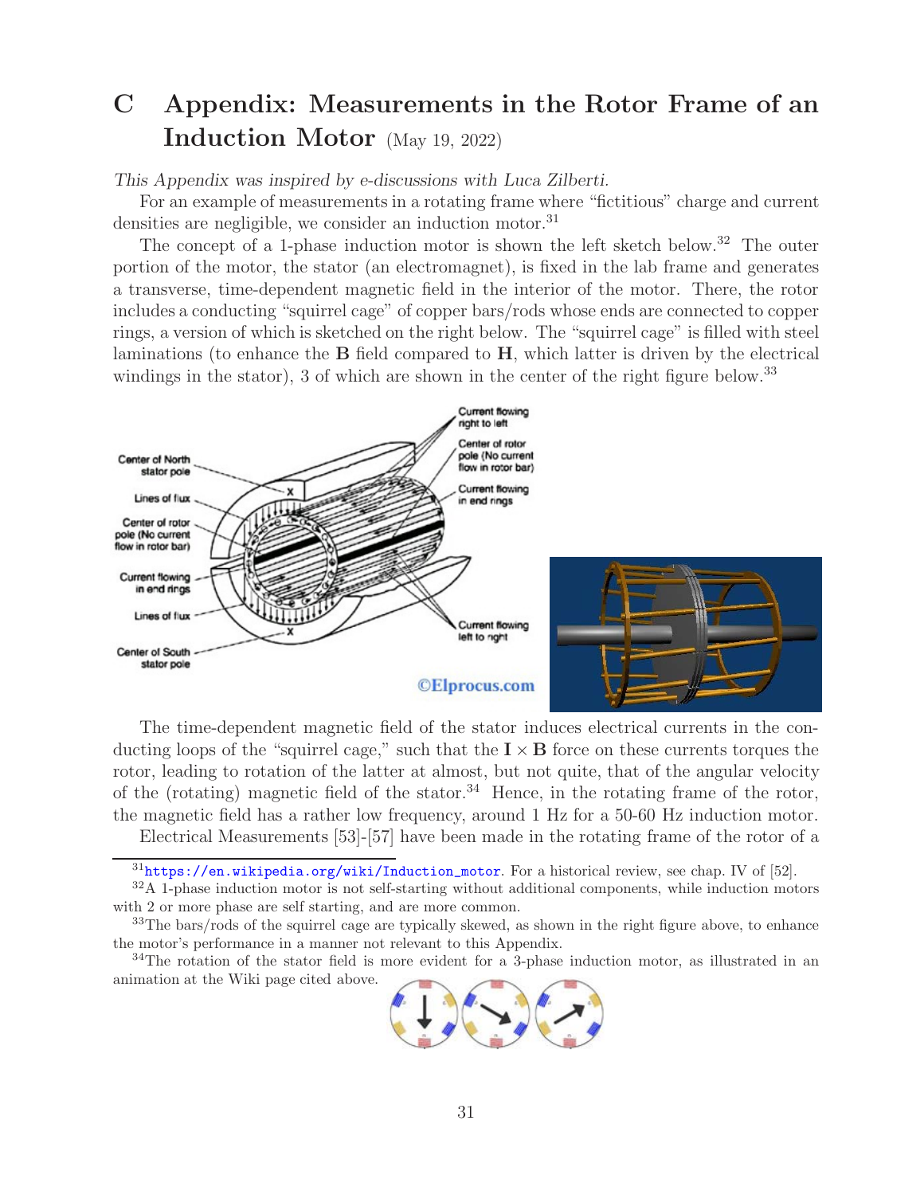# C Appendix: Measurements in the Rotor Frame of an Induction Motor (May 19, 2022)

*This Appendix was inspired by e-discussions with Luca Zilberti.*

For an example of measurements in a rotating frame where "fictitious" charge and current densities are negligible, we consider an induction motor.[31]

The concept of a 1-phase induction motor is shown the left sketch below.[32] The outer portion of the motor, the stator (an electromagnet), is fixed in the lab frame and generates a transverse, time-dependent magnetic field in the interior of the motor. There, the rotor includes a conducting "squirrel cage" of copper bars/rods whose ends are connected to copper rings, a version of which is sketched on the right below. The "squirrel cage" is filled with steel laminations (to enhance the **B** field compared to **H**, which latter is driven by the electrical windings in the stator), 3 of which are shown in the center of the right figure below.[33]

The time-dependent magnetic field of the stator induces electrical currents in the conducting loops of the "squirrel cage," such that the $\mathbf{I} \times \mathbf{B}$ force on these currents torques the rotor, leading to rotation of the latter at almost, but not quite, that of the angular velocity of the (rotating) magnetic field of the stator.[34] Hence, in the rotating frame of the rotor, the magnetic field has a rather low frequency, around 1 Hz for a 50-60 Hz induction motor.

Electrical Measurements [53]-[57] have been made in the rotating frame of the rotor of a

---

[31] https://en.wikipedia.org/wiki/Induction_motor. For a historical review, see chap. IV of [52].

[32] A 1-phase induction motor is not self-starting without additional components, while induction motors with 2 or more phase are self starting, and are more common.

[33] The bars/rods of the squirrel cage are typically skewed, as shown in the right figure above, to enhance the motor's performance in a manner not relevant to this Appendix.

[34] The rotation of the stator field is more evident for a 3-phase induction motor, as illustrated in an animation at the Wiki page cited above.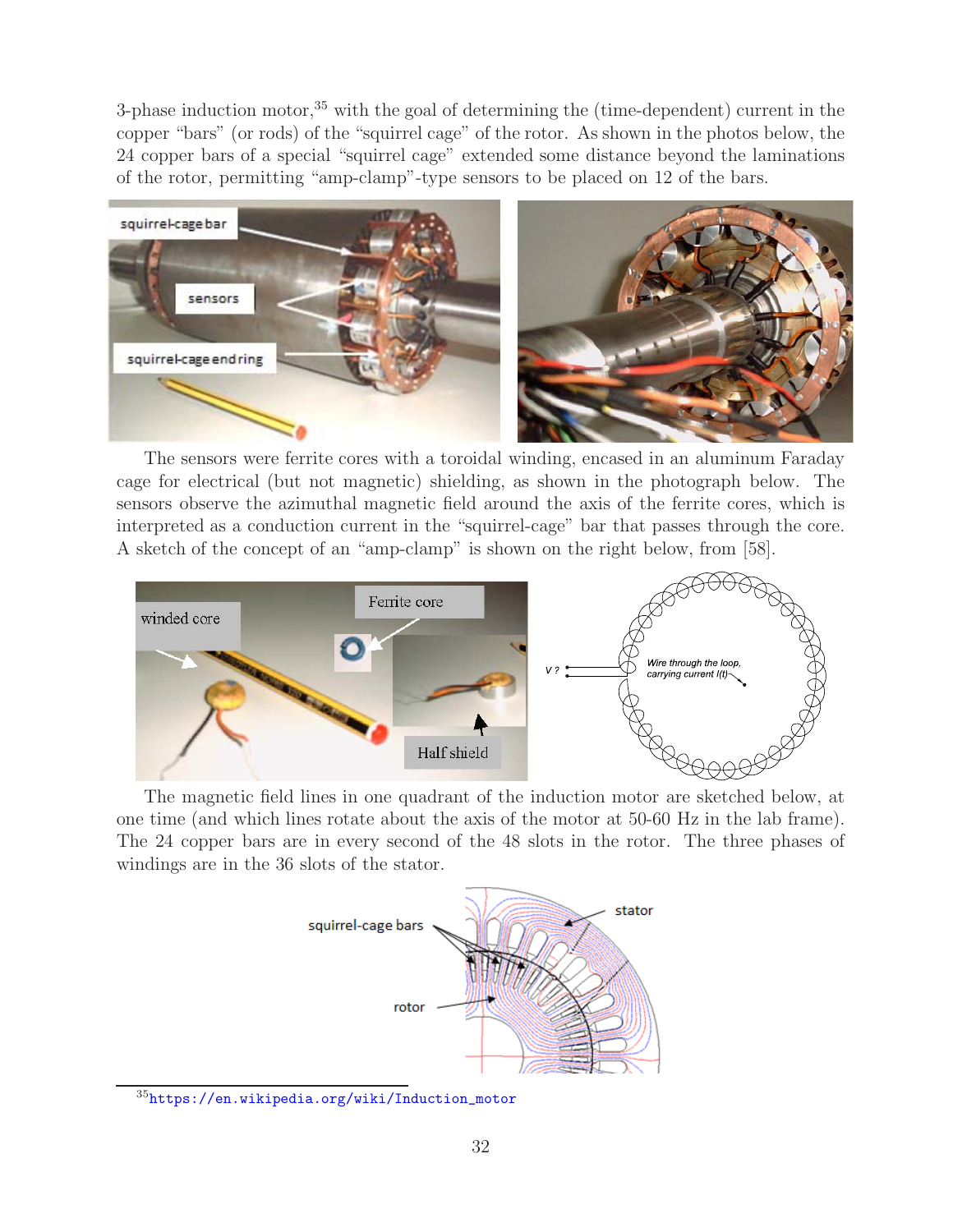3-phase induction motor,[35] with the goal of determining the (time-dependent) current in the copper "bars" (or rods) of the "squirrel cage" of the rotor. As shown in the photos below, the 24 copper bars of a special "squirrel cage" extended some distance beyond the laminations of the rotor, permitting "amp-clamp"-type sensors to be placed on 12 of the bars.

The sensors were ferrite cores with a toroidal winding, encased in an aluminum Faraday cage for electrical (but not magnetic) shielding, as shown in the photograph below. The sensors observe the azimuthal magnetic field around the axis of the ferrite cores, which is interpreted as a conduction current in the "squirrel-cage" bar that passes through the core. A sketch of the concept of an "amp-clamp" is shown on the right below, from [58].

The magnetic field lines in one quadrant of the induction motor are sketched below, at one time (and which lines rotate about the axis of the motor at 50-60 Hz in the lab frame). The 24 copper bars are in every second of the 48 slots in the rotor. The three phases of windings are in the 36 slots of the stator.

[35] https://en.wikipedia.org/wiki/Induction_motor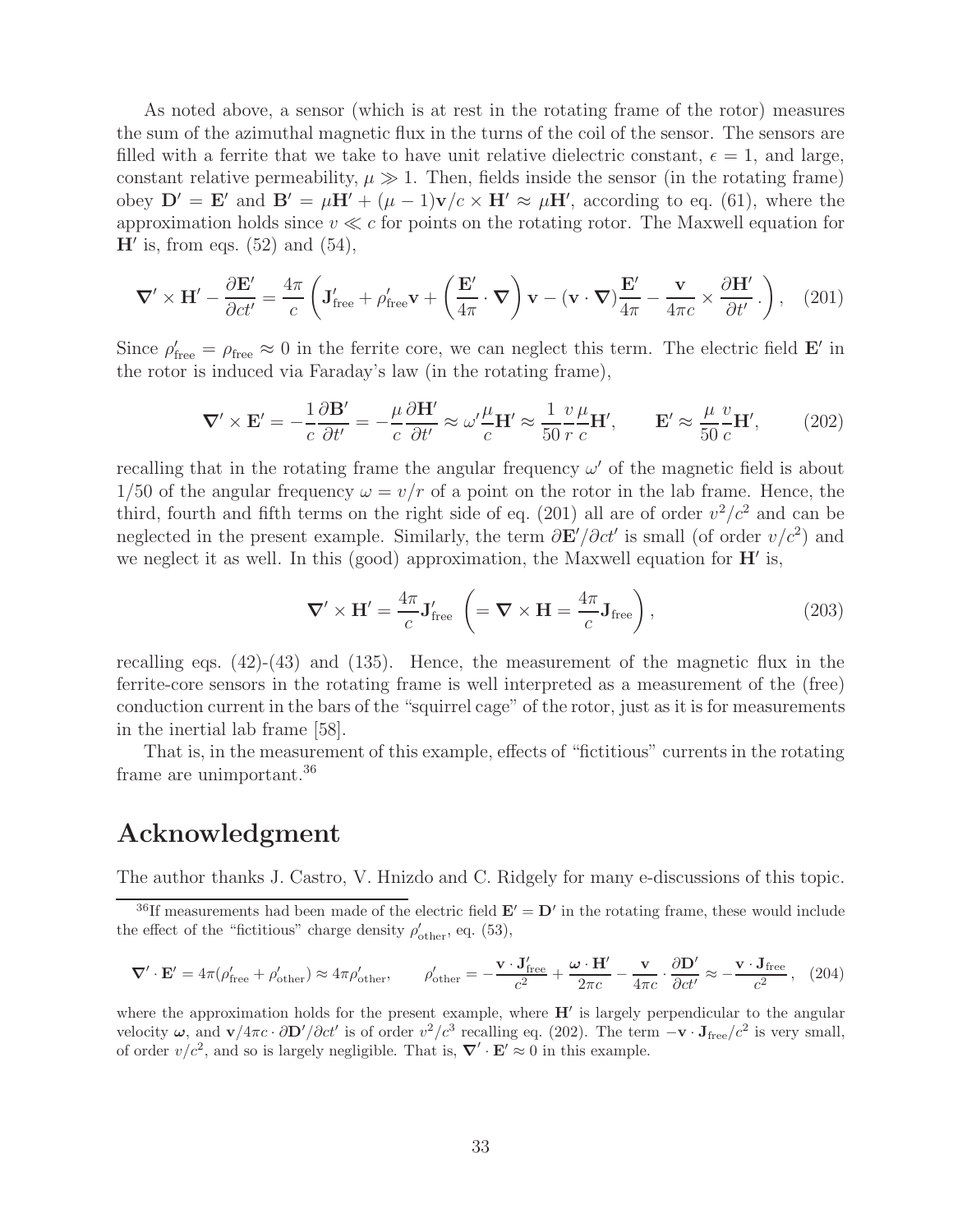As noted above, a sensor (which is at rest in the rotating frame of the rotor) measures the sum of the azimuthal magnetic flux in the turns of the coil of the sensor. The sensors are filled with a ferrite that we take to have unit relative dielectric constant, $\epsilon = 1$, and large, constant relative permeability, $\mu \gg 1$. Then, fields inside the sensor (in the rotating frame) obey $\mathbf{D}' = \mathbf{E}'$ and $\mathbf{B}' = \mu\mathbf{H}' + (\mu - 1)\mathbf{v}/c \times \mathbf{H}' \approx \mu\mathbf{H}'$, according to eq. (61), where the approximation holds since $v \ll c$ for points on the rotating rotor. The Maxwell equation for $\mathbf{H}'$ is, from eqs. (52) and (54),

$$\boldsymbol{\nabla}' \times \mathbf{H}' - \frac{\partial \mathbf{E}'}{\partial ct'} = \frac{4\pi}{c}\left(\mathbf{J}'_{\rm free} + \rho'_{\rm free}\mathbf{v} + \left(\frac{\mathbf{E}'}{4\pi} \cdot \boldsymbol{\nabla}\right)\mathbf{v} - (\mathbf{v} \cdot \boldsymbol{\nabla})\frac{\mathbf{E}'}{4\pi} - \frac{\mathbf{v}}{4\pi c} \times \frac{\partial \mathbf{H}'}{\partial t'}.\right), \quad (201)$$

Since $\rho'_{\rm free} = \rho_{\rm free} \approx 0$ in the ferrite core, we can neglect this term. The electric field $\mathbf{E}'$ in the rotor is induced via Faraday's law (in the rotating frame),

$$\boldsymbol{\nabla}' \times \mathbf{E}' = -\frac{1}{c}\frac{\partial \mathbf{B}'}{\partial t'} = -\frac{\mu}{c}\frac{\partial \mathbf{H}'}{\partial t'} \approx \omega' \frac{\mu}{c}\mathbf{H}' \approx \frac{1}{50}\frac{v}{r}\frac{\mu}{c}\mathbf{H}', \qquad \mathbf{E}' \approx \frac{\mu}{50}\frac{v}{c}\mathbf{H}', \quad (202)$$

recalling that in the rotating frame the angular frequency $\omega'$ of the magnetic field is about $1/50$ of the angular frequency $\omega = v/r$ of a point on the rotor in the lab frame. Hence, the third, fourth and fifth terms on the right side of eq. (201) all are of order $v^2/c^2$ and can be neglected in the present example. Similarly, the term $\partial \mathbf{E}'/\partial ct'$ is small (of order $v/c^2$) and we neglect it as well. In this (good) approximation, the Maxwell equation for $\mathbf{H}'$ is,

$$\boldsymbol{\nabla}' \times \mathbf{H}' = \frac{4\pi}{c}\mathbf{J}'_{\rm free} \ \left(= \boldsymbol{\nabla} \times \mathbf{H} = \frac{4\pi}{c}\mathbf{J}_{\rm free}\right), \quad (203)$$

recalling eqs. (42)-(43) and (135). Hence, the measurement of the magnetic flux in the ferrite-core sensors in the rotating frame is well interpreted as a measurement of the (free) conduction current in the bars of the "squirrel cage" of the rotor, just as it is for measurements in the inertial lab frame [58].

That is, in the measurement of this example, effects of "fictitious" currents in the rotating frame are unimportant.[36]

## Acknowledgment

The author thanks J. Castro, V. Hnizdo and C. Ridgely for many e-discussions of this topic.

---

[36] If measurements had been made of the electric field $\mathbf{E}' = \mathbf{D}'$ in the rotating frame, these would include the effect of the "fictitious" charge density $\rho'_{\rm other}$, eq. (53),

$$\boldsymbol{\nabla}' \cdot \mathbf{E}' = 4\pi(\rho'_{\rm free} + \rho'_{\rm other}) \approx 4\pi\rho'_{\rm other}, \qquad \rho'_{\rm other} = -\frac{\mathbf{v} \cdot \mathbf{J}'_{\rm free}}{c^2} + \frac{\boldsymbol{\omega} \cdot \mathbf{H}'}{2\pi c} - \frac{\mathbf{v}}{4\pi c} \cdot \frac{\partial \mathbf{D}'}{\partial ct'} \approx -\frac{\mathbf{v} \cdot \mathbf{J}_{\rm free}}{c^2}, \quad (204)$$

where the approximation holds for the present example, where $\mathbf{H}'$ is largely perpendicular to the angular velocity $\boldsymbol{\omega}$, and $\mathbf{v}/4\pi c \cdot \partial \mathbf{D}'/\partial ct'$ is of order $v^2/c^3$ recalling eq. (202). The term $-\mathbf{v} \cdot \mathbf{J}_{\rm free}/c^2$ is very small, of order $v/c^2$, and so is largely negligible. That is, $\boldsymbol{\nabla}' \cdot \mathbf{E}' \approx 0$ in this example.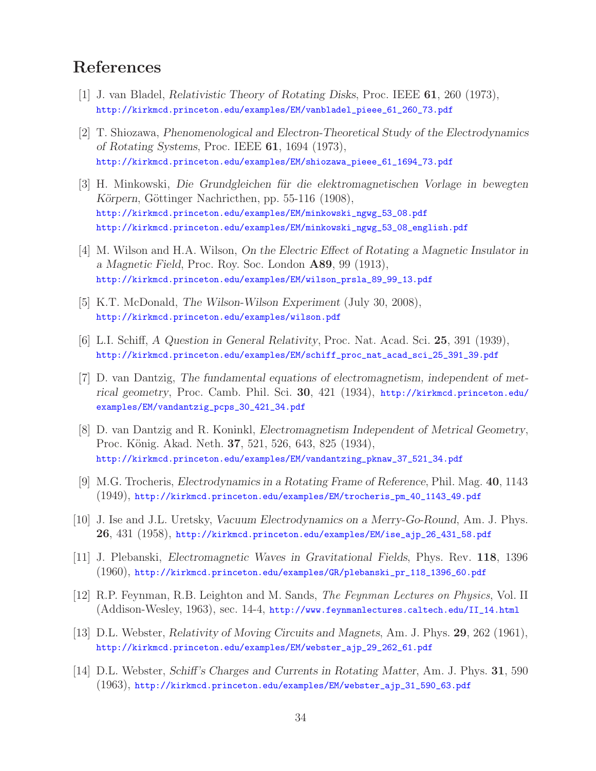## References

[1] J. van Bladel, *Relativistic Theory of Rotating Disks*, Proc. IEEE **61**, 260 (1973), http://kirkmcd.princeton.edu/examples/EM/vanbladel_pieee_61_260_73.pdf

[2] T. Shiozawa, *Phenomenological and Electron-Theoretical Study of the Electrodynamics of Rotating Systems*, Proc. IEEE **61**, 1694 (1973), http://kirkmcd.princeton.edu/examples/EM/shiozawa_pieee_61_1694_73.pdf

[3] H. Minkowski, *Die Grundgleichen für die elektromagnetischen Vorlage in bewegten Körpern*, Göttinger Nachricthen, pp. 55-116 (1908), http://kirkmcd.princeton.edu/examples/EM/minkowski_ngwg_53_08.pdf http://kirkmcd.princeton.edu/examples/EM/minkowski_ngwg_53_08_english.pdf

[4] M. Wilson and H.A. Wilson, *On the Electric Effect of Rotating a Magnetic Insulator in a Magnetic Field*, Proc. Roy. Soc. London **A89**, 99 (1913), http://kirkmcd.princeton.edu/examples/EM/wilson_prsla_89_99_13.pdf

[5] K.T. McDonald, *The Wilson-Wilson Experiment* (July 30, 2008), http://kirkmcd.princeton.edu/examples/wilson.pdf

[6] L.I. Schiff, *A Question in General Relativity*, Proc. Nat. Acad. Sci. **25**, 391 (1939), http://kirkmcd.princeton.edu/examples/EM/schiff_proc_nat_acad_sci_25_391_39.pdf

[7] D. van Dantzig, *The fundamental equations of electromagnetism, independent of metrical geometry*, Proc. Camb. Phil. Sci. **30**, 421 (1934), http://kirkmcd.princeton.edu/examples/EM/vandantzig_pcps_30_421_34.pdf

[8] D. van Dantzig and R. Koninkl, *Electromagnetism Independent of Metrical Geometry*, Proc. König. Akad. Neth. **37**, 521, 526, 643, 825 (1934), http://kirkmcd.princeton.edu/examples/EM/vandantzing_pknaw_37_521_34.pdf

[9] M.G. Trocheris, *Electrodynamics in a Rotating Frame of Reference*, Phil. Mag. **40**, 1143 (1949), http://kirkmcd.princeton.edu/examples/EM/trocheris_pm_40_1143_49.pdf

[10] J. Ise and J.L. Uretsky, *Vacuum Electrodynamics on a Merry-Go-Round*, Am. J. Phys. **26**, 431 (1958), http://kirkmcd.princeton.edu/examples/EM/ise_ajp_26_431_58.pdf

[11] J. Plebanski, *Electromagnetic Waves in Gravitational Fields*, Phys. Rev. **118**, 1396 (1960), http://kirkmcd.princeton.edu/examples/GR/plebanski_pr_118_1396_60.pdf

[12] R.P. Feynman, R.B. Leighton and M. Sands, *The Feynman Lectures on Physics*, Vol. II (Addison-Wesley, 1963), sec. 14-4, http://www.feynmanlectures.caltech.edu/II_14.html

[13] D.L. Webster, *Relativity of Moving Circuits and Magnets*, Am. J. Phys. **29**, 262 (1961), http://kirkmcd.princeton.edu/examples/EM/webster_ajp_29_262_61.pdf

[14] D.L. Webster, *Schiff's Charges and Currents in Rotating Matter*, Am. J. Phys. **31**, 590 (1963), http://kirkmcd.princeton.edu/examples/EM/webster_ajp_31_590_63.pdf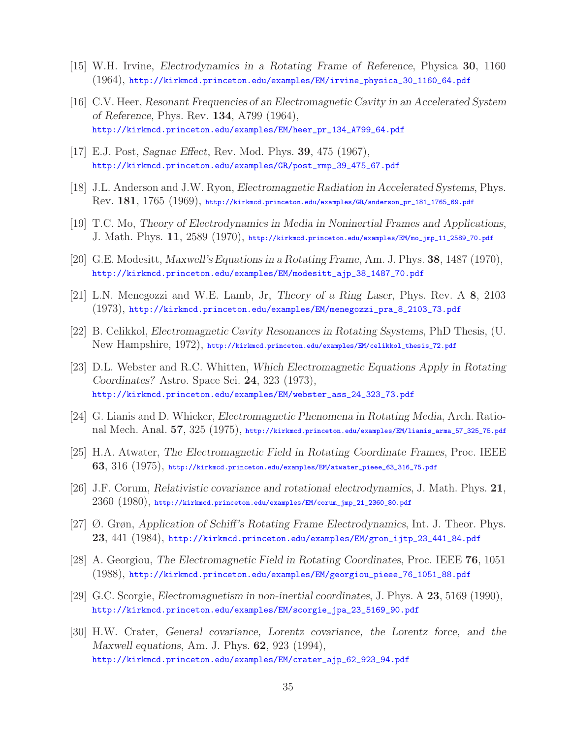[15] W.H. Irvine, *Electrodynamics in a Rotating Frame of Reference*, Physica **30**, 1160 (1964), http://kirkmcd.princeton.edu/examples/EM/irvine_physica_30_1160_64.pdf

[16] C.V. Heer, *Resonant Frequencies of an Electromagnetic Cavity in an Accelerated System of Reference*, Phys. Rev. **134**, A799 (1964), http://kirkmcd.princeton.edu/examples/EM/heer_pr_134_A799_64.pdf

[17] E.J. Post, *Sagnac Effect*, Rev. Mod. Phys. **39**, 475 (1967), http://kirkmcd.princeton.edu/examples/GR/post_rmp_39_475_67.pdf

[18] J.L. Anderson and J.W. Ryon, *Electromagnetic Radiation in Accelerated Systems*, Phys. Rev. **181**, 1765 (1969), http://kirkmcd.princeton.edu/examples/GR/anderson_pr_181_1765_69.pdf

[19] T.C. Mo, *Theory of Electrodynamics in Media in Noninertial Frames and Applications*, J. Math. Phys. **11**, 2589 (1970), http://kirkmcd.princeton.edu/examples/EM/mo_jmp_11_2589_70.pdf

[20] G.E. Modesitt, *Maxwell's Equations in a Rotating Frame*, Am. J. Phys. **38**, 1487 (1970), http://kirkmcd.princeton.edu/examples/EM/modesitt_ajp_38_1487_70.pdf

[21] L.N. Menegozzi and W.E. Lamb, Jr, *Theory of a Ring Laser*, Phys. Rev. A **8**, 2103 (1973), http://kirkmcd.princeton.edu/examples/EM/menegozzi_pra_8_2103_73.pdf

[22] B. Celikkol, *Electromagnetic Cavity Resonances in Rotating Ssystems*, PhD Thesis, (U. New Hampshire, 1972), http://kirkmcd.princeton.edu/examples/EM/celikkol_thesis_72.pdf

[23] D.L. Webster and R.C. Whitten, *Which Electromagnetic Equations Apply in Rotating Coordinates?* Astro. Space Sci. **24**, 323 (1973), http://kirkmcd.princeton.edu/examples/EM/webster_ass_24_323_73.pdf

[24] G. Lianis and D. Whicker, *Electromagnetic Phenomena in Rotating Media*, Arch. Rational Mech. Anal. **57**, 325 (1975), http://kirkmcd.princeton.edu/examples/EM/lianis_arma_57_325_75.pdf

[25] H.A. Atwater, *The Electromagnetic Field in Rotating Coordinate Frames*, Proc. IEEE **63**, 316 (1975), http://kirkmcd.princeton.edu/examples/EM/atwater_pieee_63_316_75.pdf

[26] J.F. Corum, *Relativistic covariance and rotational electrodynamics*, J. Math. Phys. **21**, 2360 (1980), http://kirkmcd.princeton.edu/examples/EM/corum_jmp_21_2360_80.pdf

[27] Ø. Grøn, *Application of Schiff's Rotating Frame Electrodynamics*, Int. J. Theor. Phys. **23**, 441 (1984), http://kirkmcd.princeton.edu/examples/EM/gron_ijtp_23_441_84.pdf

[28] A. Georgiou, *The Electromagnetic Field in Rotating Coordinates*, Proc. IEEE **76**, 1051 (1988), http://kirkmcd.princeton.edu/examples/EM/georgiou_pieee_76_1051_88.pdf

[29] G.C. Scorgie, *Electromagnetism in non-inertial coordinates*, J. Phys. A **23**, 5169 (1990), http://kirkmcd.princeton.edu/examples/EM/scorgie_jpa_23_5169_90.pdf

[30] H.W. Crater, *General covariance, Lorentz covariance, the Lorentz force, and the Maxwell equations*, Am. J. Phys. **62**, 923 (1994), http://kirkmcd.princeton.edu/examples/EM/crater_ajp_62_923_94.pdf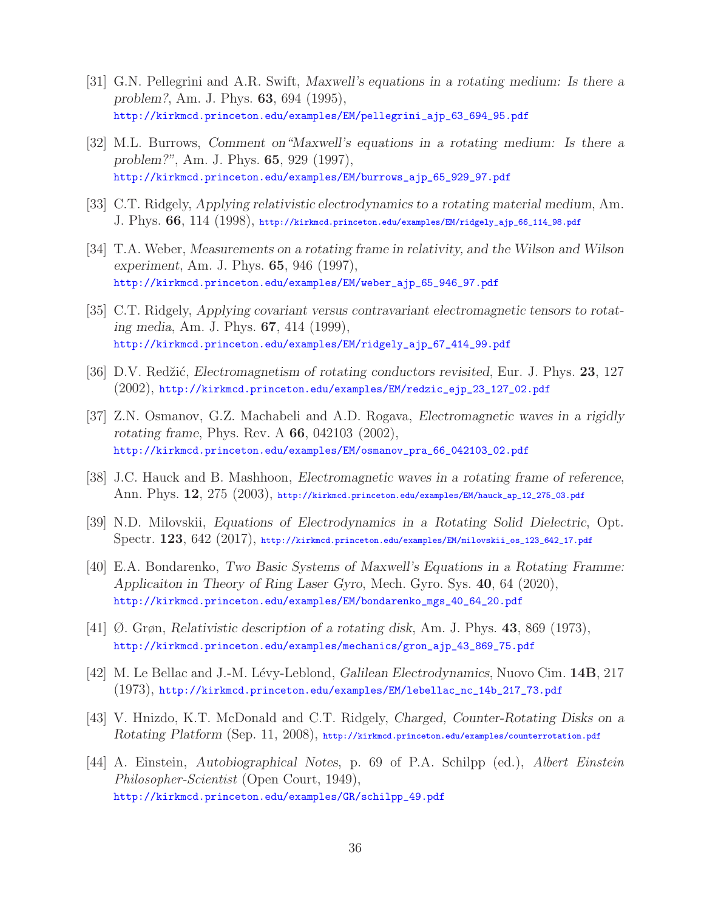[31] G.N. Pellegrini and A.R. Swift, *Maxwell's equations in a rotating medium: Is there a problem?*, Am. J. Phys. **63**, 694 (1995), http://kirkmcd.princeton.edu/examples/EM/pellegrini_ajp_63_694_95.pdf

[32] M.L. Burrows, *Comment on"Maxwell's equations in a rotating medium: Is there a problem?"*, Am. J. Phys. **65**, 929 (1997), http://kirkmcd.princeton.edu/examples/EM/burrows_ajp_65_929_97.pdf

[33] C.T. Ridgely, *Applying relativistic electrodynamics to a rotating material medium*, Am. J. Phys. **66**, 114 (1998), http://kirkmcd.princeton.edu/examples/EM/ridgely_ajp_66_114_98.pdf

[34] T.A. Weber, *Measurements on a rotating frame in relativity, and the Wilson and Wilson experiment*, Am. J. Phys. **65**, 946 (1997), http://kirkmcd.princeton.edu/examples/EM/weber_ajp_65_946_97.pdf

[35] C.T. Ridgely, *Applying covariant versus contravariant electromagnetic tensors to rotating media*, Am. J. Phys. **67**, 414 (1999), http://kirkmcd.princeton.edu/examples/EM/ridgely_ajp_67_414_99.pdf

[36] D.V. Redžić, *Electromagnetism of rotating conductors revisited*, Eur. J. Phys. **23**, 127 (2002), http://kirkmcd.princeton.edu/examples/EM/redzic_ejp_23_127_02.pdf

[37] Z.N. Osmanov, G.Z. Machabeli and A.D. Rogava, *Electromagnetic waves in a rigidly rotating frame*, Phys. Rev. A **66**, 042103 (2002), http://kirkmcd.princeton.edu/examples/EM/osmanov_pra_66_042103_02.pdf

[38] J.C. Hauck and B. Mashhoon, *Electromagnetic waves in a rotating frame of reference*, Ann. Phys. **12**, 275 (2003), http://kirkmcd.princeton.edu/examples/EM/hauck_ap_12_275_03.pdf

[39] N.D. Milovskii, *Equations of Electrodynamics in a Rotating Solid Dielectric*, Opt. Spectr. **123**, 642 (2017), http://kirkmcd.princeton.edu/examples/EM/milovskii_os_123_642_17.pdf

[40] E.A. Bondarenko, *Two Basic Systems of Maxwell's Equations in a Rotating Framme: Applicaiton in Theory of Ring Laser Gyro*, Mech. Gyro. Sys. **40**, 64 (2020), http://kirkmcd.princeton.edu/examples/EM/bondarenko_mgs_40_64_20.pdf

[41] Ø. Grøn, *Relativistic description of a rotating disk*, Am. J. Phys. **43**, 869 (1973), http://kirkmcd.princeton.edu/examples/mechanics/gron_ajp_43_869_75.pdf

[42] M. Le Bellac and J.-M. Lévy-Leblond, *Galilean Electrodynamics*, Nuovo Cim. **14B**, 217 (1973), http://kirkmcd.princeton.edu/examples/EM/lebellac_nc_14b_217_73.pdf

[43] V. Hnizdo, K.T. McDonald and C.T. Ridgely, *Charged, Counter-Rotating Disks on a Rotating Platform* (Sep. 11, 2008), http://kirkmcd.princeton.edu/examples/counterrotation.pdf

[44] A. Einstein, *Autobiographical Notes*, p. 69 of P.A. Schilpp (ed.), *Albert Einstein Philosopher-Scientist* (Open Court, 1949), http://kirkmcd.princeton.edu/examples/GR/schilpp_49.pdf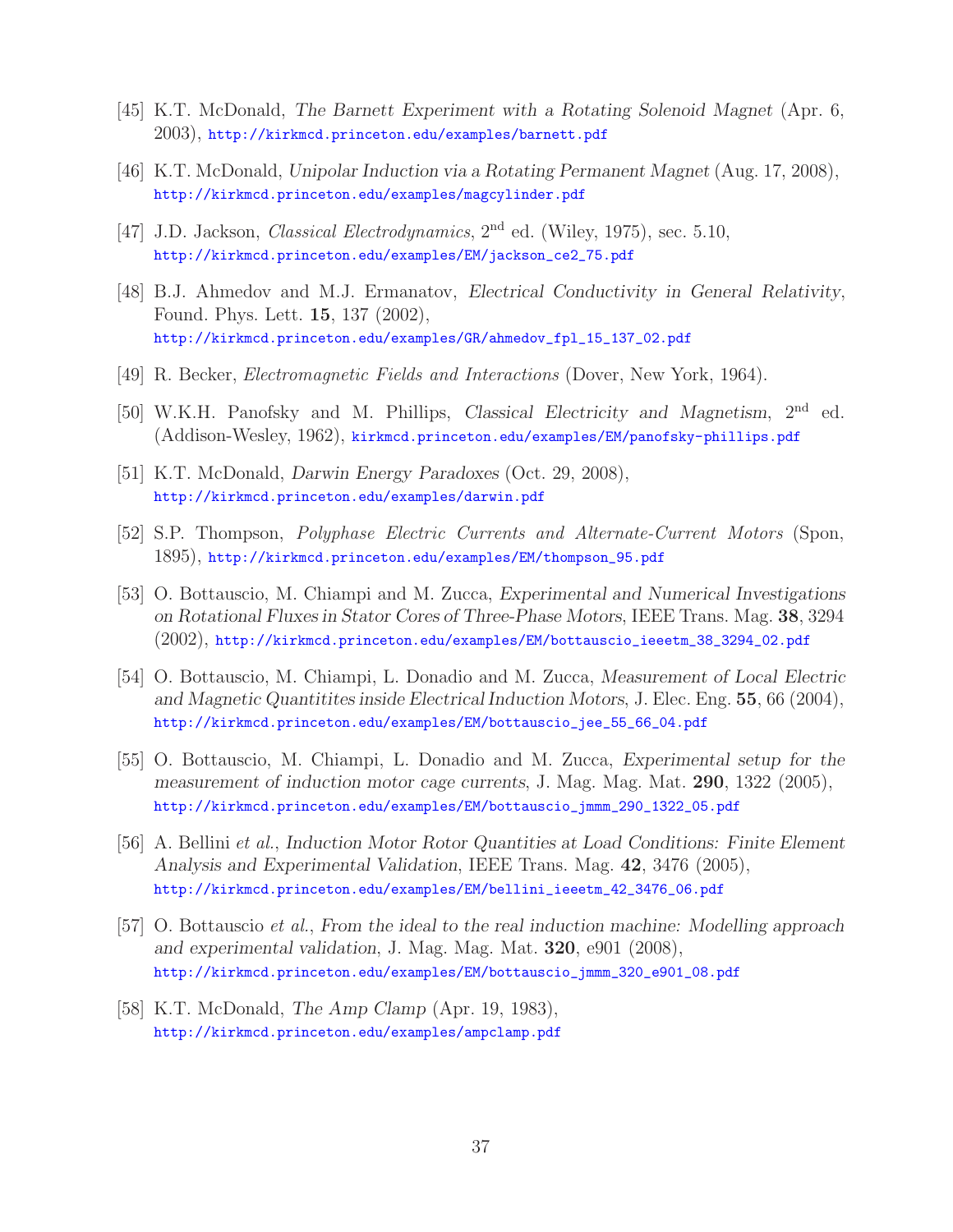[45] K.T. McDonald, *The Barnett Experiment with a Rotating Solenoid Magnet* (Apr. 6, 2003), http://kirkmcd.princeton.edu/examples/barnett.pdf

[46] K.T. McDonald, *Unipolar Induction via a Rotating Permanent Magnet* (Aug. 17, 2008), http://kirkmcd.princeton.edu/examples/magcylinder.pdf

[47] J.D. Jackson, *Classical Electrodynamics*, 2nd ed. (Wiley, 1975), sec. 5.10, http://kirkmcd.princeton.edu/examples/EM/jackson_ce2_75.pdf

[48] B.J. Ahmedov and M.J. Ermanatov, *Electrical Conductivity in General Relativity*, Found. Phys. Lett. **15**, 137 (2002), http://kirkmcd.princeton.edu/examples/GR/ahmedov_fpl_15_137_02.pdf

[49] R. Becker, *Electromagnetic Fields and Interactions* (Dover, New York, 1964).

[50] W.K.H. Panofsky and M. Phillips, *Classical Electricity and Magnetism*, 2nd ed. (Addison-Wesley, 1962), kirkmcd.princeton.edu/examples/EM/panofsky-phillips.pdf

[51] K.T. McDonald, *Darwin Energy Paradoxes* (Oct. 29, 2008), http://kirkmcd.princeton.edu/examples/darwin.pdf

[52] S.P. Thompson, *Polyphase Electric Currents and Alternate-Current Motors* (Spon, 1895), http://kirkmcd.princeton.edu/examples/EM/thompson_95.pdf

[53] O. Bottauscio, M. Chiampi and M. Zucca, *Experimental and Numerical Investigations on Rotational Fluxes in Stator Cores of Three-Phase Motors*, IEEE Trans. Mag. **38**, 3294 (2002), http://kirkmcd.princeton.edu/examples/EM/bottauscio_ieeetm_38_3294_02.pdf

[54] O. Bottauscio, M. Chiampi, L. Donadio and M. Zucca, *Measurement of Local Electric and Magnetic Quantitites inside Electrical Induction Motors*, J. Elec. Eng. **55**, 66 (2004), http://kirkmcd.princeton.edu/examples/EM/bottauscio_jee_55_66_04.pdf

[55] O. Bottauscio, M. Chiampi, L. Donadio and M. Zucca, *Experimental setup for the measurement of induction motor cage currents*, J. Mag. Mag. Mat. **290**, 1322 (2005), http://kirkmcd.princeton.edu/examples/EM/bottauscio_jmmm_290_1322_05.pdf

[56] A. Bellini *et al.*, *Induction Motor Rotor Quantities at Load Conditions: Finite Element Analysis and Experimental Validation*, IEEE Trans. Mag. **42**, 3476 (2005), http://kirkmcd.princeton.edu/examples/EM/bellini_ieeetm_42_3476_06.pdf

[57] O. Bottauscio *et al.*, *From the ideal to the real induction machine: Modelling approach and experimental validation*, J. Mag. Mag. Mat. **320**, e901 (2008), http://kirkmcd.princeton.edu/examples/EM/bottauscio_jmmm_320_e901_08.pdf

[58] K.T. McDonald, *The Amp Clamp* (Apr. 19, 1983), http://kirkmcd.princeton.edu/examples/ampclamp.pdf